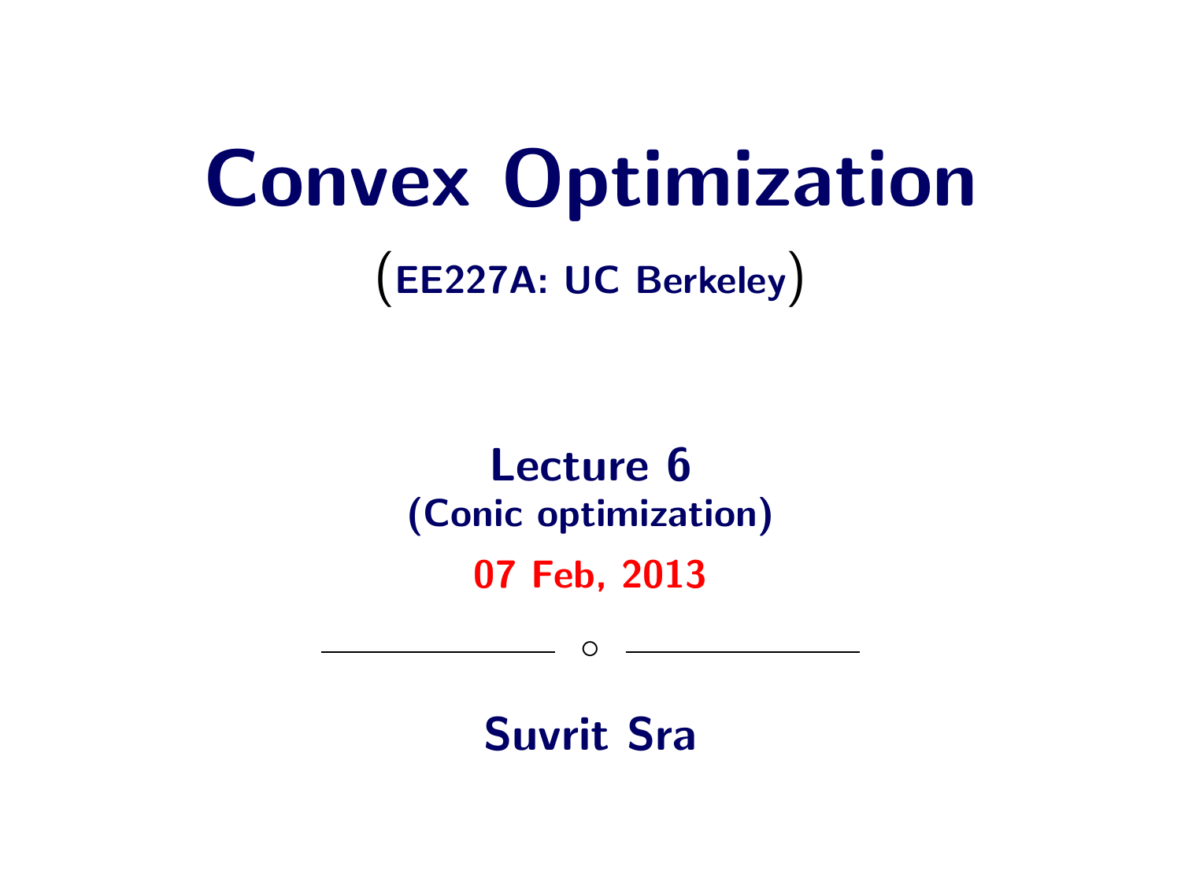# Convex Optimization

(EE227A: UC Berkeley)

**Lecture 6**
**(Conic optimization)**

**07 Feb, 2013**

---

**Suvrit Sra**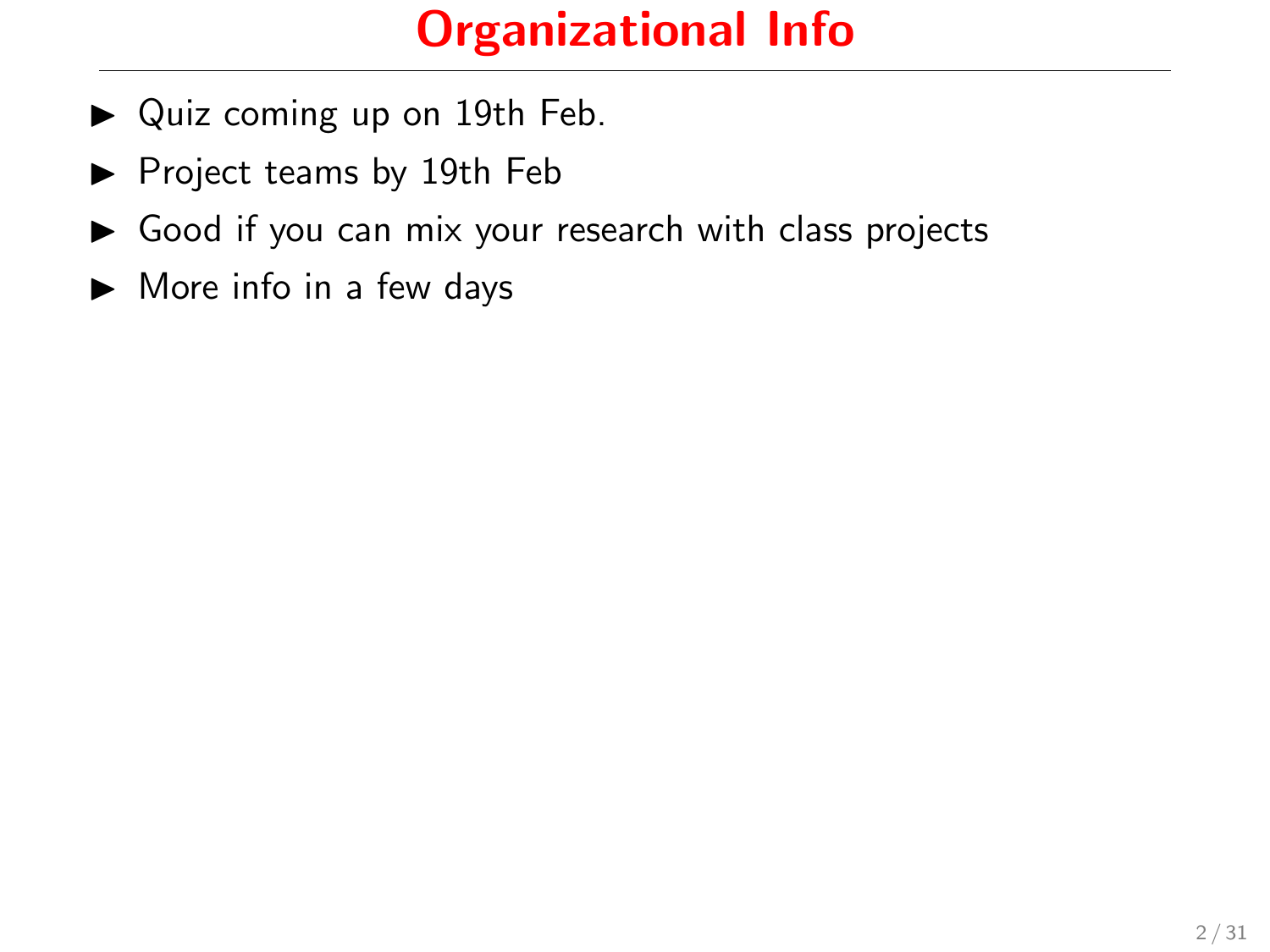# Organizational Info

- Quiz coming up on 19th Feb.
- Project teams by 19th Feb
- Good if you can mix your research with class projects
- More info in a few days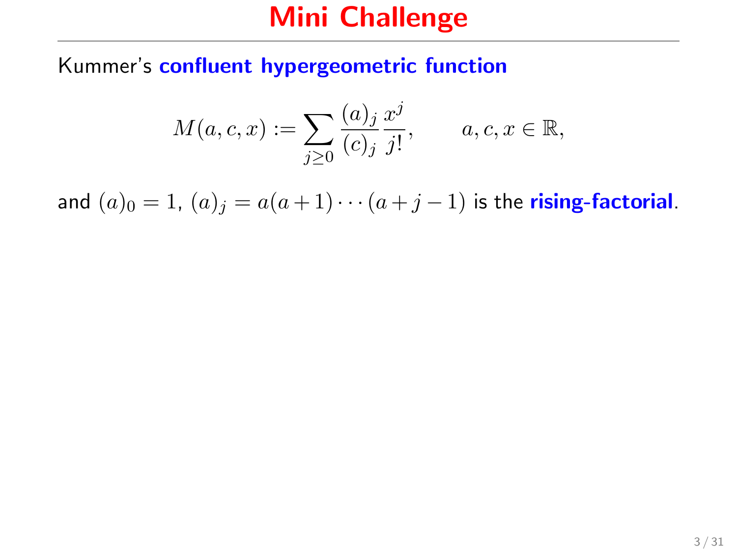# Mini Challenge

Kummer's **confluent hypergeometric function**

$$M(a, c, x) := \sum_{j \geq 0} \frac{(a)_j}{(c)_j} \frac{x^j}{j!}, \qquad a, c, x \in \mathbb{R},$$

and $(a)_0 = 1$, $(a)_j = a(a+1) \cdots (a+j-1)$ is the **rising-factorial**.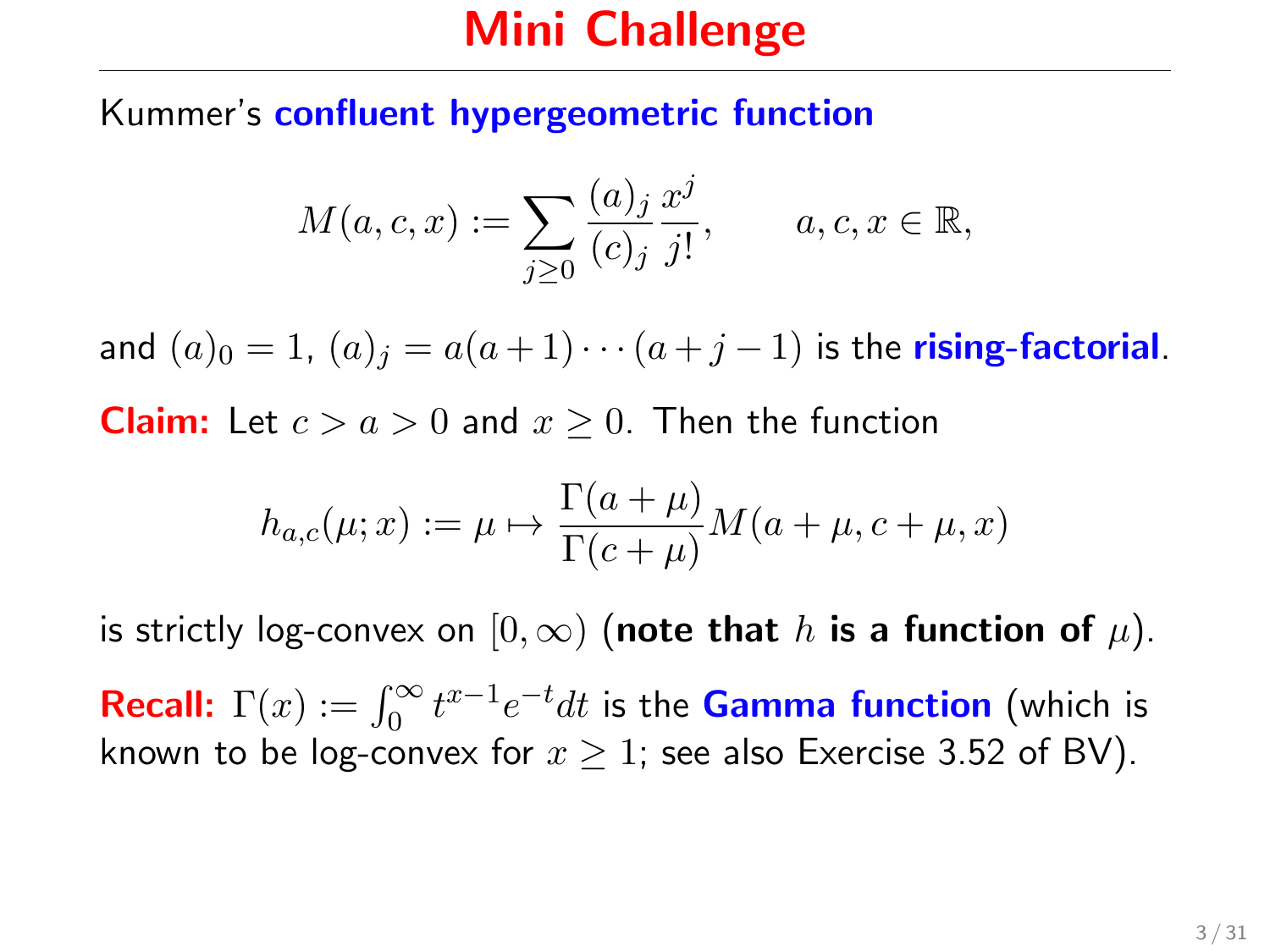# Mini Challenge

Kummer's **confluent hypergeometric function**

$$M(a, c, x) := \sum_{j \geq 0} \frac{(a)_j}{(c)_j} \frac{x^j}{j!}, \qquad a, c, x \in \mathbb{R},$$

and $(a)_0 = 1$, $(a)_j = a(a+1)\cdots(a+j-1)$ is the **rising-factorial**.

**Claim:** Let $c > a > 0$ and $x \geq 0$. Then the function

$$h_{a,c}(\mu; x) := \mu \mapsto \frac{\Gamma(a+\mu)}{\Gamma(c+\mu)} M(a+\mu, c+\mu, x)$$

is strictly log-convex on $[0, \infty)$ (**note that $h$ is a function of $\mu$**).

**Recall:** $\Gamma(x) := \int_0^\infty t^{x-1} e^{-t} dt$ is the **Gamma function** (which is known to be log-convex for $x \geq 1$; see also Exercise 3.52 of BV).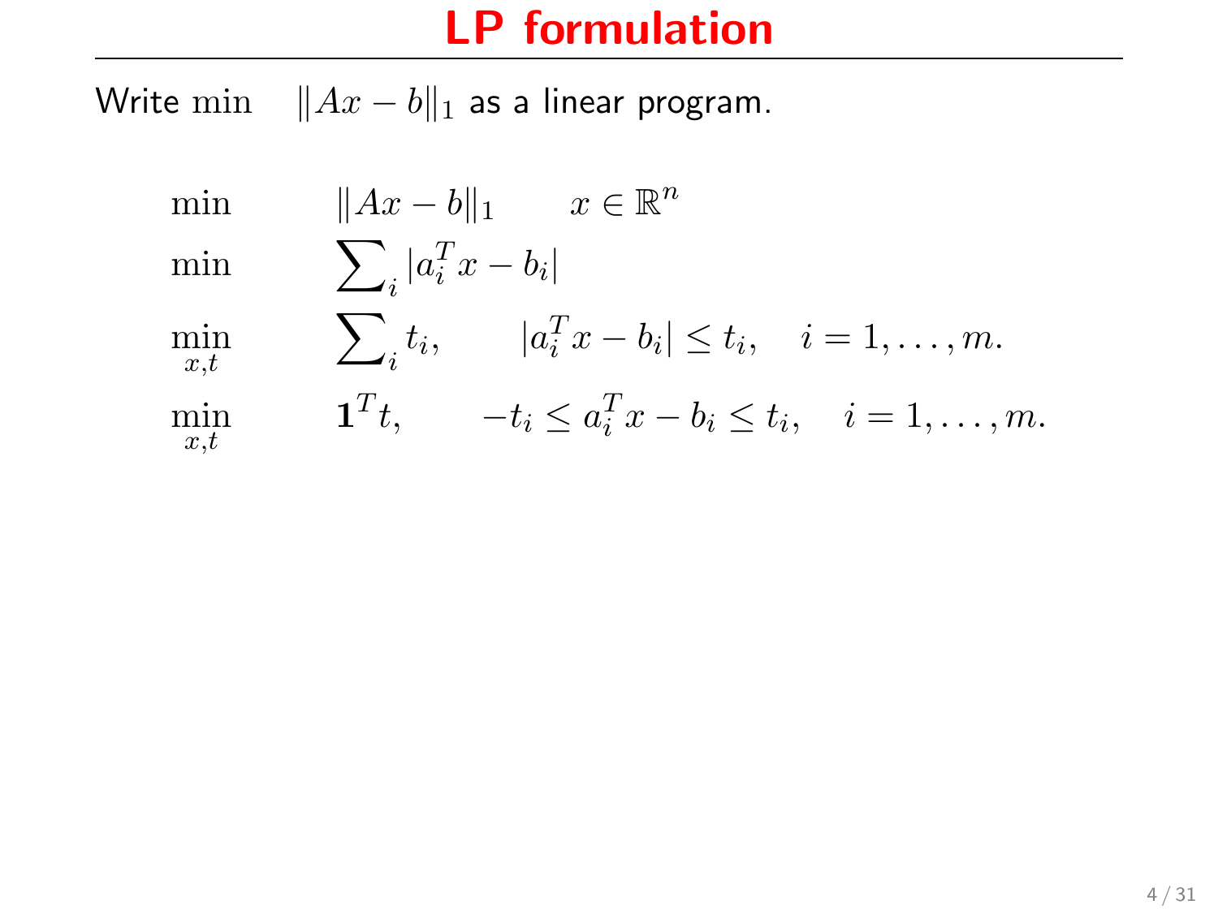# LP formulation

Write $\min \quad \|Ax - b\|_1$ as a linear program.

$$\min \qquad \|Ax - b\|_1 \qquad x \in \mathbb{R}^n$$

$$\min \qquad \sum_i |a_i^T x - b_i|$$

$$\min_{x,t} \qquad \sum_i t_i, \qquad |a_i^T x - b_i| \leq t_i, \quad i = 1, \ldots, m.$$

$$\min_{x,t} \qquad \mathbf{1}^T t, \qquad -t_i \leq a_i^T x - b_i \leq t_i, \quad i = 1, \ldots, m.$$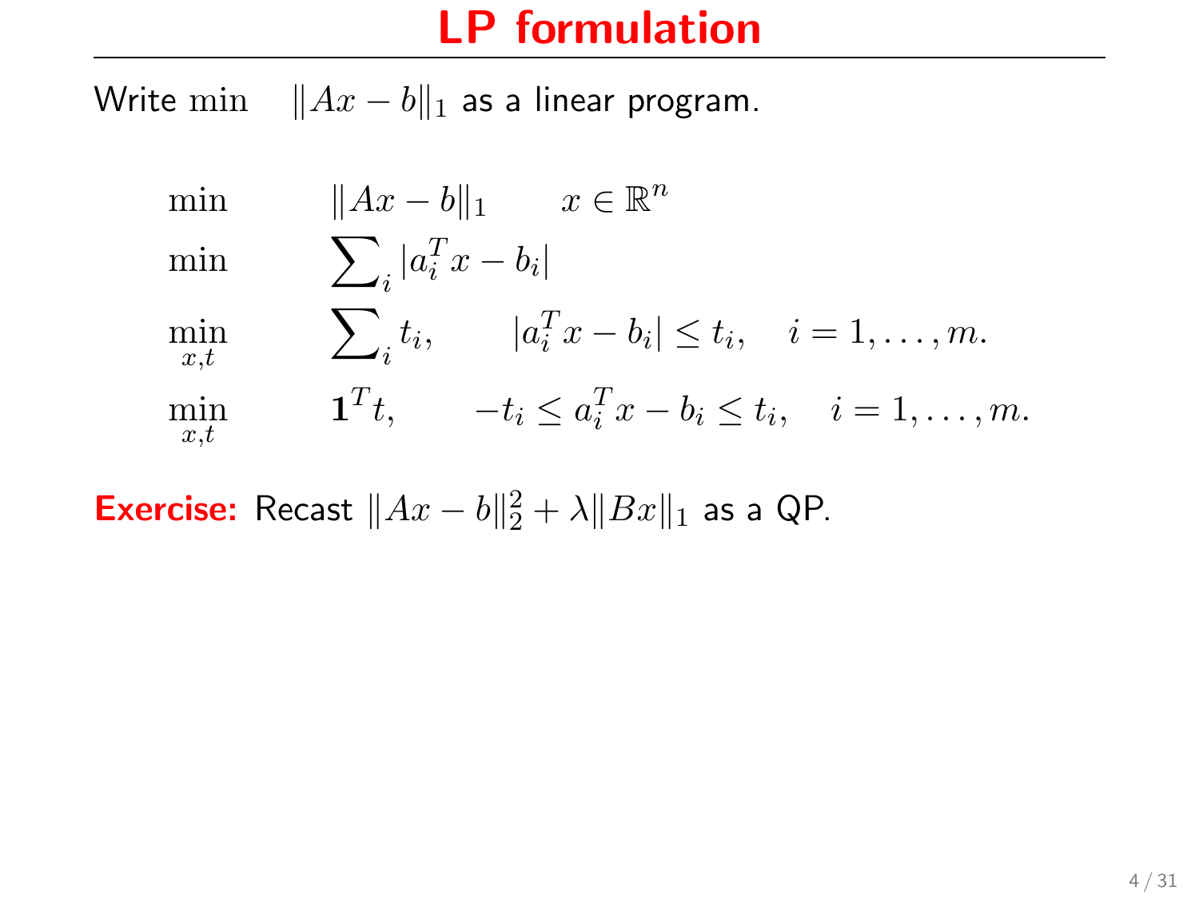# LP formulation

Write $\min \quad \|Ax - b\|_1$ as a linear program.

$$
\begin{array}{lll}
\min & \|Ax - b\|_1 & x \in \mathbb{R}^n \\
\min & \sum_i |a_i^T x - b_i| & \\
\min\limits_{x,t} & \sum_i t_i, & |a_i^T x - b_i| \le t_i, \quad i = 1, \ldots, m. \\
\min\limits_{x,t} & \mathbf{1}^T t, & -t_i \le a_i^T x - b_i \le t_i, \quad i = 1, \ldots, m.
\end{array}
$$

**Exercise:** Recast $\|Ax - b\|_2^2 + \lambda \|Bx\|_1$ as a QP.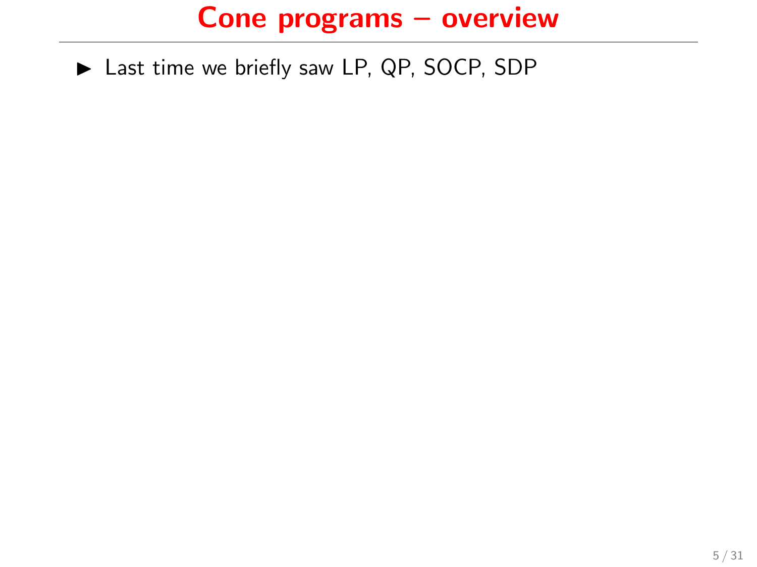# Cone programs – overview

- Last time we briefly saw LP, QP, SOCP, SDP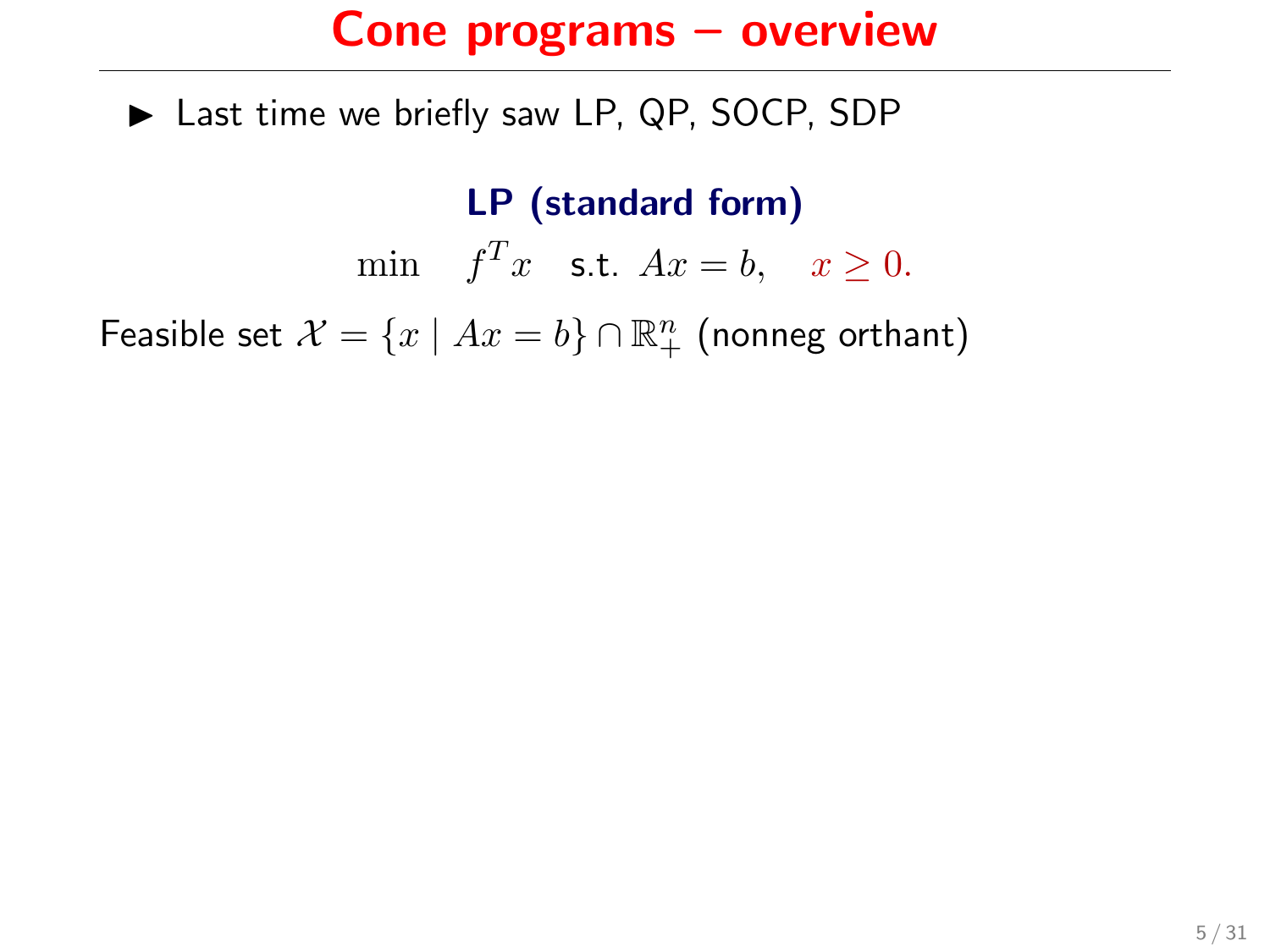# Cone programs – overview

- Last time we briefly saw LP, QP, SOCP, SDP

**LP (standard form)**

$$\min \quad f^T x \quad \text{s.t. } Ax = b, \quad x \geq 0.$$

Feasible set $\mathcal{X} = \{x \mid Ax = b\} \cap \mathbb{R}^n_+$ (nonneg orthant)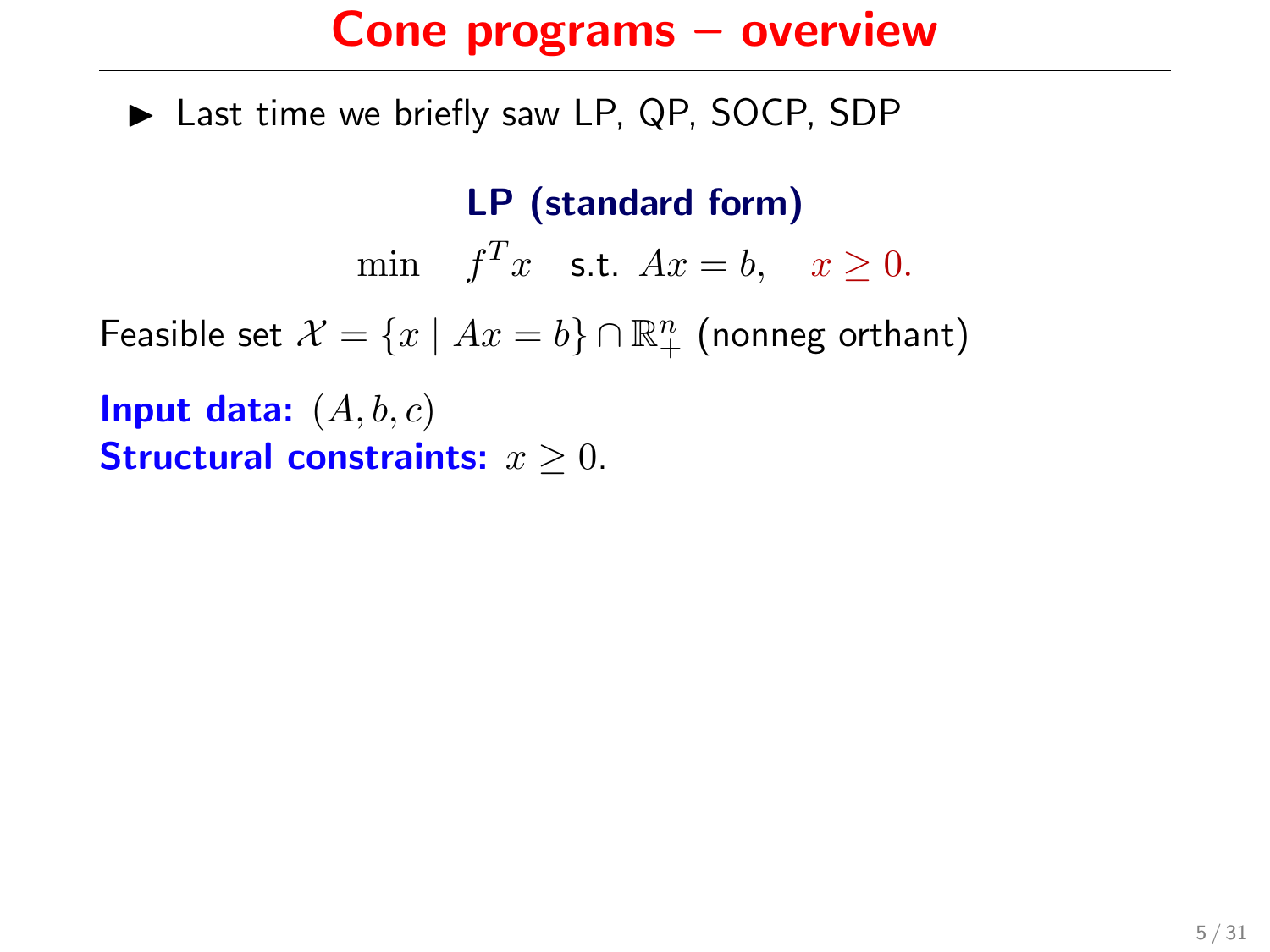# Cone programs – overview

- Last time we briefly saw LP, QP, SOCP, SDP

**LP (standard form)**

$$\min \quad f^T x \quad \text{s.t. } Ax = b, \quad x \geq 0.$$

Feasible set $\mathcal{X} = \{x \mid Ax = b\} \cap \mathbb{R}^n_+$ (nonneg orthant)

**Input data:** $(A, b, c)$
**Structural constraints:** $x \geq 0$.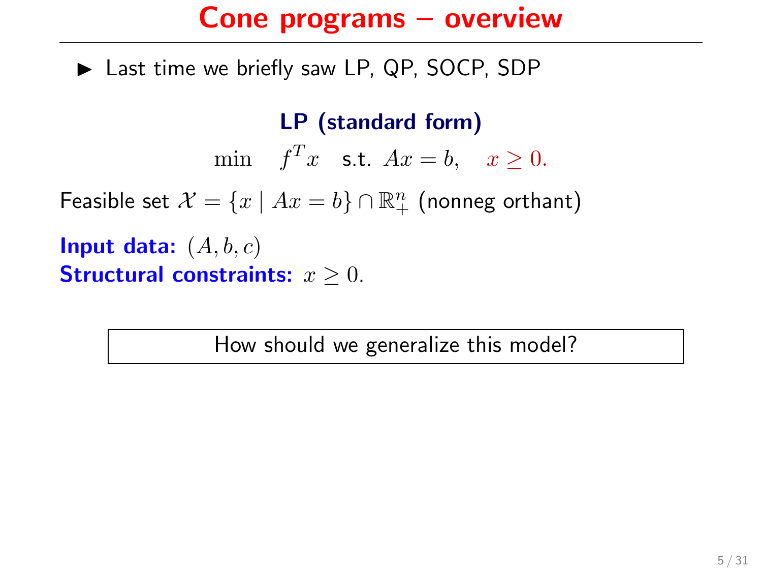# Cone programs – overview

- Last time we briefly saw LP, QP, SOCP, SDP

**LP (standard form)**

$$\min \quad f^T x \quad \text{s.t. } Ax = b, \quad x \geq 0.$$

Feasible set $\mathcal{X} = \{x \mid Ax = b\} \cap \mathbb{R}^n_+$ (nonneg orthant)

**Input data:** $(A, b, c)$
**Structural constraints:** $x \geq 0$.

How should we generalize this model?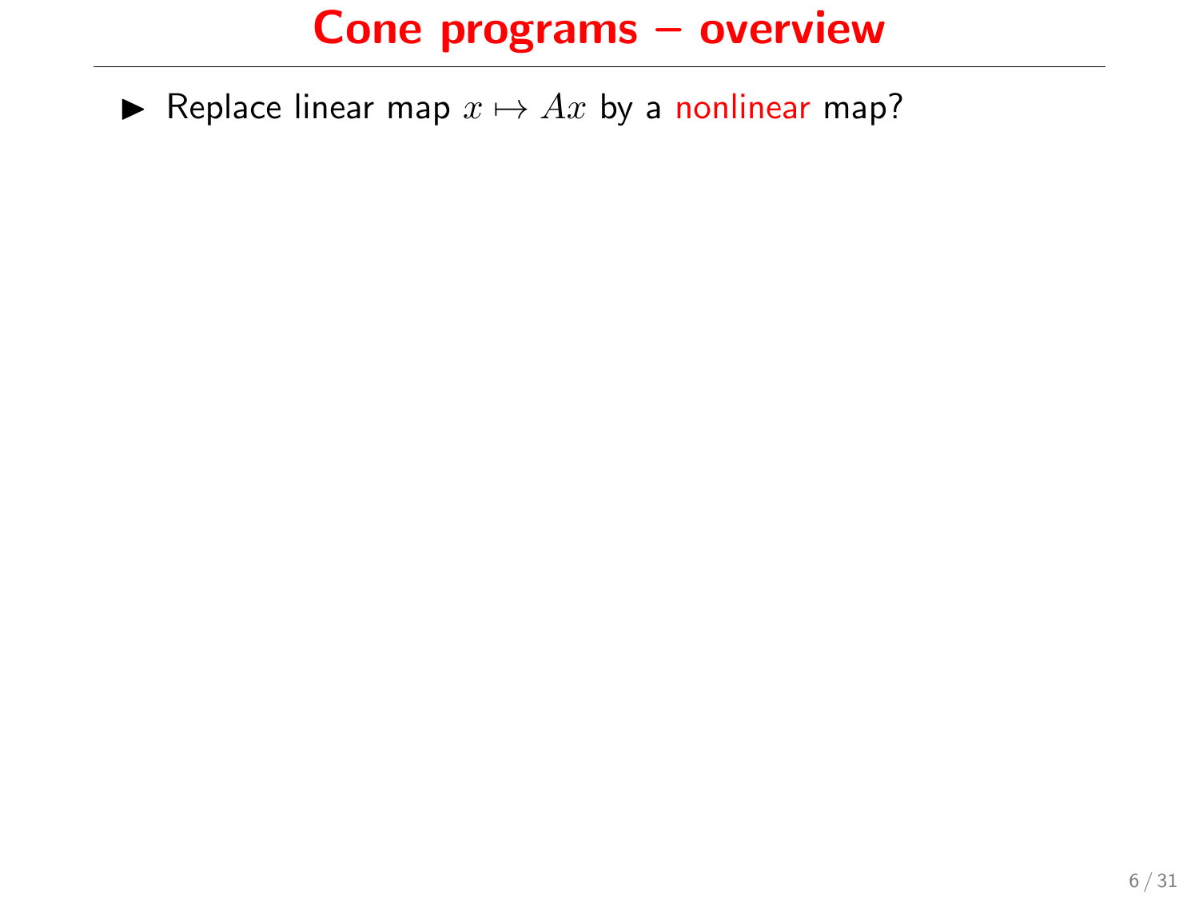# Cone programs – overview

- Replace linear map $x \mapsto Ax$ by a nonlinear map?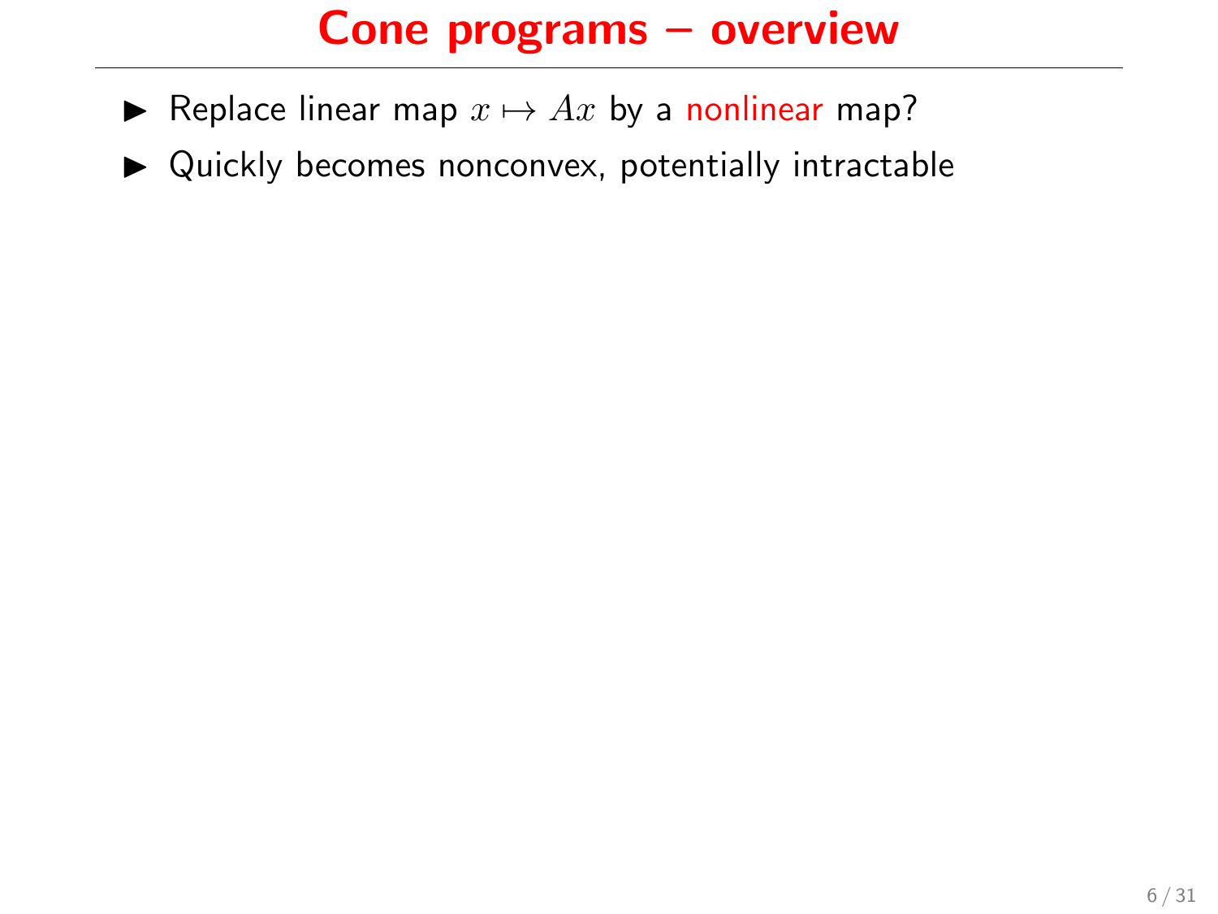# Cone programs – overview

- Replace linear map $x \mapsto Ax$ by a nonlinear map?
- Quickly becomes nonconvex, potentially intractable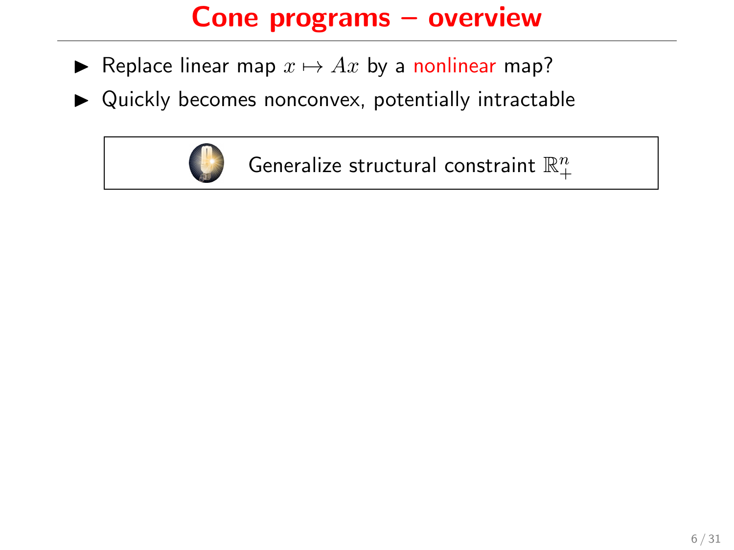# Cone programs – overview

- Replace linear map $x \mapsto Ax$ by a nonlinear map?
- Quickly becomes nonconvex, potentially intractable

Generalize structural constraint $\mathbb{R}^n_+$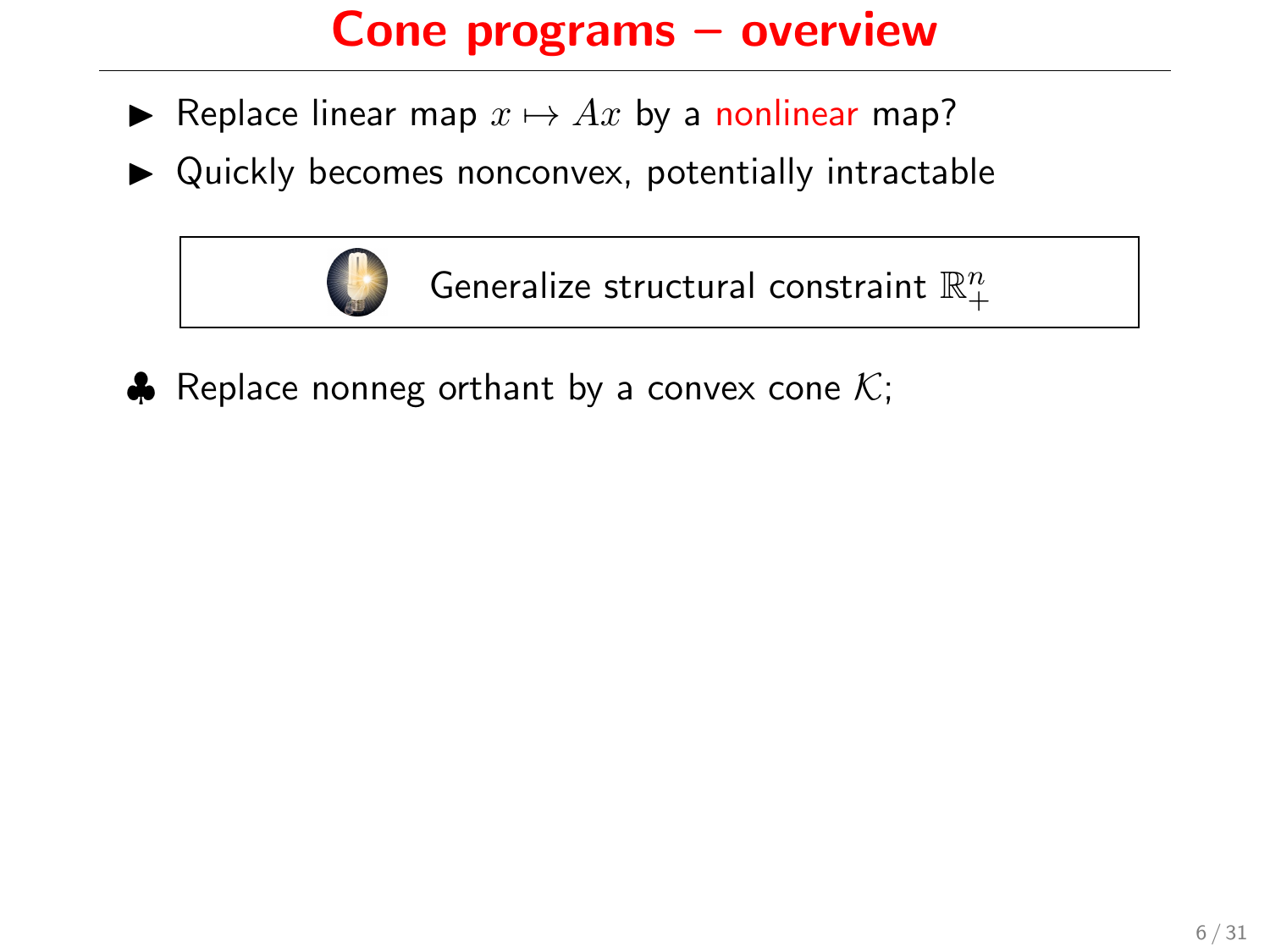# Cone programs – overview

- Replace linear map $x \mapsto Ax$ by a nonlinear map?
- Quickly becomes nonconvex, potentially intractable

> Generalize structural constraint $\mathbb{R}^n_+$

♣ Replace nonneg orthant by a convex cone $\mathcal{K}$;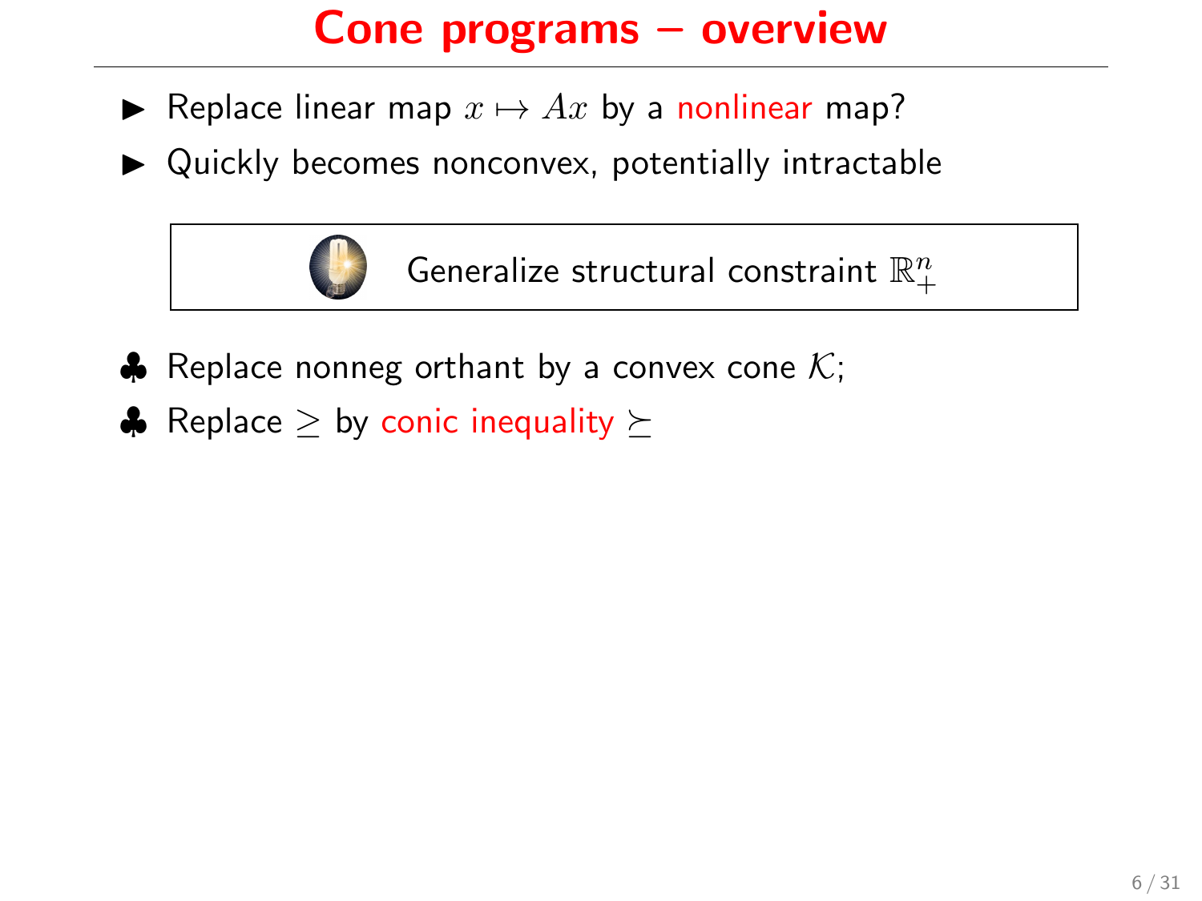# Cone programs – overview

- Replace linear map $x \mapsto Ax$ by a nonlinear map?
- Quickly becomes nonconvex, potentially intractable

> Generalize structural constraint $\mathbb{R}^n_+$

- ♣ Replace nonneg orthant by a convex cone $\mathcal{K}$;
- ♣ Replace $\geq$ by conic inequality $\succeq$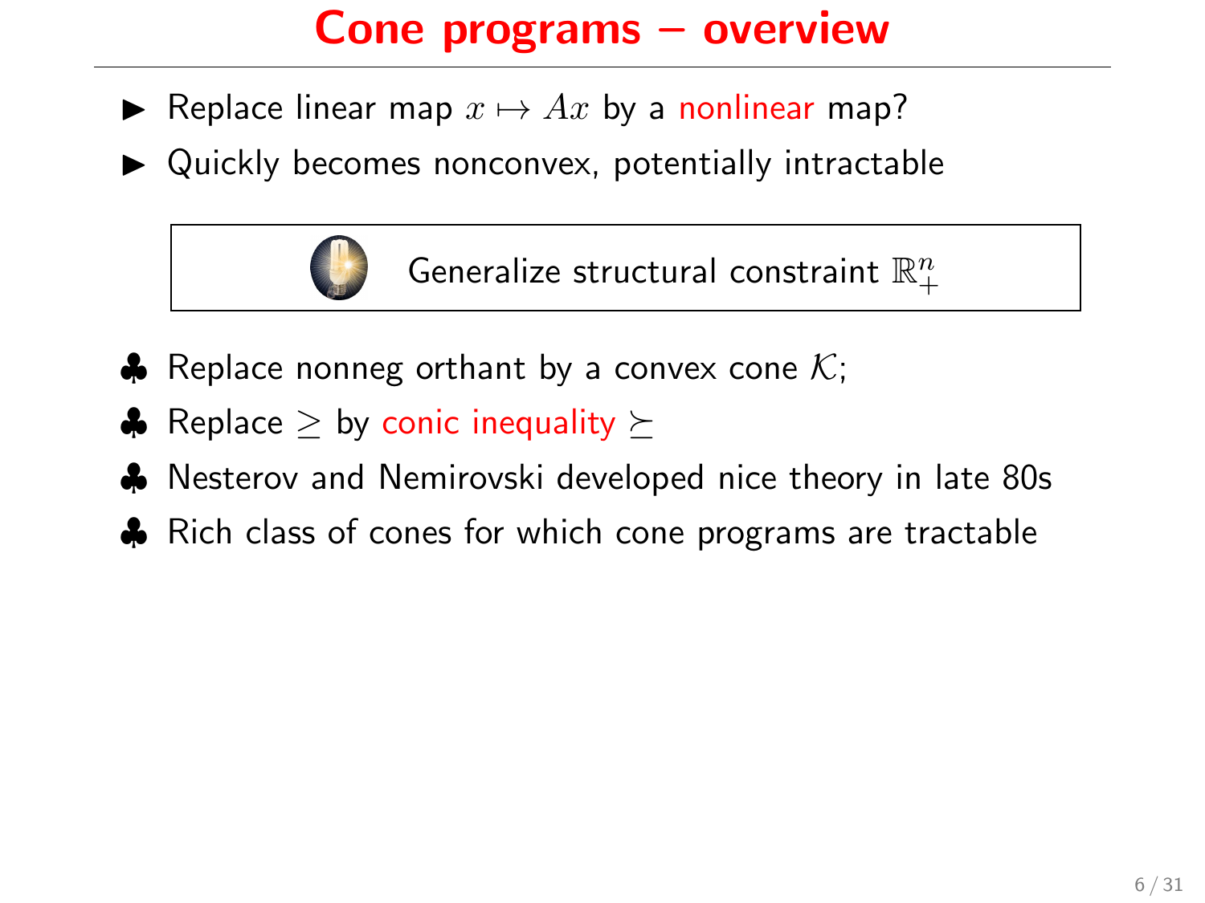# Cone programs – overview

- Replace linear map $x \mapsto Ax$ by a nonlinear map?
- Quickly becomes nonconvex, potentially intractable

> Generalize structural constraint $\mathbb{R}^n_+$

- ♣ Replace nonneg orthant by a convex cone $\mathcal{K}$;
- ♣ Replace $\geq$ by conic inequality $\succeq$
- ♣ Nesterov and Nemirovski developed nice theory in late 80s
- ♣ Rich class of cones for which cone programs are tractable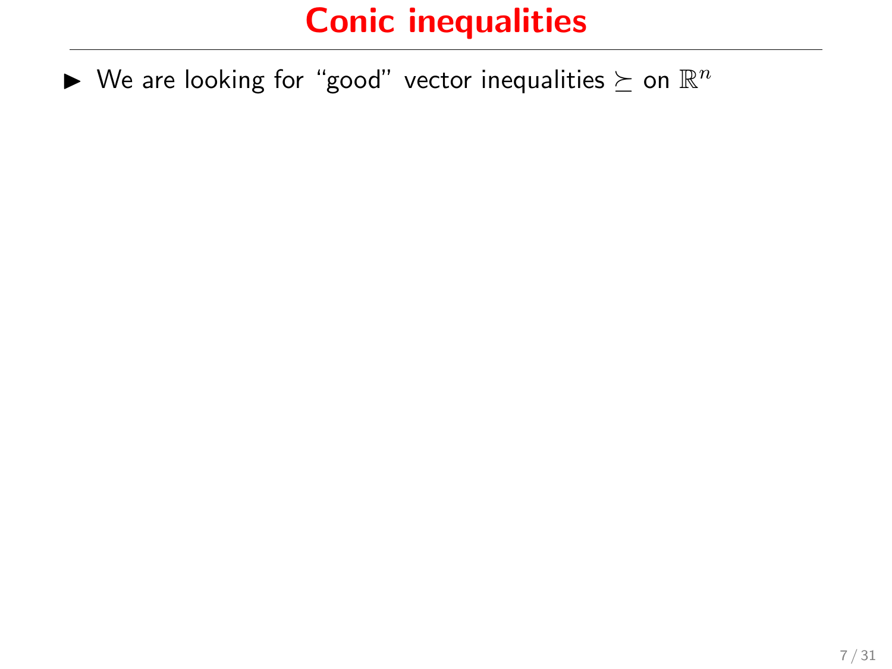# Conic inequalities

- We are looking for "good" vector inequalities $\succeq$ on $\mathbb{R}^n$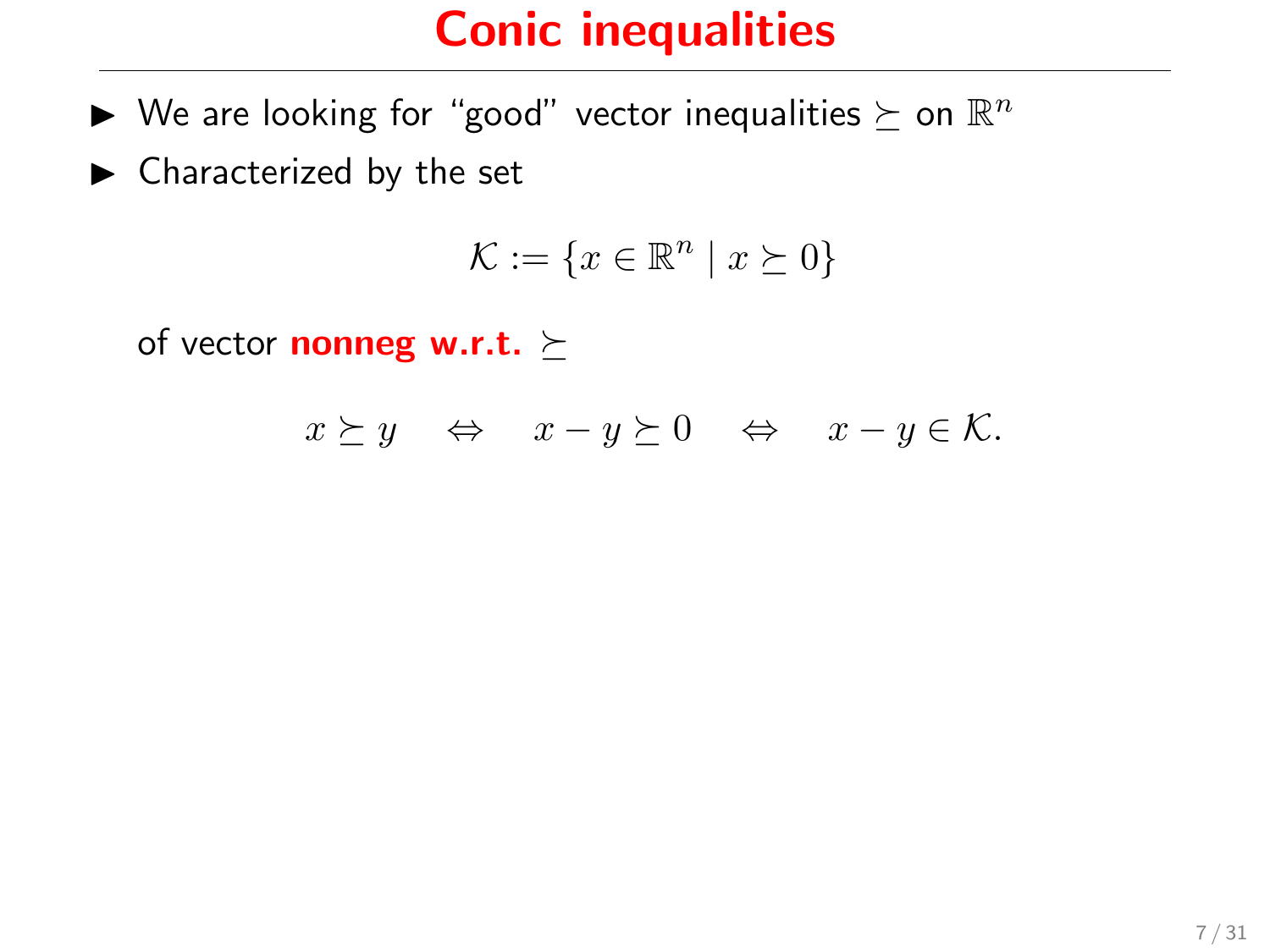# Conic inequalities

- We are looking for "good" vector inequalities $\succeq$ on $\mathbb{R}^n$
- Characterized by the set

$$\mathcal{K} := \{x \in \mathbb{R}^n \mid x \succeq 0\}$$

of vector **nonneg w.r.t.** $\succeq$

$$x \succeq y \quad \Leftrightarrow \quad x - y \succeq 0 \quad \Leftrightarrow \quad x - y \in \mathcal{K}.$$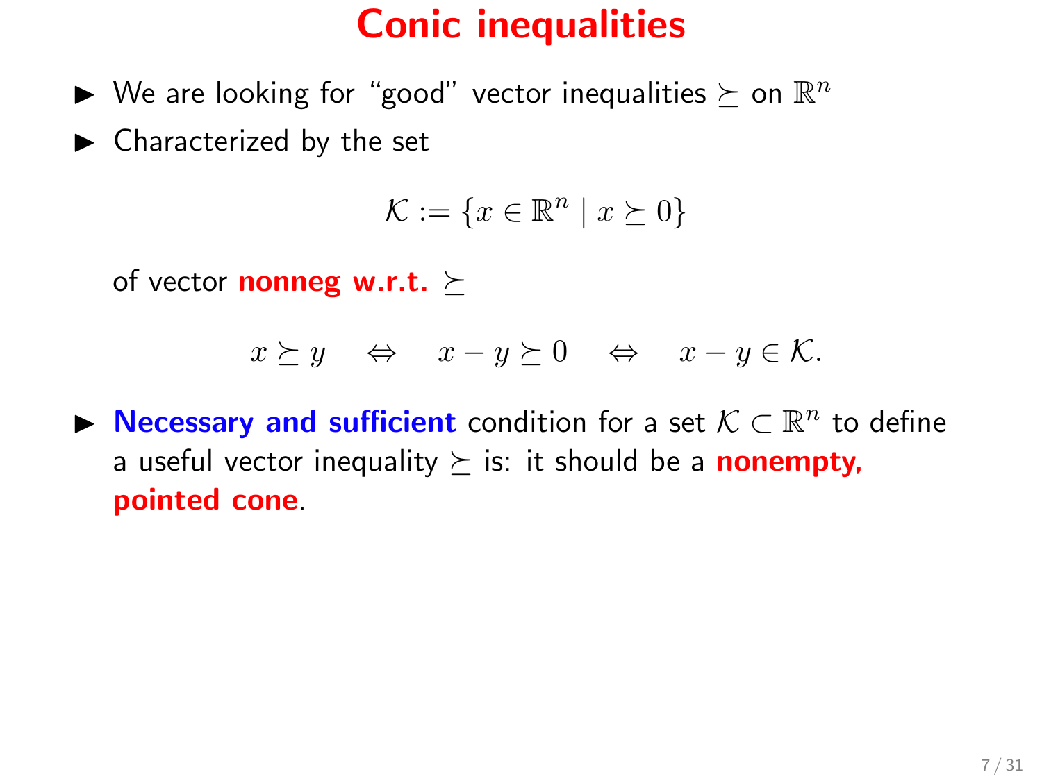# Conic inequalities

- We are looking for "good" vector inequalities $\succeq$ on $\mathbb{R}^n$
- Characterized by the set

$$\mathcal{K} := \{x \in \mathbb{R}^n \mid x \succeq 0\}$$

  of vector **nonneg w.r.t.** $\succeq$

$$x \succeq y \quad \Leftrightarrow \quad x - y \succeq 0 \quad \Leftrightarrow \quad x - y \in \mathcal{K}.$$

- **Necessary and sufficient** condition for a set $\mathcal{K} \subset \mathbb{R}^n$ to define a useful vector inequality $\succeq$ is: it should be a **nonempty, pointed cone**.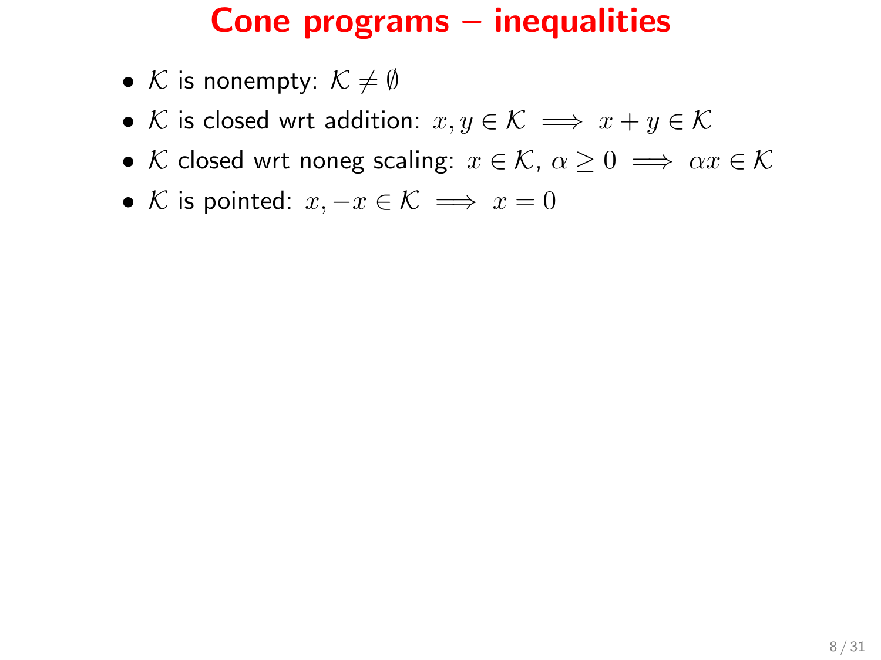# Cone programs – inequalities

- $\mathcal{K}$ is nonempty: $\mathcal{K} \neq \emptyset$
- $\mathcal{K}$ is closed wrt addition: $x, y \in \mathcal{K} \implies x + y \in \mathcal{K}$
- $\mathcal{K}$ closed wrt noneg scaling: $x \in \mathcal{K}$, $\alpha \geq 0 \implies \alpha x \in \mathcal{K}$
- $\mathcal{K}$ is pointed: $x, -x \in \mathcal{K} \implies x = 0$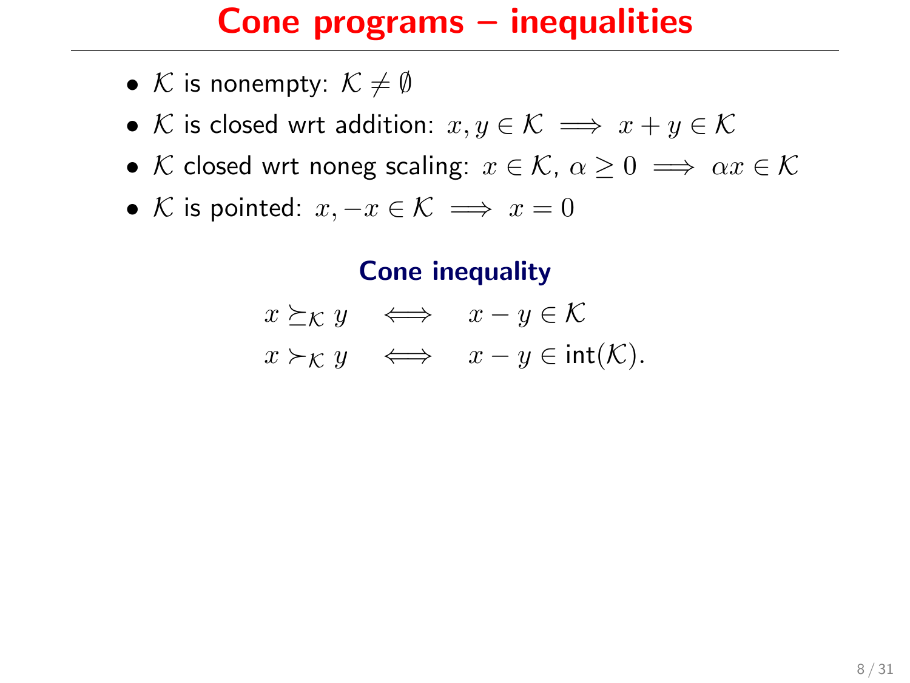# Cone programs – inequalities

- $\mathcal{K}$ is nonempty: $\mathcal{K} \neq \emptyset$
- $\mathcal{K}$ is closed wrt addition: $x, y \in \mathcal{K} \implies x + y \in \mathcal{K}$
- $\mathcal{K}$ closed wrt noneg scaling: $x \in \mathcal{K}$, $\alpha \geq 0 \implies \alpha x \in \mathcal{K}$
- $\mathcal{K}$ is pointed: $x, -x \in \mathcal{K} \implies x = 0$

### Cone inequality

$$x \succeq_{\mathcal{K}} y \iff x - y \in \mathcal{K}$$

$$x \succ_{\mathcal{K}} y \iff x - y \in \text{int}(\mathcal{K}).$$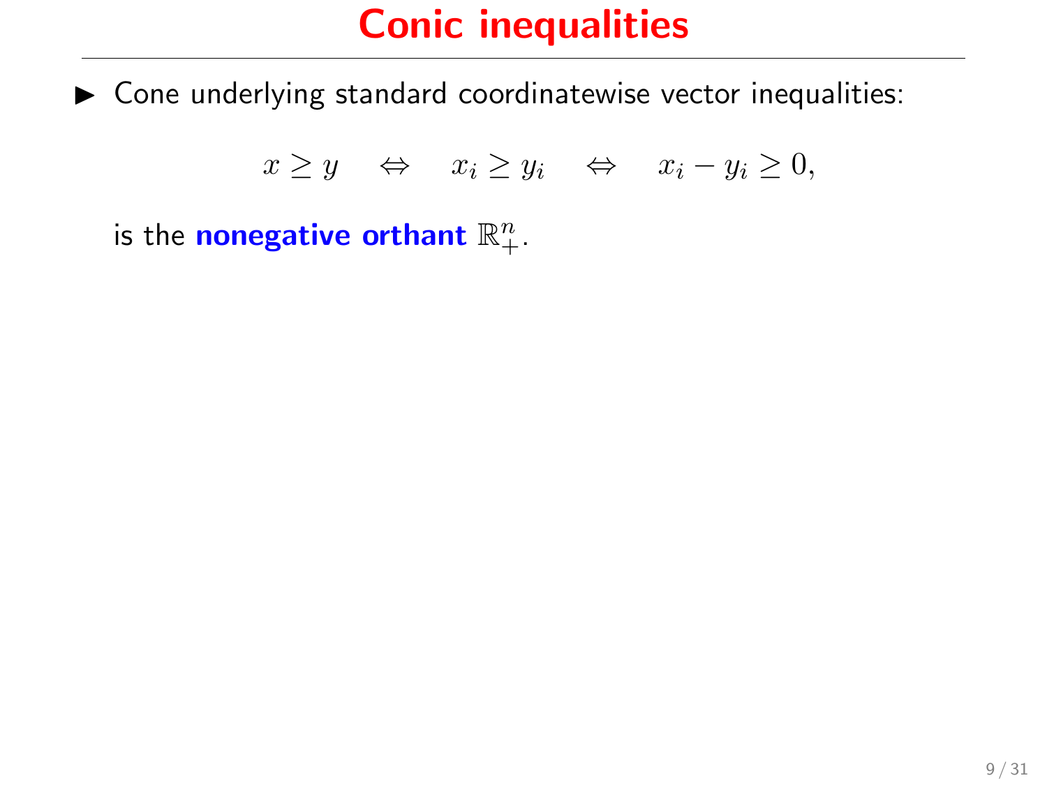# Conic inequalities

- Cone underlying standard coordinatewise vector inequalities:

$$x \geq y \quad \Leftrightarrow \quad x_i \geq y_i \quad \Leftrightarrow \quad x_i - y_i \geq 0,$$

  is the **nonegative orthant** $\mathbb{R}^n_+$.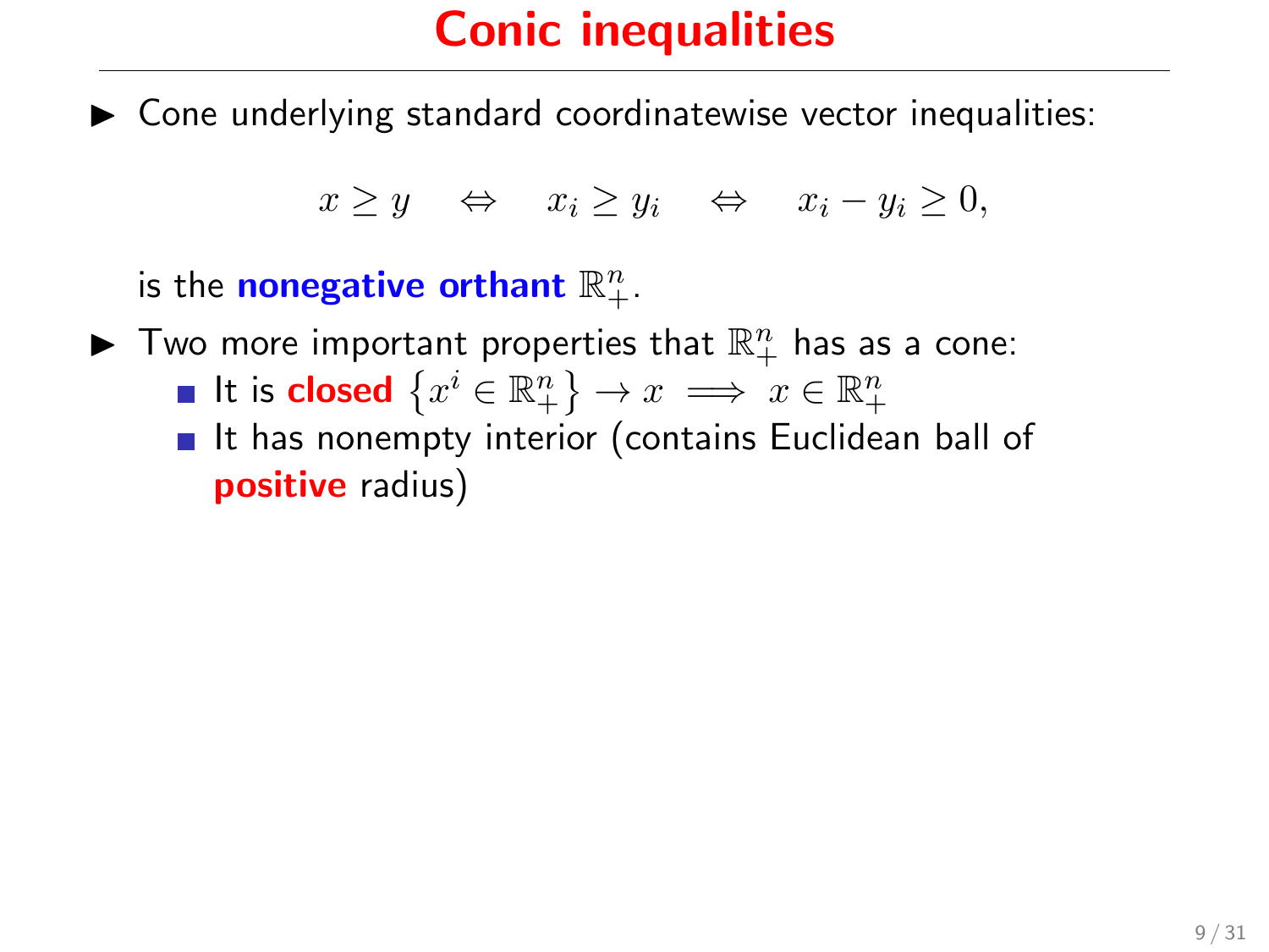# Conic inequalities

- Cone underlying standard coordinatewise vector inequalities:

$$x \geq y \quad \Leftrightarrow \quad x_i \geq y_i \quad \Leftrightarrow \quad x_i - y_i \geq 0,$$

  is the **nonegative orthant** $\mathbb{R}^n_+$.

- Two more important properties that $\mathbb{R}^n_+$ has as a cone:
  - It is **closed** $\left\{x^i \in \mathbb{R}^n_+\right\} \to x \implies x \in \mathbb{R}^n_+$
  - It has nonempty interior (contains Euclidean ball of **positive** radius)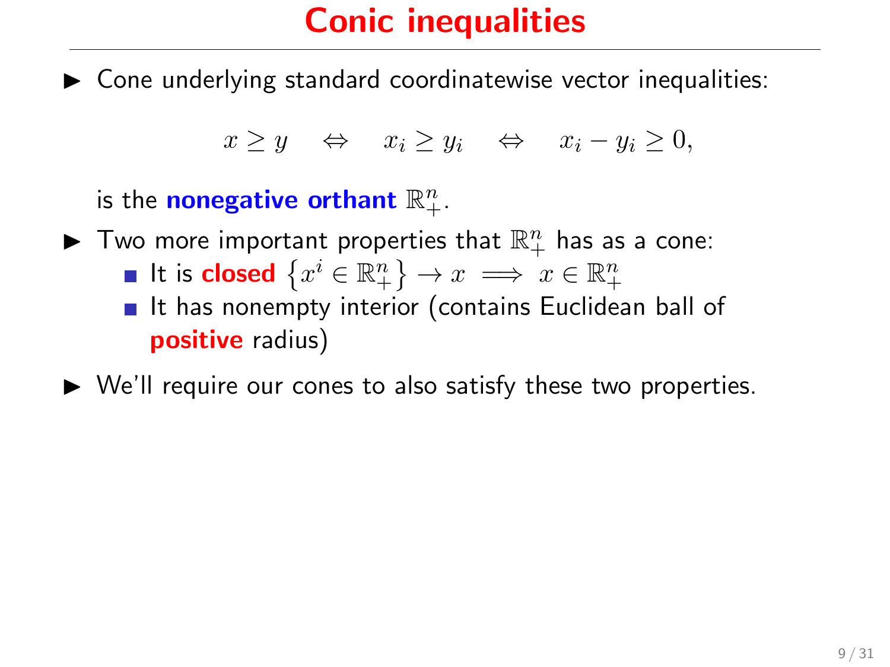# Conic inequalities

- Cone underlying standard coordinatewise vector inequalities:

$$x \geq y \quad \Leftrightarrow \quad x_i \geq y_i \quad \Leftrightarrow \quad x_i - y_i \geq 0,$$

  is the **nonegative orthant** $\mathbb{R}^n_+$.

- Two more important properties that $\mathbb{R}^n_+$ has as a cone:
  - It is **closed** $\left\{x^i \in \mathbb{R}^n_+\right\} \to x \implies x \in \mathbb{R}^n_+$
  - It has nonempty interior (contains Euclidean ball of **positive** radius)

- We'll require our cones to also satisfy these two properties.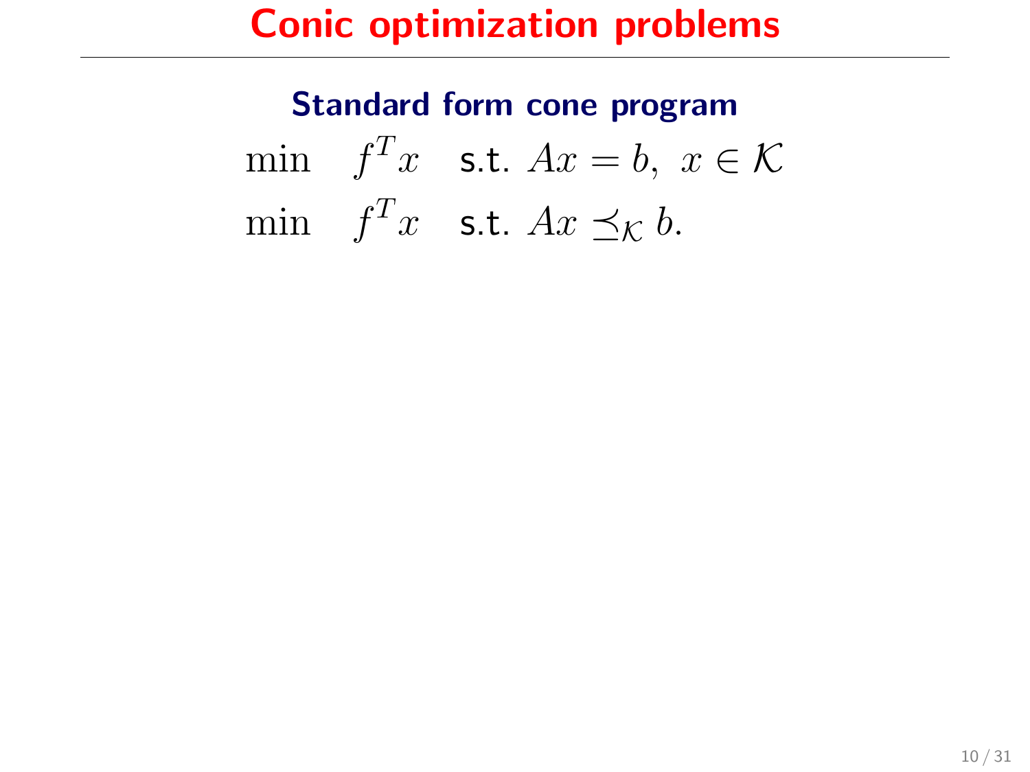# Conic optimization problems

## Standard form cone program

$$\min \quad f^T x \quad \text{s.t. } Ax = b, \; x \in \mathcal{K}$$

$$\min \quad f^T x \quad \text{s.t. } Ax \preceq_{\mathcal{K}} b.$$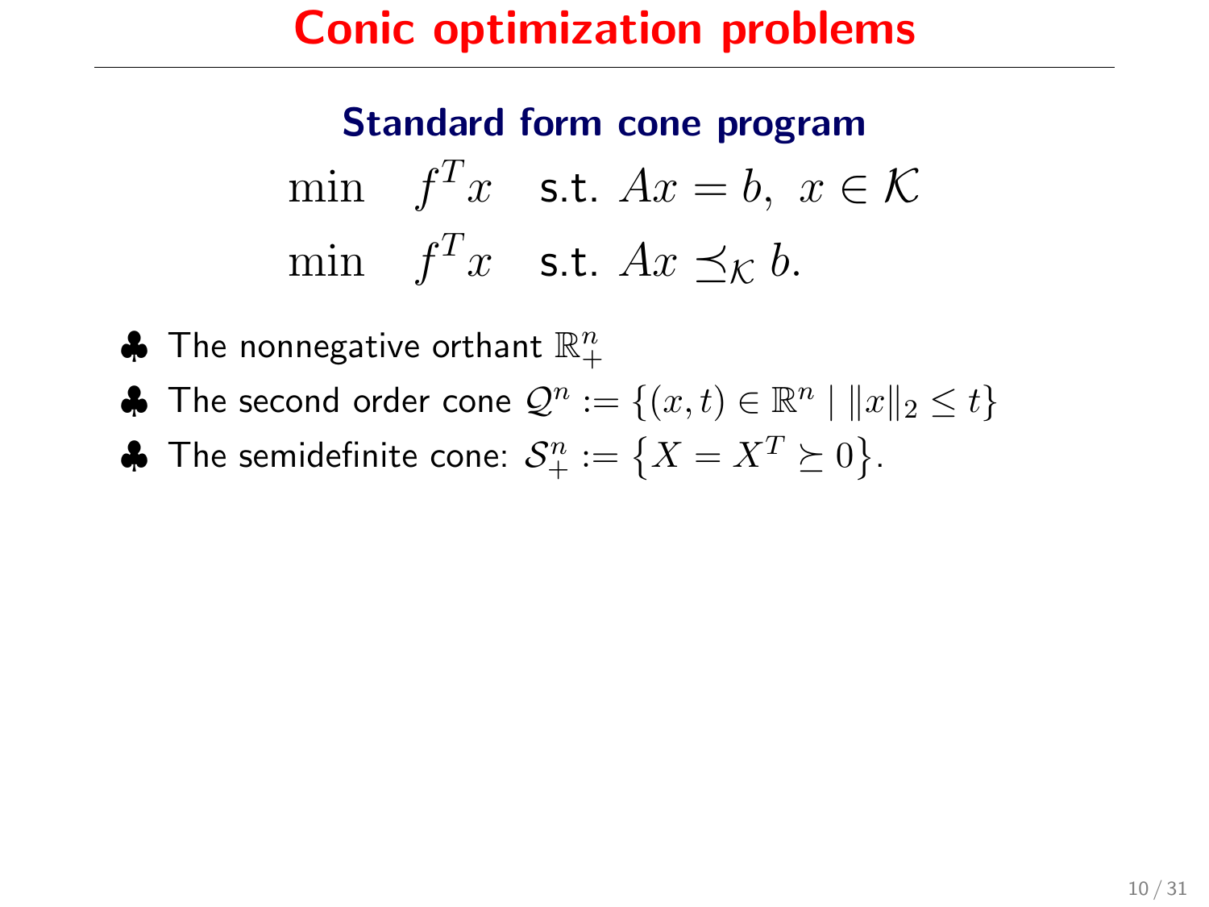# Conic optimization problems

### Standard form cone program

$$\min \quad f^T x \quad \text{s.t. } Ax = b,\ x \in \mathcal{K}$$

$$\min \quad f^T x \quad \text{s.t. } Ax \preceq_{\mathcal{K}} b.$$

- ♣ The nonnegative orthant $\mathbb{R}^n_+$
- ♣ The second order cone $\mathcal{Q}^n := \{(x,t) \in \mathbb{R}^n \mid \|x\|_2 \leq t\}$
- ♣ The semidefinite cone: $\mathcal{S}^n_+ := \{X = X^T \succeq 0\}$.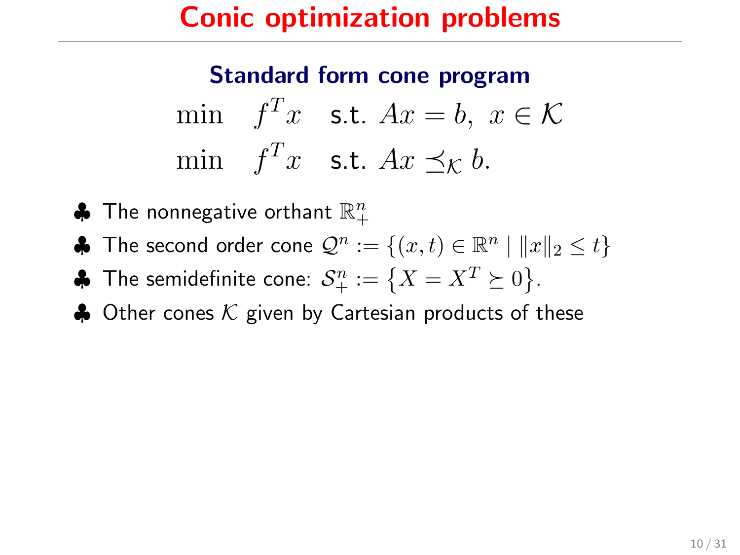# Conic optimization problems

### Standard form cone program

$$\min \quad f^T x \quad \text{s.t. } Ax = b,\ x \in \mathcal{K}$$

$$\min \quad f^T x \quad \text{s.t. } Ax \preceq_{\mathcal{K}} b.$$

- ♣ The nonnegative orthant $\mathbb{R}^n_+$
- ♣ The second order cone $\mathcal{Q}^n := \{(x,t) \in \mathbb{R}^n \mid \|x\|_2 \le t\}$
- ♣ The semidefinite cone: $\mathcal{S}^n_+ := \left\{X = X^T \succeq 0\right\}$.
- ♣ Other cones $\mathcal{K}$ given by Cartesian products of these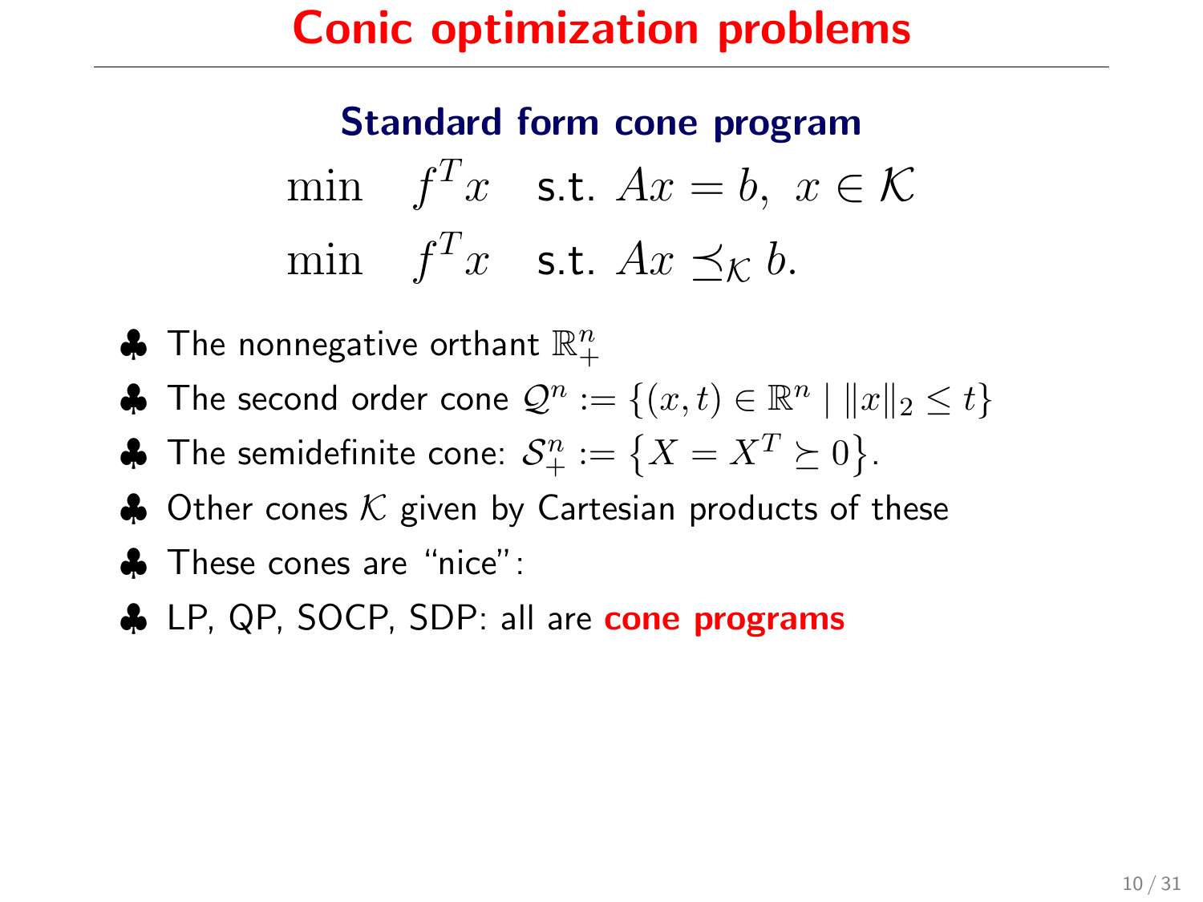# Conic optimization problems

### Standard form cone program

$$\min \quad f^T x \quad \text{s.t. } Ax = b, \ x \in \mathcal{K}$$

$$\min \quad f^T x \quad \text{s.t. } Ax \preceq_{\mathcal{K}} b.$$

- ♣ The nonnegative orthant $\mathbb{R}^n_+$
- ♣ The second order cone $\mathcal{Q}^n := \{(x,t) \in \mathbb{R}^n \mid \|x\|_2 \leq t\}$
- ♣ The semidefinite cone: $\mathcal{S}^n_+ := \{X = X^T \succeq 0\}$.
- ♣ Other cones $\mathcal{K}$ given by Cartesian products of these
- ♣ These cones are "nice":
- ♣ LP, QP, SOCP, SDP: all are **cone programs**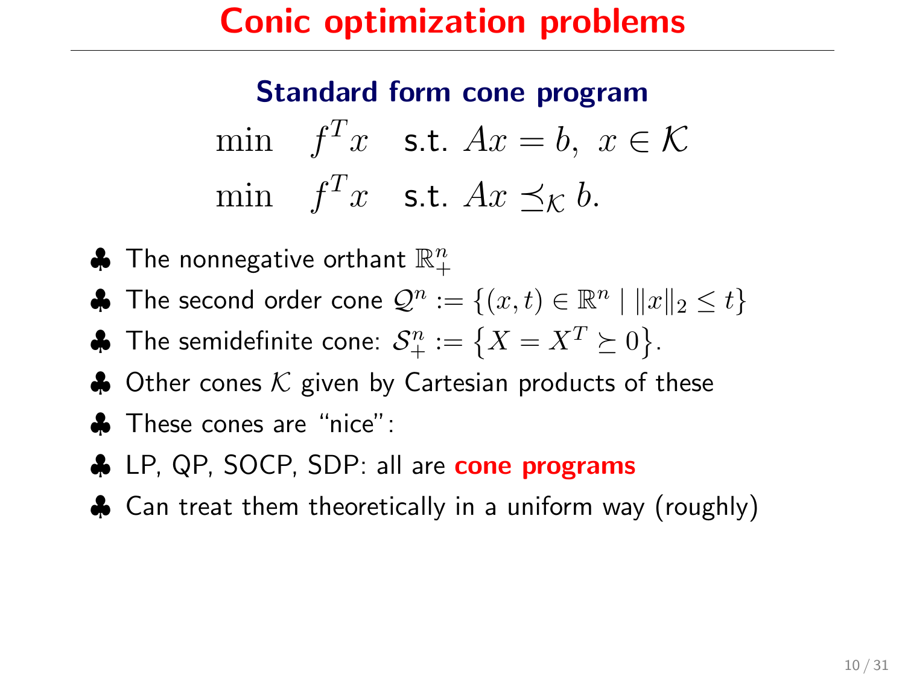# Conic optimization problems

### Standard form cone program

$$\min \quad f^T x \quad \text{s.t. } Ax = b,\ x \in \mathcal{K}$$

$$\min \quad f^T x \quad \text{s.t. } Ax \preceq_{\mathcal{K}} b.$$

- ♣ The nonnegative orthant $\mathbb{R}^n_+$
- ♣ The second order cone $\mathcal{Q}^n := \{(x,t) \in \mathbb{R}^n \mid \|x\|_2 \leq t\}$
- ♣ The semidefinite cone: $\mathcal{S}^n_+ := \{X = X^T \succeq 0\}$.
- ♣ Other cones $\mathcal{K}$ given by Cartesian products of these
- ♣ These cones are "nice":
- ♣ LP, QP, SOCP, SDP: all are **cone programs**
- ♣ Can treat them theoretically in a uniform way (roughly)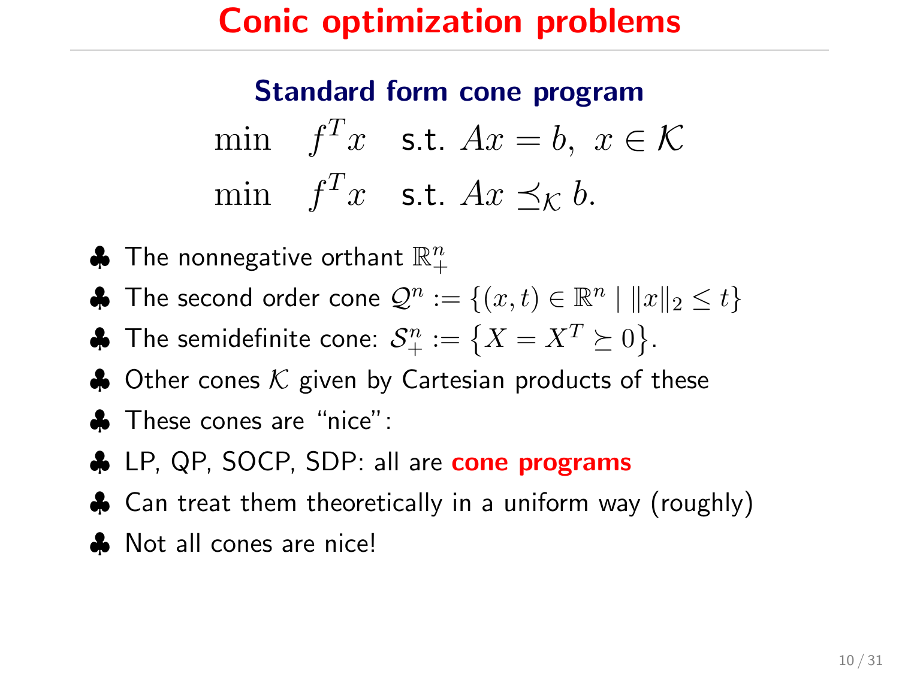# Conic optimization problems

## Standard form cone program

$$\min \quad f^T x \quad \text{s.t. } Ax = b,\ x \in \mathcal{K}$$

$$\min \quad f^T x \quad \text{s.t. } Ax \preceq_{\mathcal{K}} b.$$

- ♣ The nonnegative orthant $\mathbb{R}^n_+$
- ♣ The second order cone $\mathcal{Q}^n := \{(x, t) \in \mathbb{R}^n \mid \|x\|_2 \leq t\}$
- ♣ The semidefinite cone: $\mathcal{S}^n_+ := \{X = X^T \succeq 0\}$.
- ♣ Other cones $\mathcal{K}$ given by Cartesian products of these
- ♣ These cones are "nice":
- ♣ LP, QP, SOCP, SDP: all are **cone programs**
- ♣ Can treat them theoretically in a uniform way (roughly)
- ♣ Not all cones are nice!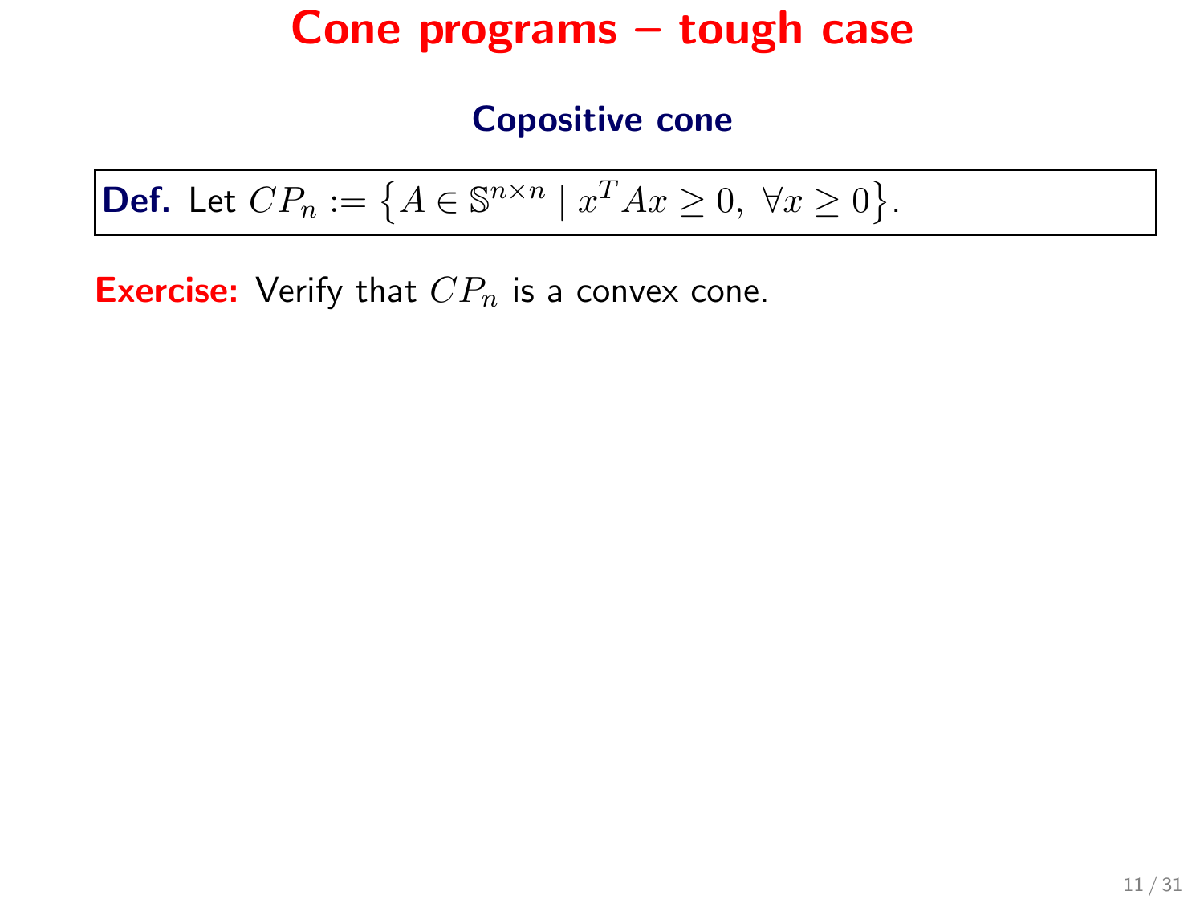# Cone programs – tough case

## Copositive cone

**Def.** Let $CP_n := \left\{ A \in \mathbb{S}^{n\times n} \mid x^T A x \geq 0,\ \forall x \geq 0 \right\}$.

**Exercise:** Verify that $CP_n$ is a convex cone.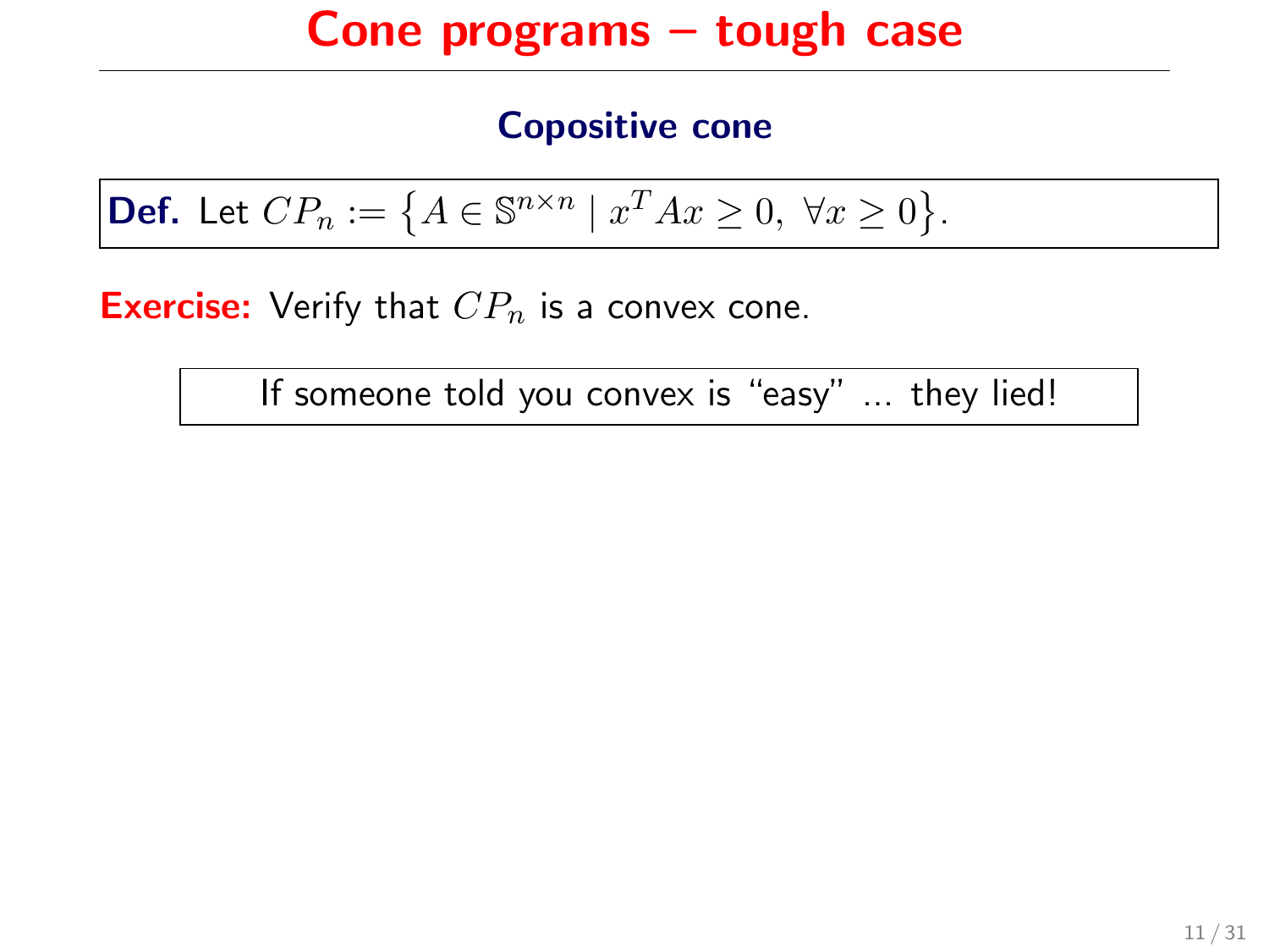# Cone programs – tough case

## Copositive cone

**Def.** Let $CP_n := \left\{ A \in \mathbb{S}^{n \times n} \mid x^T A x \geq 0,\ \forall x \geq 0 \right\}$.

**Exercise:** Verify that $CP_n$ is a convex cone.

If someone told you convex is "easy" ... they lied!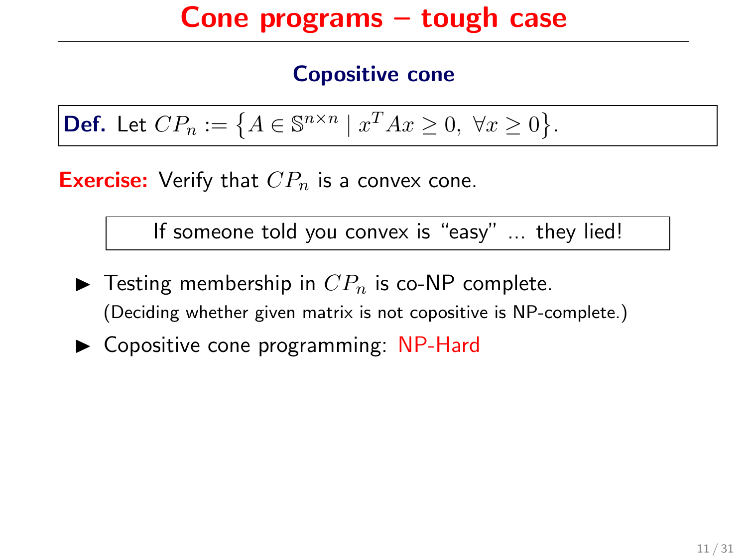# Cone programs – tough case

## Copositive cone

**Def.** Let $CP_n := \left\{ A \in \mathbb{S}^{n \times n} \mid x^T A x \geq 0, \ \forall x \geq 0 \right\}$.

**Exercise:** Verify that $CP_n$ is a convex cone.

If someone told you convex is "easy" ... they lied!

- Testing membership in $CP_n$ is co-NP complete.
  (Deciding whether given matrix is not copositive is NP-complete.)
- Copositive cone programming: NP-Hard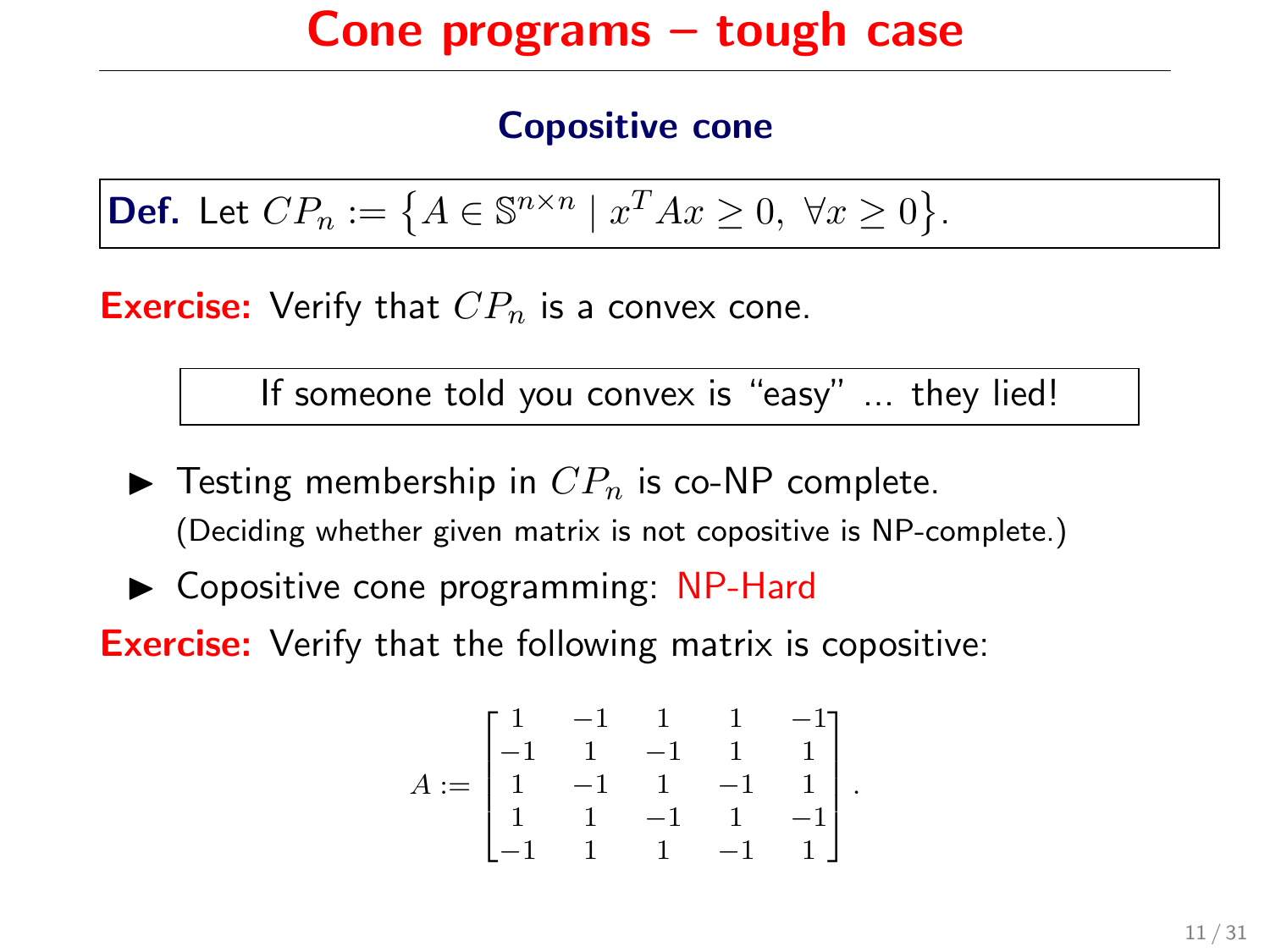# Cone programs – tough case

## Copositive cone

**Def.** Let $CP_n := \{A \in \mathbb{S}^{n \times n} \mid x^T A x \geq 0,\ \forall x \geq 0\}$.

**Exercise:** Verify that $CP_n$ is a convex cone.

If someone told you convex is "easy" ... they lied!

- Testing membership in $CP_n$ is co-NP complete.
  (Deciding whether given matrix is not copositive is NP-complete.)
- Copositive cone programming: NP-Hard

**Exercise:** Verify that the following matrix is copositive:

$$A := \begin{bmatrix} 1 & -1 & 1 & 1 & -1 \\ -1 & 1 & -1 & 1 & 1 \\ 1 & -1 & 1 & -1 & 1 \\ 1 & 1 & -1 & 1 & -1 \\ -1 & 1 & 1 & -1 & 1 \end{bmatrix}.$$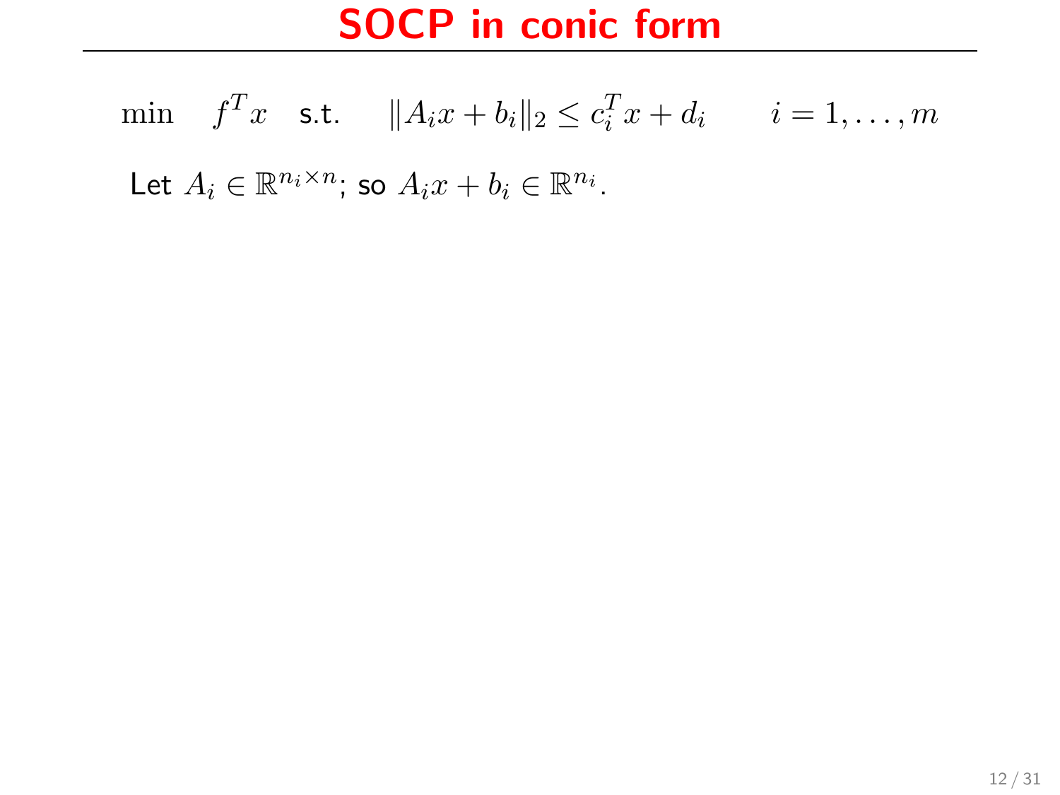# SOCP in conic form

$$\min \quad f^T x \quad \text{s.t.} \quad \|A_i x + b_i\|_2 \leq c_i^T x + d_i \qquad i = 1, \ldots, m$$

Let $A_i \in \mathbb{R}^{n_i \times n}$; so $A_i x + b_i \in \mathbb{R}^{n_i}$.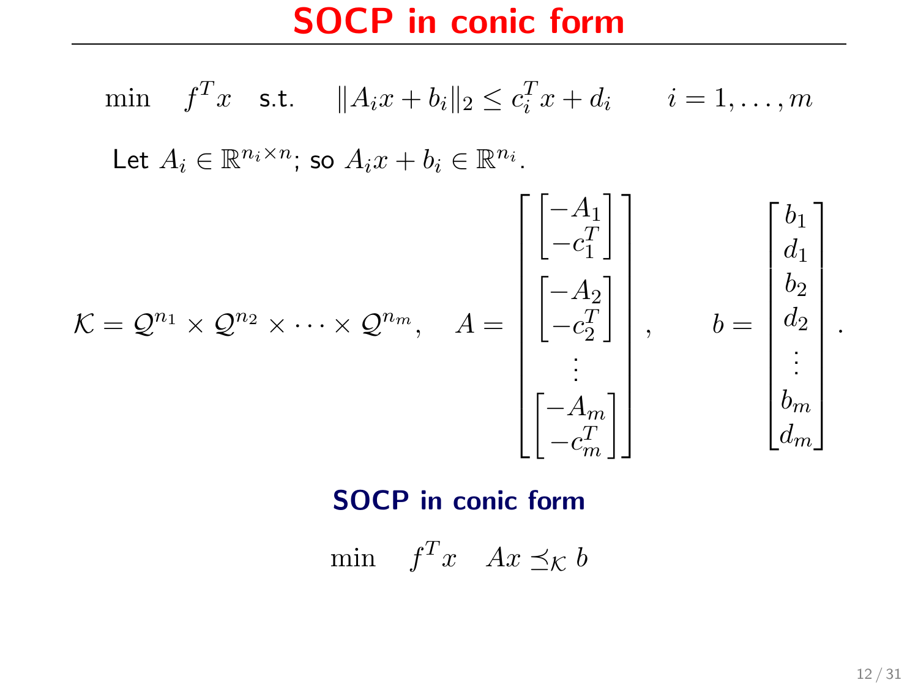# SOCP in conic form

$$\min \quad f^T x \quad \text{s.t.} \quad \|A_i x + b_i\|_2 \leq c_i^T x + d_i \qquad i = 1, \ldots, m$$

Let $A_i \in \mathbb{R}^{n_i \times n}$; so $A_i x + b_i \in \mathbb{R}^{n_i}$.

$$\mathcal{K} = \mathcal{Q}^{n_1} \times \mathcal{Q}^{n_2} \times \cdots \times \mathcal{Q}^{n_m}, \quad A = \begin{bmatrix} \begin{bmatrix} -A_1 \\ -c_1^T \end{bmatrix} \\ \begin{bmatrix} -A_2 \\ -c_2^T \end{bmatrix} \\ \vdots \\ \begin{bmatrix} -A_m \\ -c_m^T \end{bmatrix} \end{bmatrix}, \qquad b = \begin{bmatrix} b_1 \\ d_1 \\ b_2 \\ d_2 \\ \vdots \\ b_m \\ d_m \end{bmatrix}.$$

**SOCP in conic form**

$$\min \quad f^T x \quad Ax \preceq_{\mathcal{K}} b$$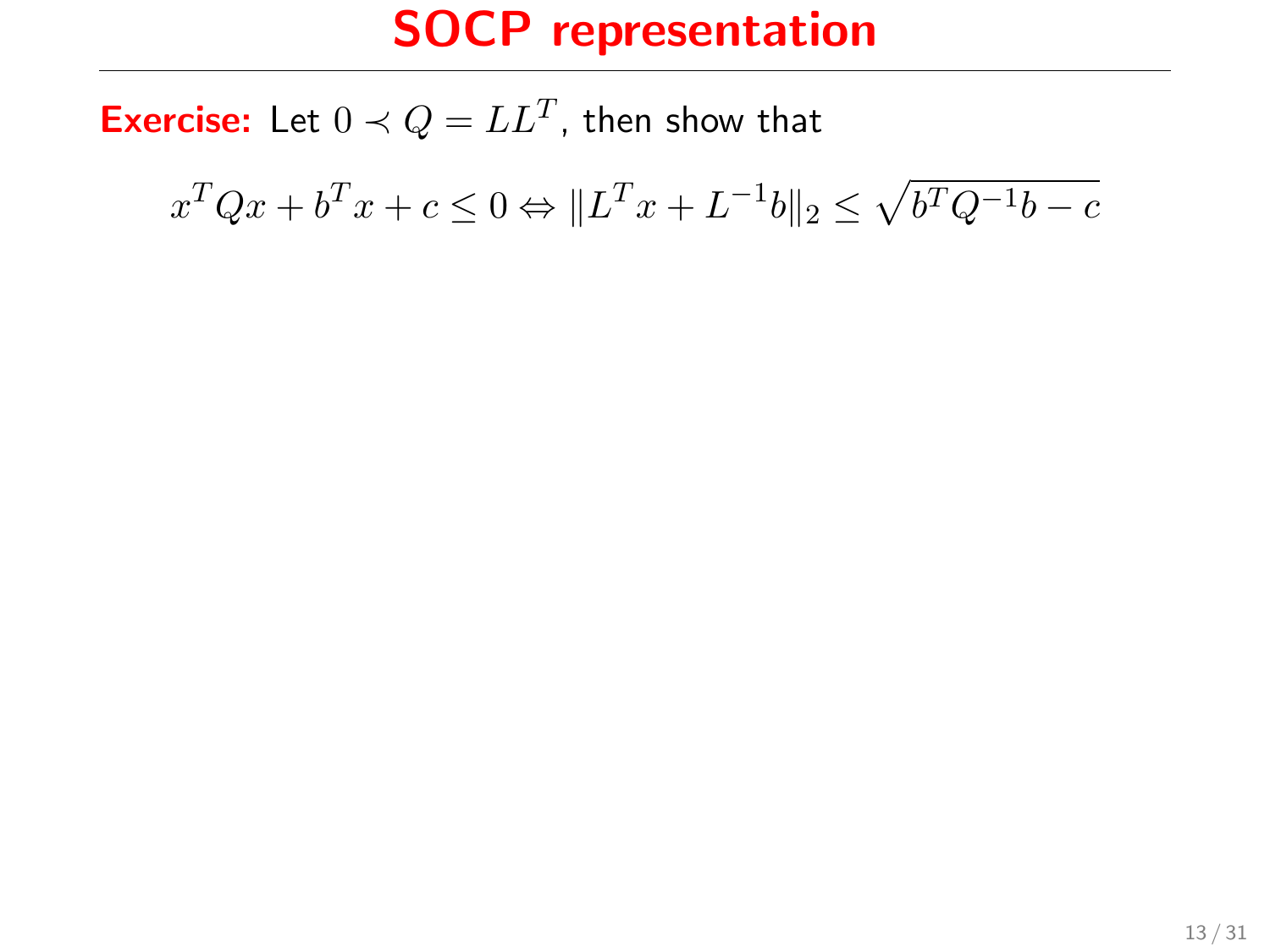# SOCP representation

**Exercise:** Let $0 \prec Q = LL^T$, then show that

$$x^T Q x + b^T x + c \leq 0 \Leftrightarrow \|L^T x + L^{-1} b\|_2 \leq \sqrt{b^T Q^{-1} b - c}$$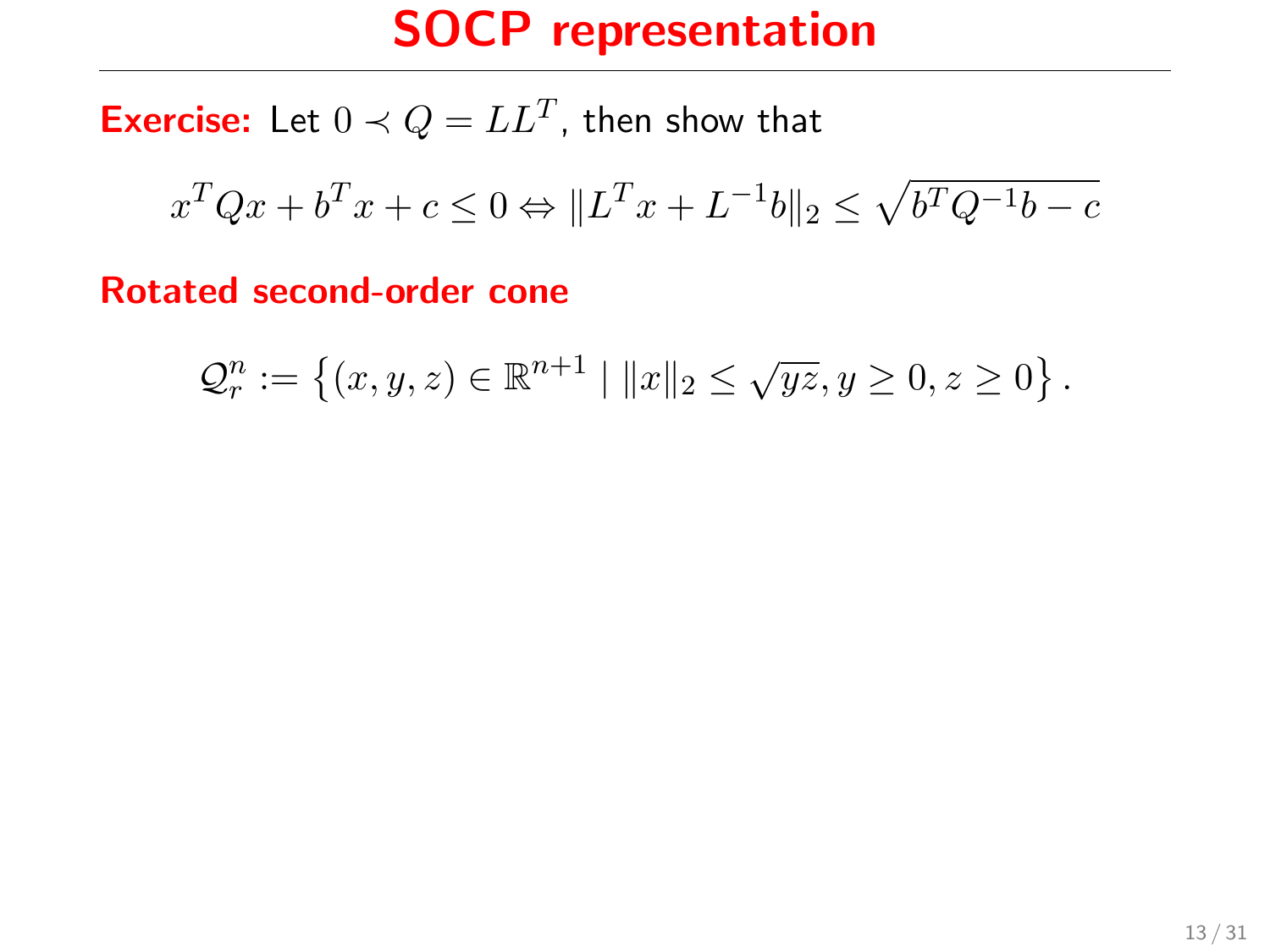# SOCP representation

**Exercise:** Let $0 \prec Q = LL^T$, then show that

$$x^T Q x + b^T x + c \leq 0 \Leftrightarrow \|L^T x + L^{-1} b\|_2 \leq \sqrt{b^T Q^{-1} b - c}$$

**Rotated second-order cone**

$$\mathcal{Q}_r^n := \left\{ (x, y, z) \in \mathbb{R}^{n+1} \mid \|x\|_2 \leq \sqrt{yz}, y \geq 0, z \geq 0 \right\}.$$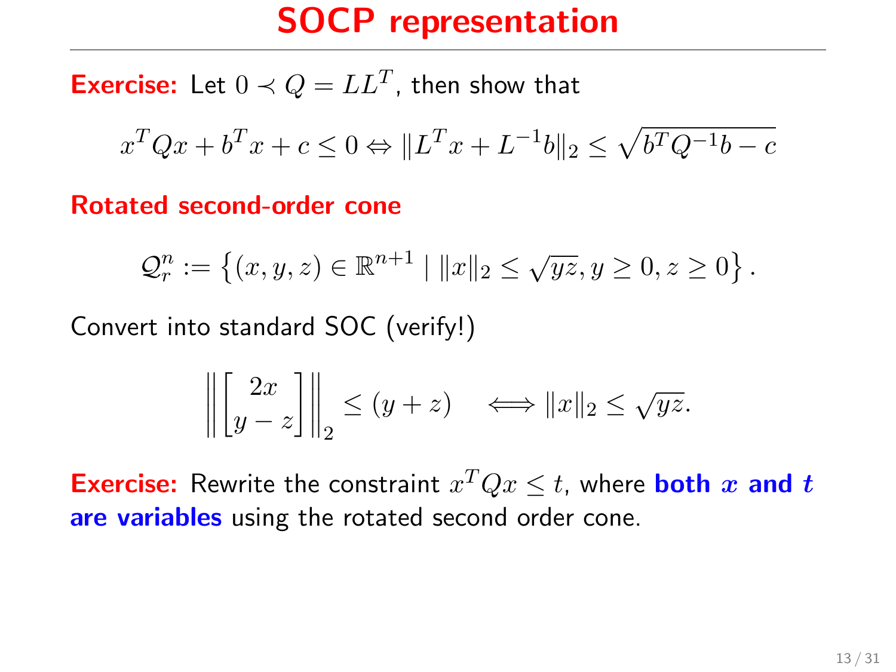# SOCP representation

**Exercise:** Let $0 \prec Q = LL^T$, then show that

$$x^TQx + b^Tx + c \leq 0 \Leftrightarrow \|L^Tx + L^{-1}b\|_2 \leq \sqrt{b^TQ^{-1}b - c}$$

**Rotated second-order cone**

$$\mathcal{Q}_r^n := \left\{(x, y, z) \in \mathbb{R}^{n+1} \mid \|x\|_2 \leq \sqrt{yz}, y \geq 0, z \geq 0\right\}.$$

Convert into standard SOC (verify!)

$$\left\| \begin{bmatrix} 2x \\ y - z \end{bmatrix} \right\|_2 \leq (y + z) \quad \Longleftrightarrow \|x\|_2 \leq \sqrt{yz}.$$

**Exercise:** Rewrite the constraint $x^TQx \leq t$, where **both $x$ and $t$ are variables** using the rotated second order cone.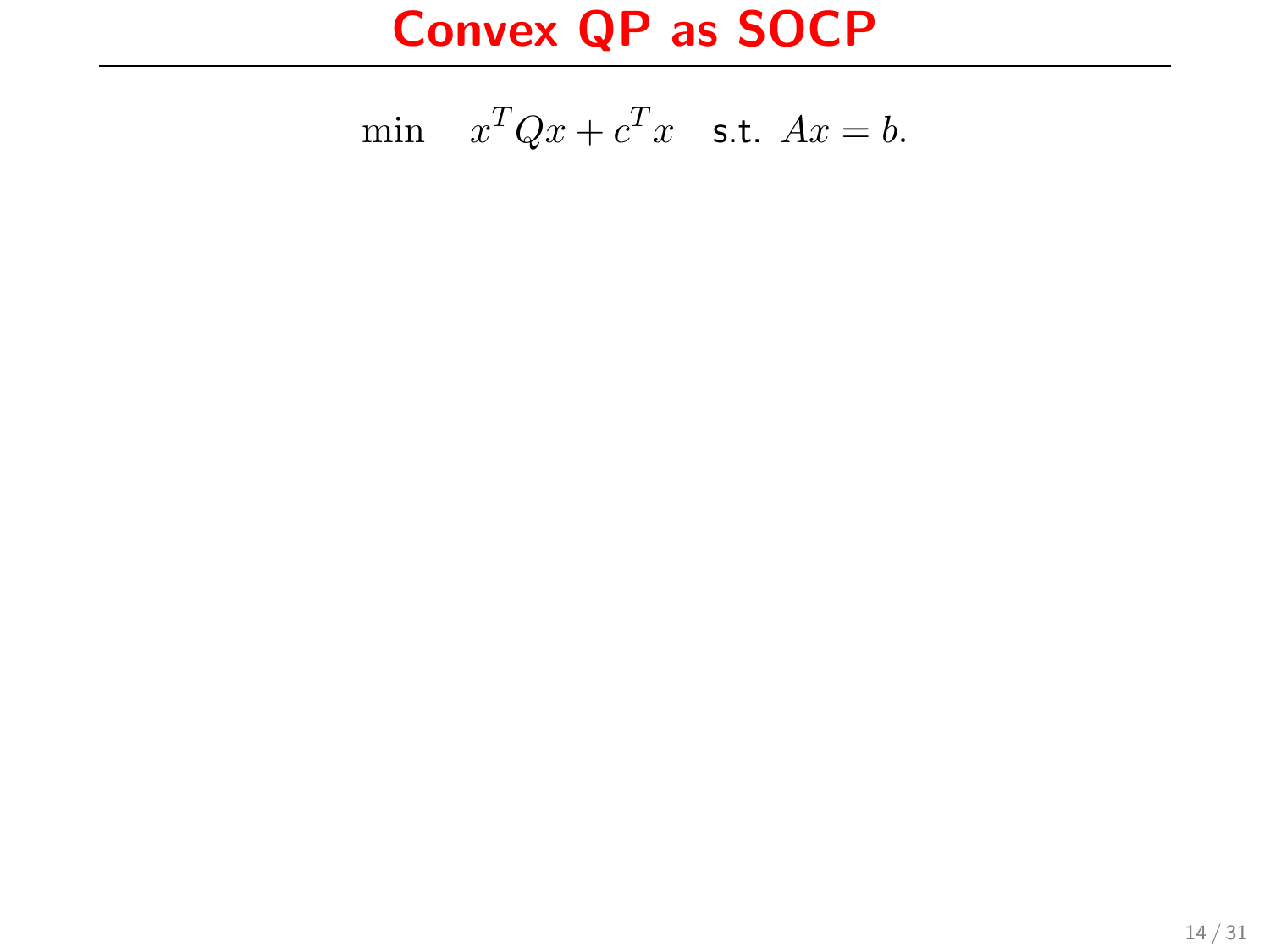# Convex QP as SOCP

$$\min \quad x^T Q x + c^T x \quad \text{s.t. } Ax = b.$$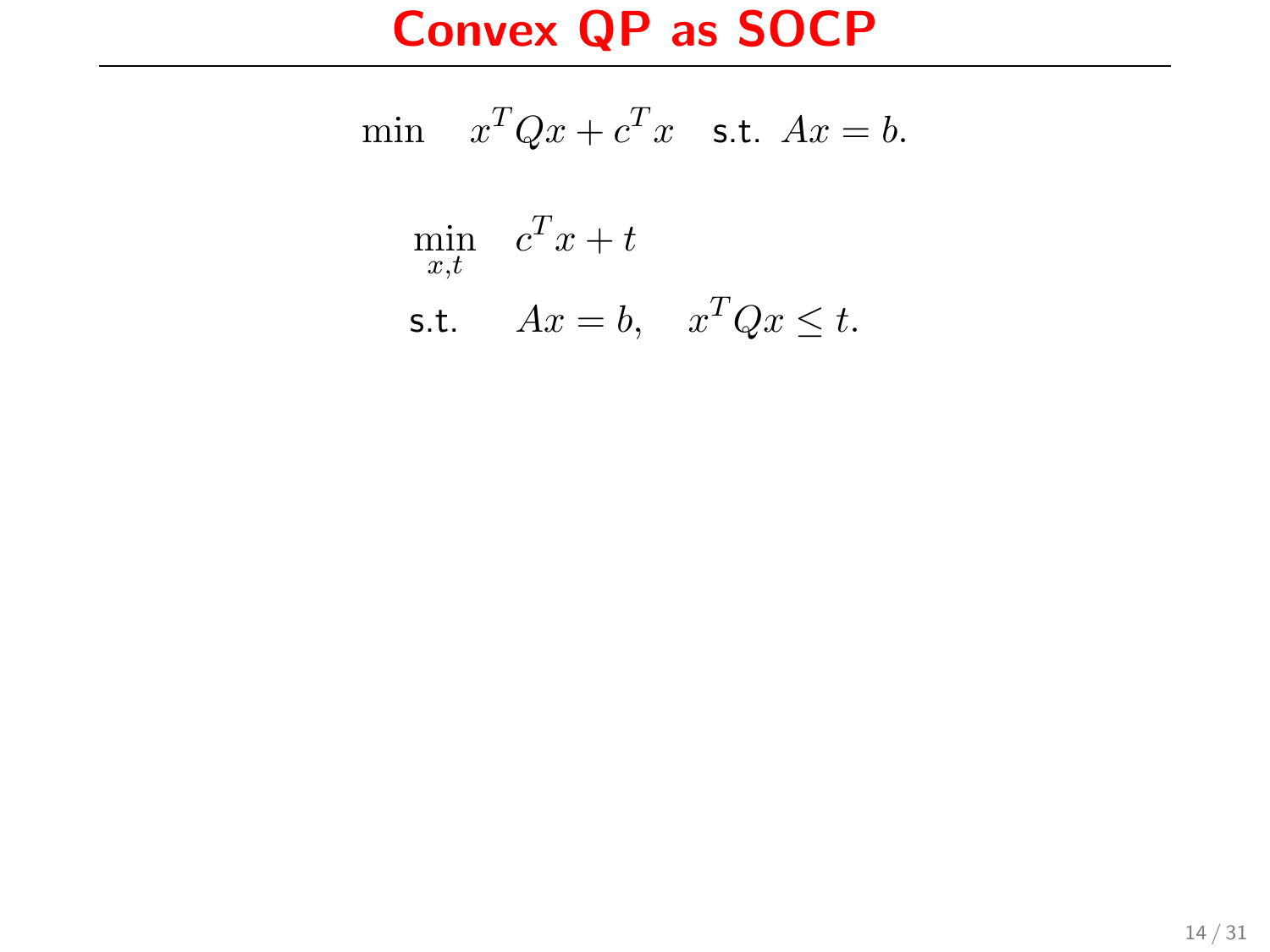# Convex QP as SOCP

$$\min \quad x^T Q x + c^T x \quad \text{s.t. } Ax = b.$$

$$\begin{aligned} \min_{x,t} \quad & c^T x + t \\ \text{s.t.} \quad & Ax = b, \quad x^T Q x \leq t. \end{aligned}$$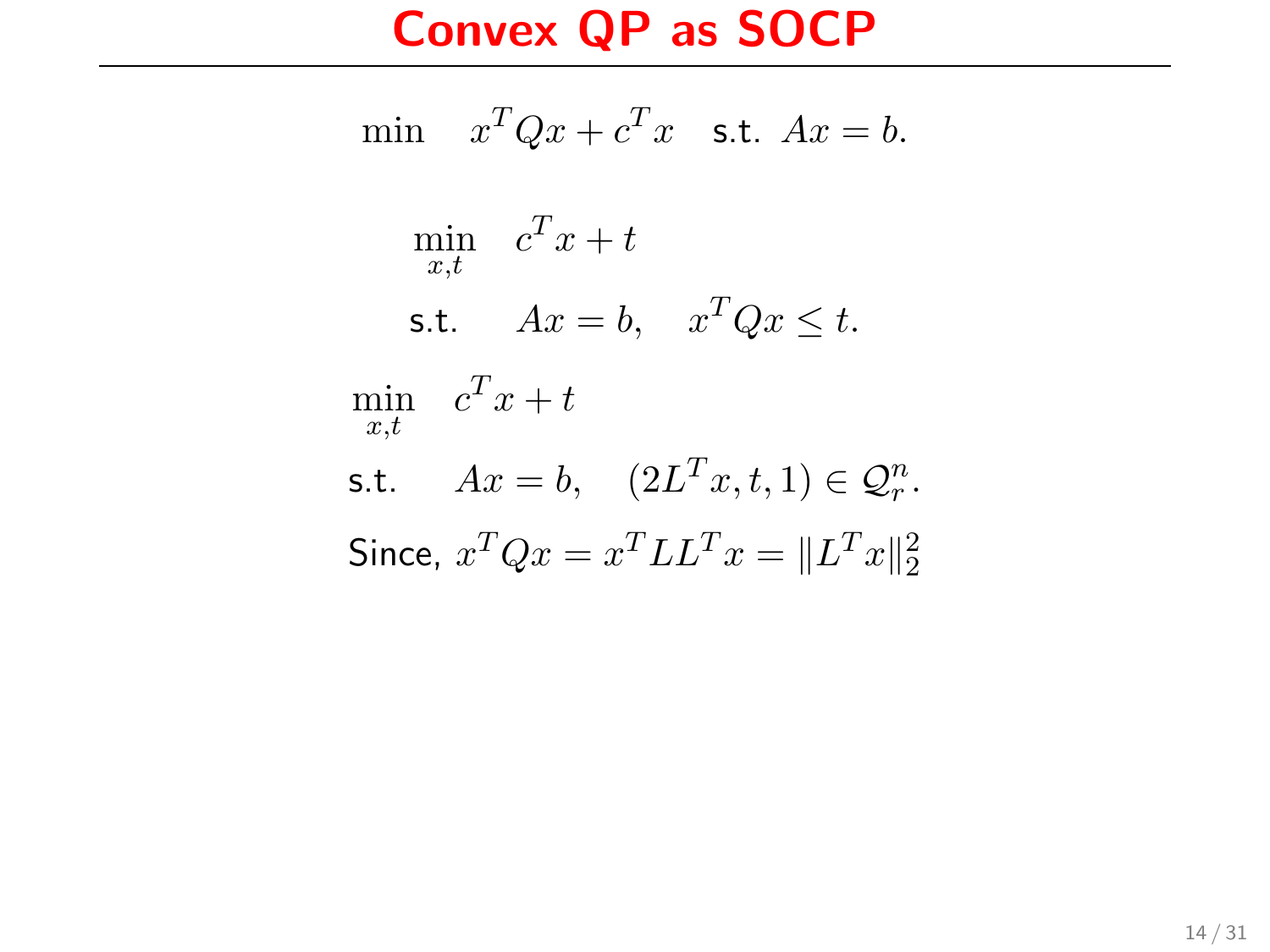# Convex QP as SOCP

$$\min \quad x^T Q x + c^T x \quad \text{s.t. } Ax = b.$$

$$\begin{aligned} \min_{x,t} \quad & c^T x + t \\ \text{s.t.} \quad & Ax = b, \quad x^T Q x \le t. \end{aligned}$$

$$\begin{aligned} \min_{x,t} \quad & c^T x + t \\ \text{s.t.} \quad & Ax = b, \quad (2L^T x, t, 1) \in \mathcal{Q}_r^n. \end{aligned}$$

Since, $x^T Q x = x^T L L^T x = \|L^T x\|_2^2$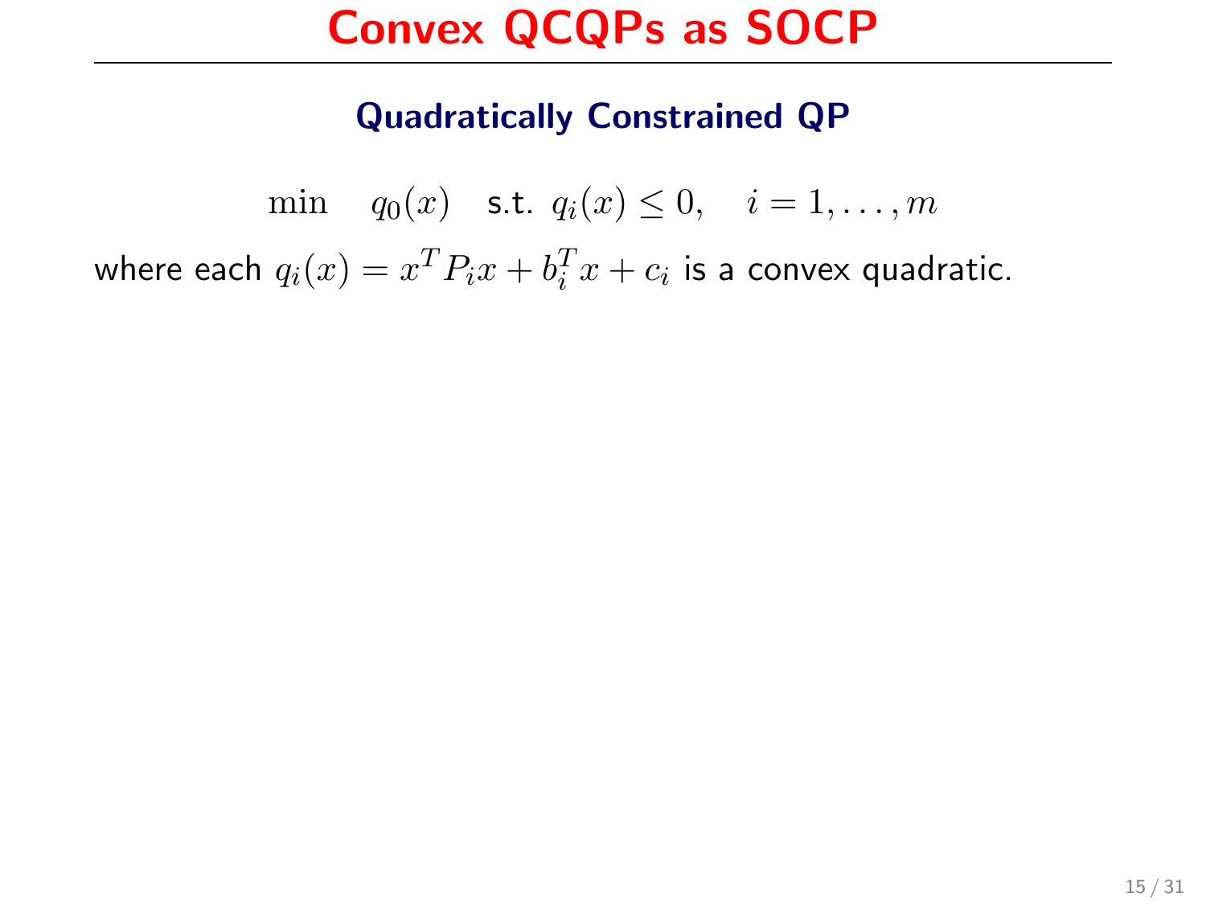# Convex QCQPs as SOCP

### Quadratically Constrained QP

$$\min \quad q_0(x) \quad \text{s.t. } q_i(x) \leq 0, \quad i = 1, \ldots, m$$

where each $q_i(x) = x^T P_i x + b_i^T x + c_i$ is a convex quadratic.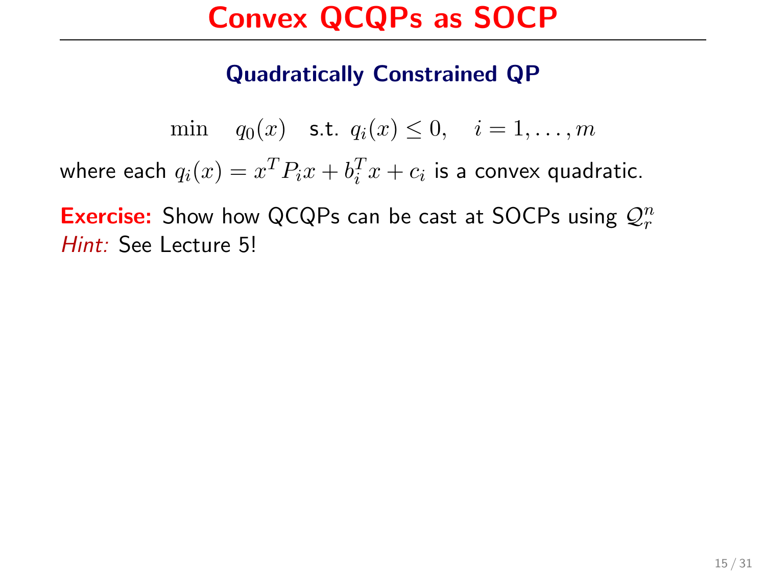# Convex QCQPs as SOCP

## Quadratically Constrained QP

$$\min \quad q_0(x) \quad \text{s.t. } q_i(x) \leq 0, \quad i = 1, \ldots, m$$

where each $q_i(x) = x^T P_i x + b_i^T x + c_i$ is a convex quadratic.

**Exercise:** Show how QCQPs can be cast at SOCPs using $\mathcal{Q}_r^n$
*Hint:* See Lecture 5!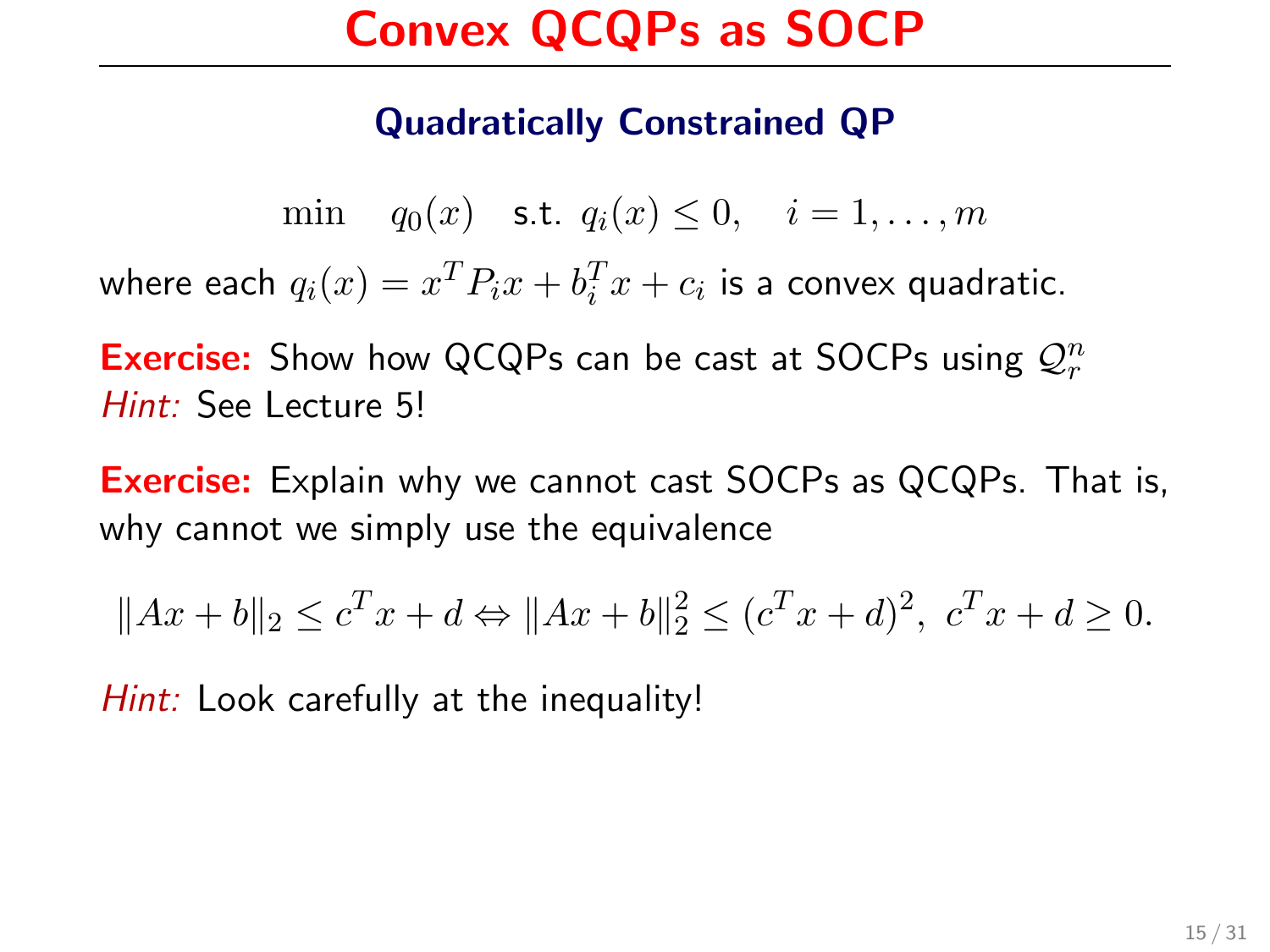# Convex QCQPs as SOCP

### Quadratically Constrained QP

$$\min \quad q_0(x) \quad \text{s.t. } q_i(x) \leq 0, \quad i = 1, \ldots, m$$

where each $q_i(x) = x^T P_i x + b_i^T x + c_i$ is a convex quadratic.

**Exercise:** Show how QCQPs can be cast at SOCPs using $\mathcal{Q}_r^n$
*Hint:* See Lecture 5!

**Exercise:** Explain why we cannot cast SOCPs as QCQPs. That is, why cannot we simply use the equivalence

$$\|Ax + b\|_2 \leq c^T x + d \Leftrightarrow \|Ax + b\|_2^2 \leq (c^T x + d)^2, \; c^T x + d \geq 0.$$

*Hint:* Look carefully at the inequality!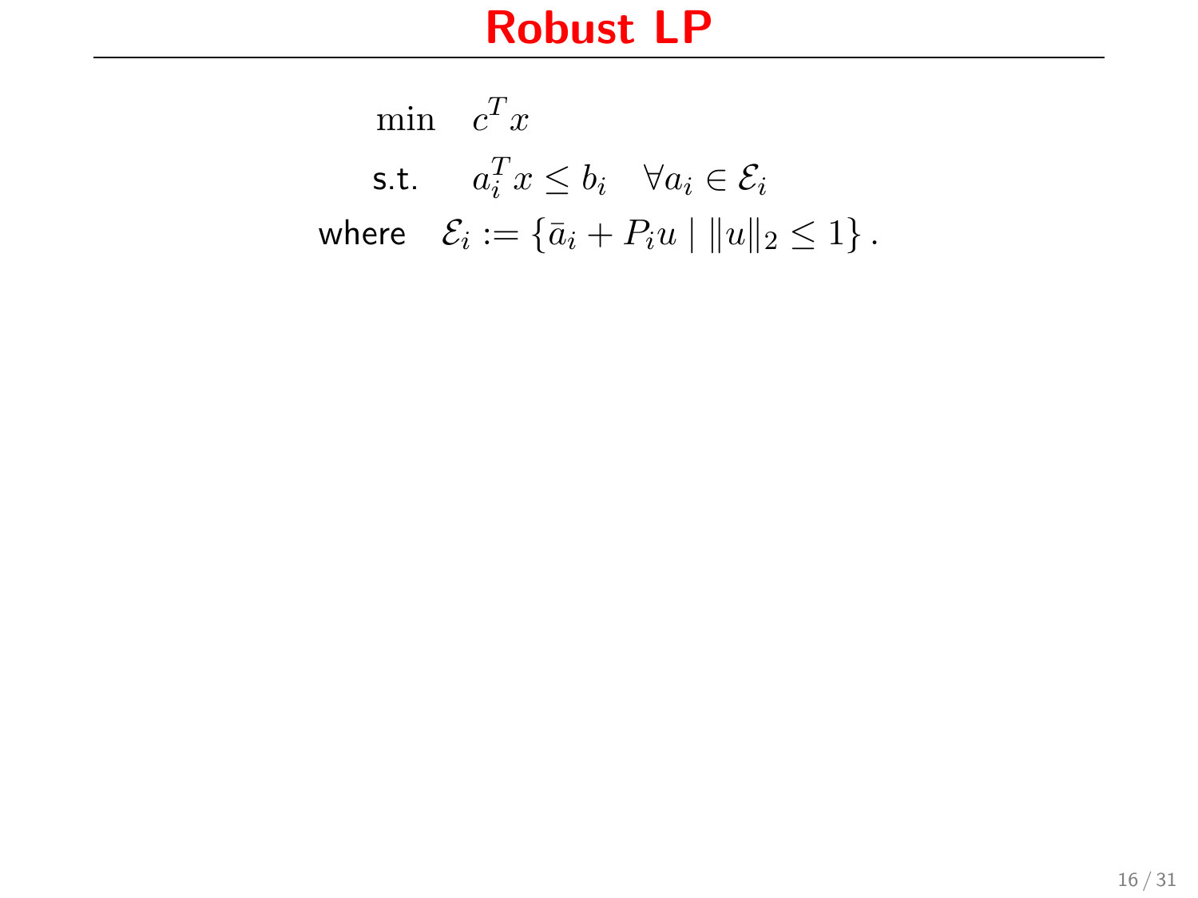# Robust LP

$$
\begin{aligned}
\min \quad & c^T x \\
\text{s.t.} \quad & a_i^T x \le b_i \quad \forall a_i \in \mathcal{E}_i \\
\text{where} \quad & \mathcal{E}_i := \left\{ \bar{a}_i + P_i u \mid \|u\|_2 \le 1 \right\}.
\end{aligned}
$$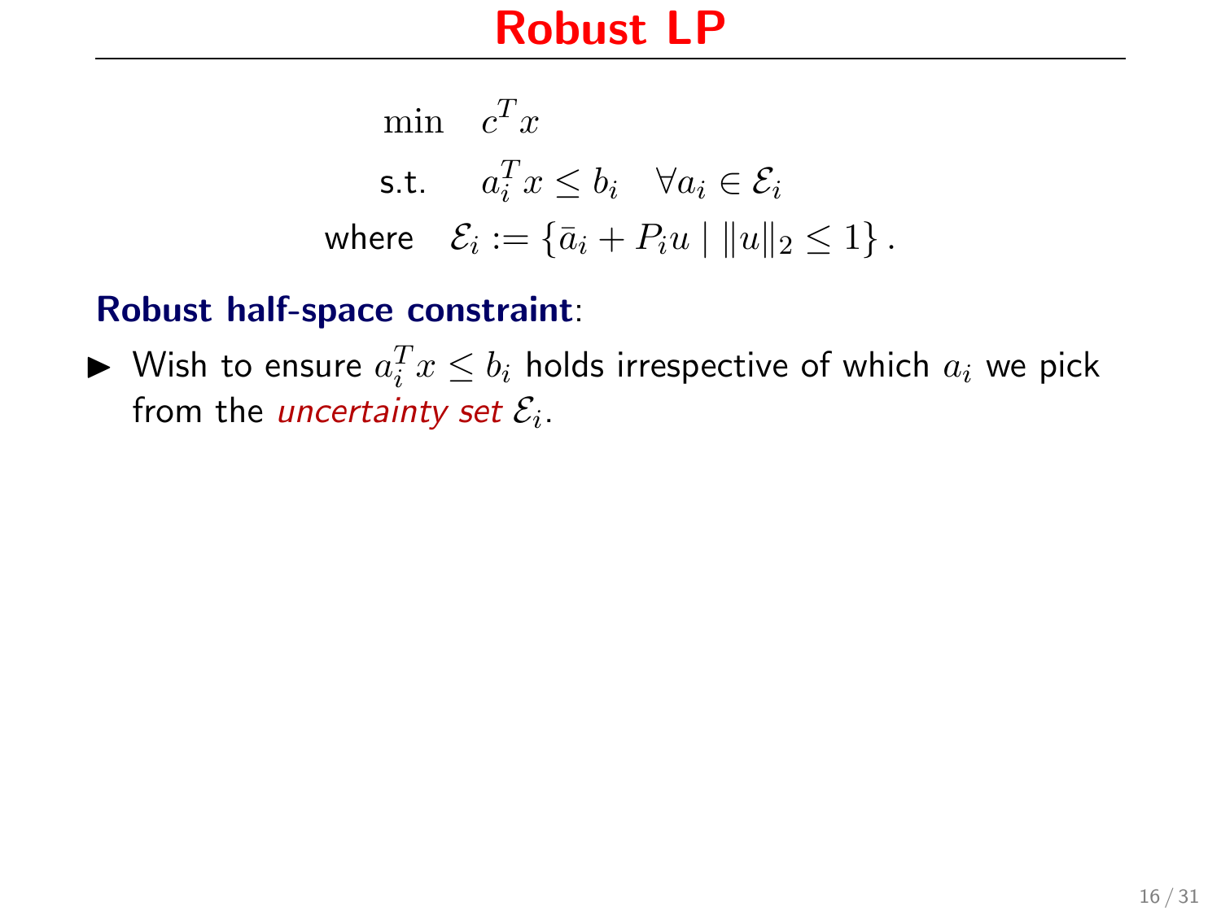# Robust LP

$$
\begin{aligned}
\min \quad & c^T x \\
\text{s.t.} \quad & a_i^T x \leq b_i \quad \forall a_i \in \mathcal{E}_i \\
\text{where} \quad & \mathcal{E}_i := \{\bar{a}_i + P_i u \mid \|u\|_2 \leq 1\}.
\end{aligned}
$$

**Robust half-space constraint**:

- Wish to ensure $a_i^T x \leq b_i$ holds irrespective of which $a_i$ we pick from the *uncertainty set* $\mathcal{E}_i$.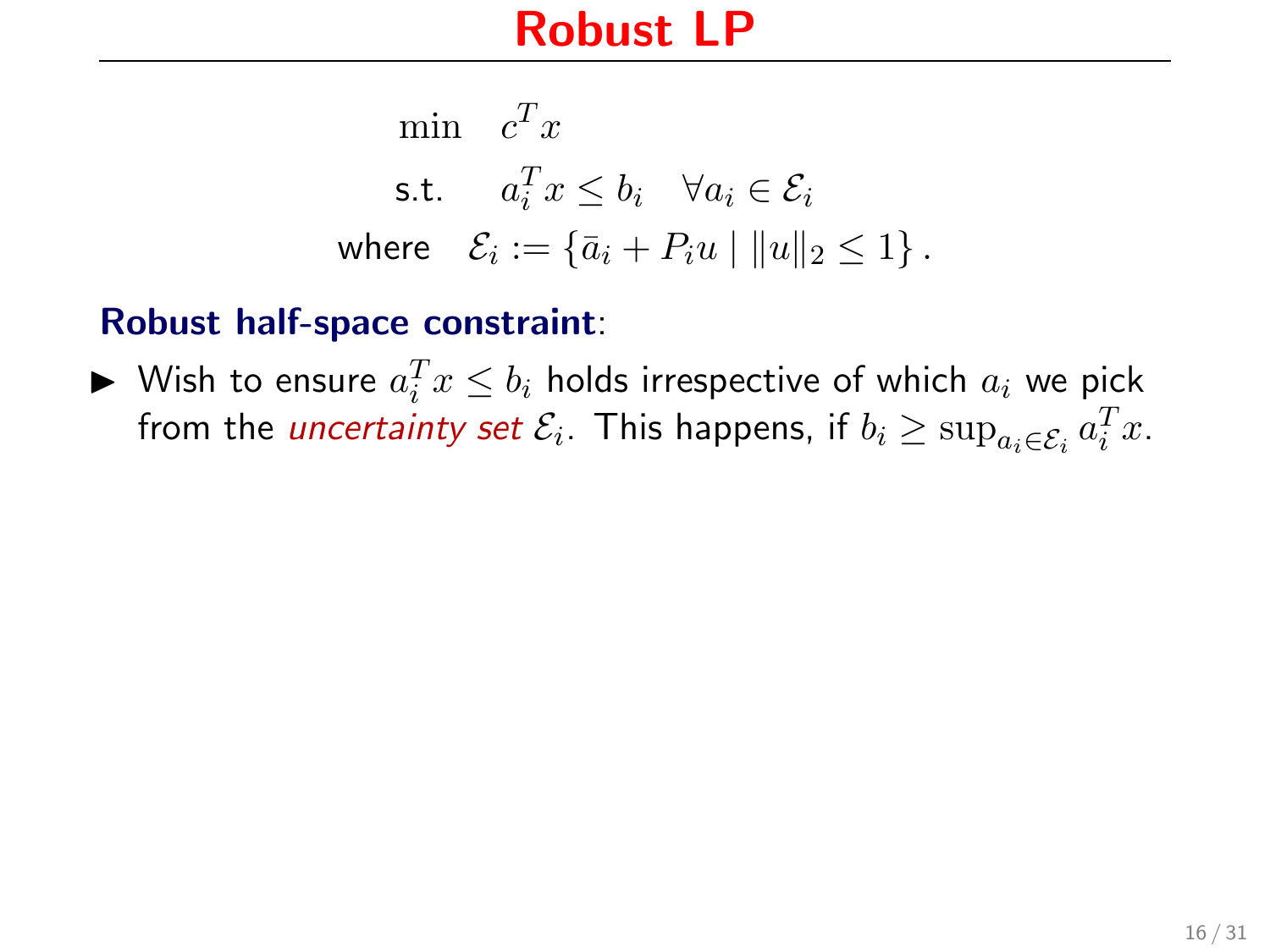# Robust LP

$$
\begin{aligned}
\min \quad & c^T x \\
\text{s.t.} \quad & a_i^T x \le b_i \quad \forall a_i \in \mathcal{E}_i \\
\text{where} \quad & \mathcal{E}_i := \{\bar{a}_i + P_i u \mid \|u\|_2 \le 1\}.
\end{aligned}
$$

**Robust half-space constraint**:

- Wish to ensure $a_i^T x \le b_i$ holds irrespective of which $a_i$ we pick from the *uncertainty set* $\mathcal{E}_i$. This happens, if $b_i \ge \sup_{a_i \in \mathcal{E}_i} a_i^T x$.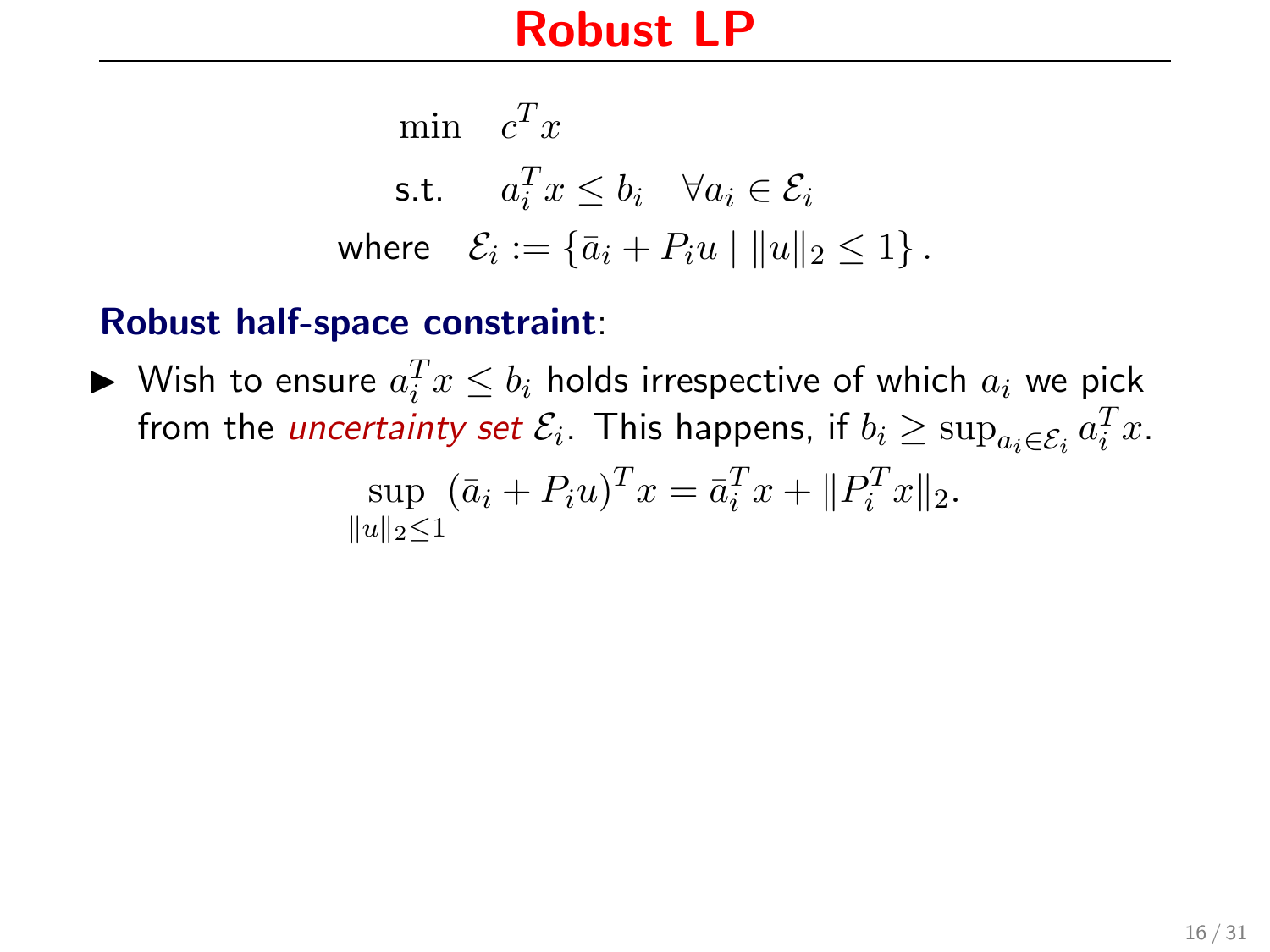# Robust LP

$$
\begin{aligned}
\min \quad & c^T x \\
\text{s.t.} \quad & a_i^T x \leq b_i \quad \forall a_i \in \mathcal{E}_i \\
\text{where} \quad & \mathcal{E}_i := \{\bar{a}_i + P_i u \mid \|u\|_2 \leq 1\}.
\end{aligned}
$$

**Robust half-space constraint**:

- Wish to ensure $a_i^T x \leq b_i$ holds irrespective of which $a_i$ we pick from the *uncertainty set* $\mathcal{E}_i$. This happens, if $b_i \geq \sup_{a_i \in \mathcal{E}_i} a_i^T x$.

$$
\sup_{\|u\|_2 \leq 1} (\bar{a}_i + P_i u)^T x = \bar{a}_i^T x + \|P_i^T x\|_2.
$$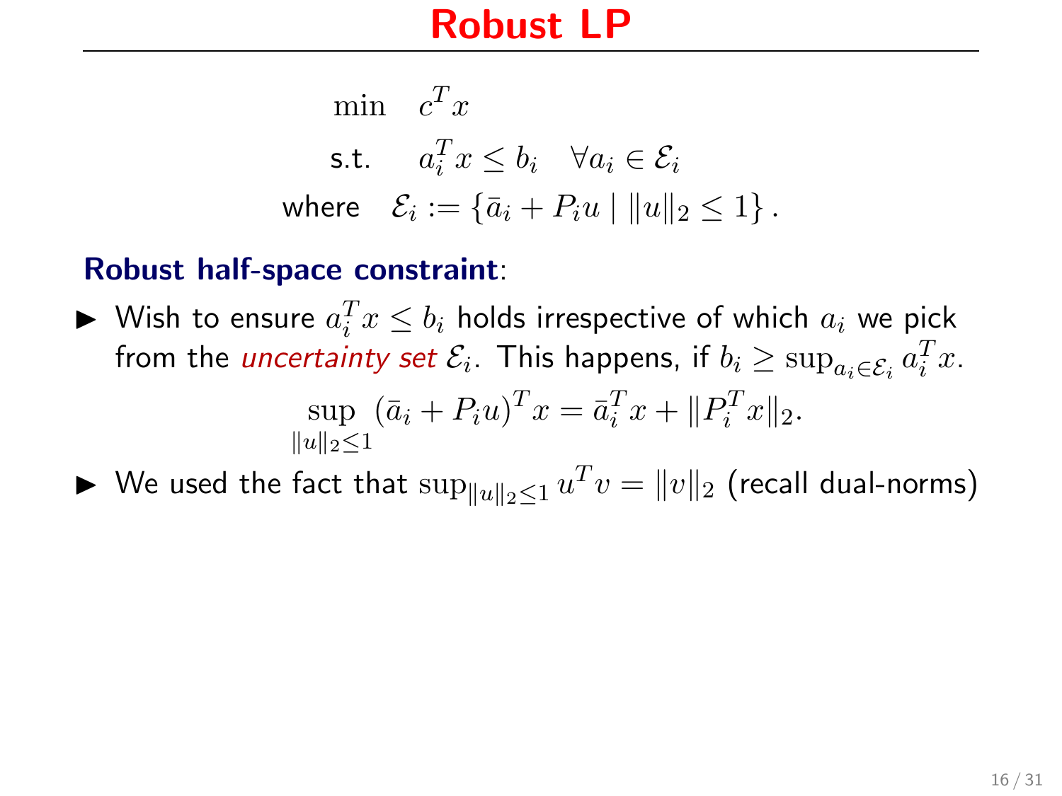# Robust LP

$$
\begin{aligned}
\min \quad & c^T x \\
\text{s.t.} \quad & a_i^T x \leq b_i \quad \forall a_i \in \mathcal{E}_i \\
\text{where} \quad & \mathcal{E}_i := \{\bar{a}_i + P_i u \mid \|u\|_2 \leq 1\}.
\end{aligned}
$$

**Robust half-space constraint**:

- Wish to ensure $a_i^T x \leq b_i$ holds irrespective of which $a_i$ we pick from the *uncertainty set* $\mathcal{E}_i$. This happens, if $b_i \geq \sup_{a_i \in \mathcal{E}_i} a_i^T x$.

$$
\sup_{\|u\|_2 \leq 1} (\bar{a}_i + P_i u)^T x = \bar{a}_i^T x + \|P_i^T x\|_2.
$$

- We used the fact that $\sup_{\|u\|_2 \leq 1} u^T v = \|v\|_2$ (recall dual-norms)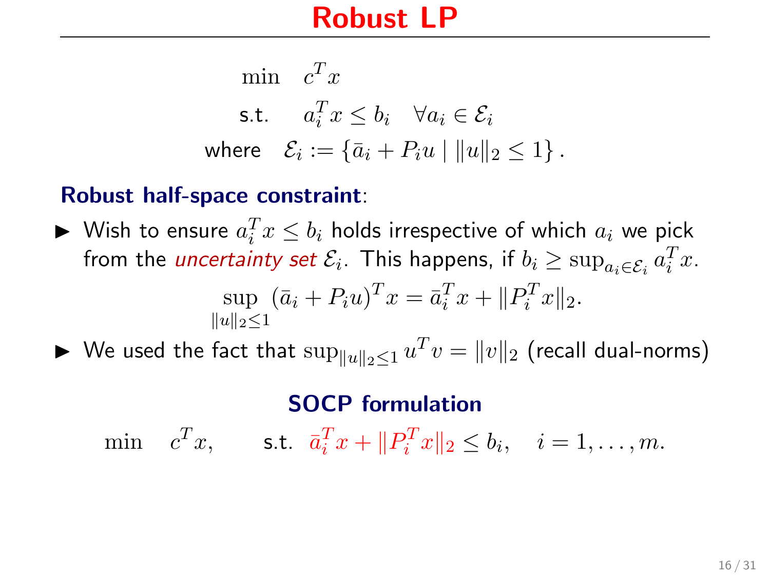# Robust LP

$$
\begin{aligned}
\min \quad & c^T x \\
\text{s.t.} \quad & a_i^T x \leq b_i \quad \forall a_i \in \mathcal{E}_i \\
\text{where} \quad & \mathcal{E}_i := \{\bar{a}_i + P_i u \mid \|u\|_2 \leq 1\}.
\end{aligned}
$$

**Robust half-space constraint**:

- Wish to ensure $a_i^T x \leq b_i$ holds irrespective of which $a_i$ we pick from the *uncertainty set* $\mathcal{E}_i$. This happens, if $b_i \geq \sup_{a_i \in \mathcal{E}_i} a_i^T x$.

$$
\sup_{\|u\|_2 \leq 1} (\bar{a}_i + P_i u)^T x = \bar{a}_i^T x + \|P_i^T x\|_2.
$$

- We used the fact that $\sup_{\|u\|_2 \leq 1} u^T v = \|v\|_2$ (recall dual-norms)

**SOCP formulation**

$$
\min \quad c^T x, \qquad \text{s.t.} \;\; \bar{a}_i^T x + \|P_i^T x\|_2 \leq b_i, \quad i = 1, \ldots, m.
$$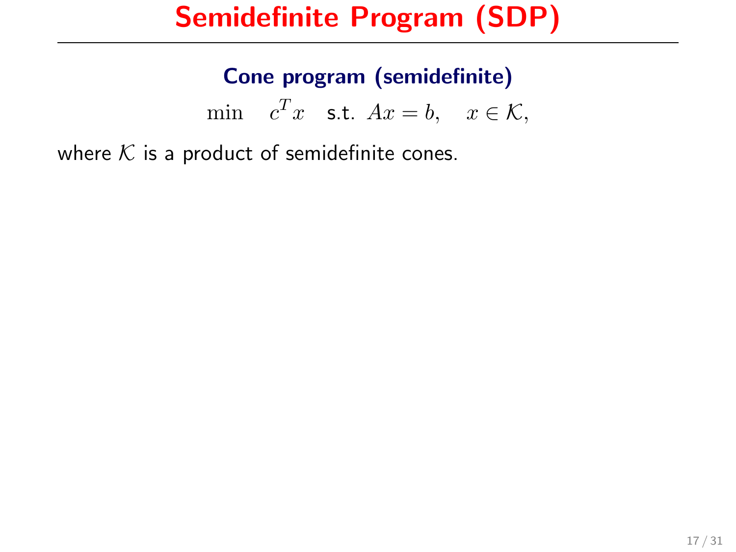# Semidefinite Program (SDP)

**Cone program (semidefinite)**

$$\min \quad c^T x \quad \text{s.t. } Ax = b, \quad x \in \mathcal{K},$$

where $\mathcal{K}$ is a product of semidefinite cones.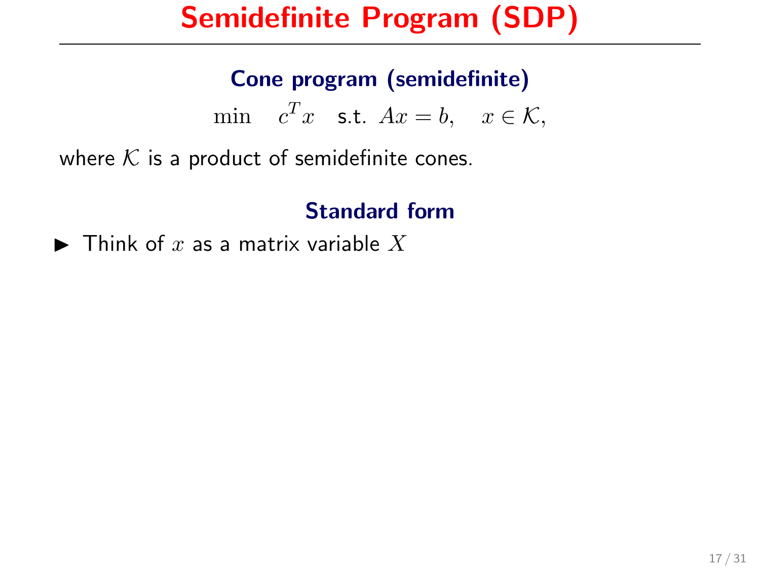# Semidefinite Program (SDP)

### Cone program (semidefinite)

$$\min \quad c^T x \quad \text{s.t. } Ax = b, \quad x \in \mathcal{K},$$

where $\mathcal{K}$ is a product of semidefinite cones.

### Standard form

- Think of $x$ as a matrix variable $X$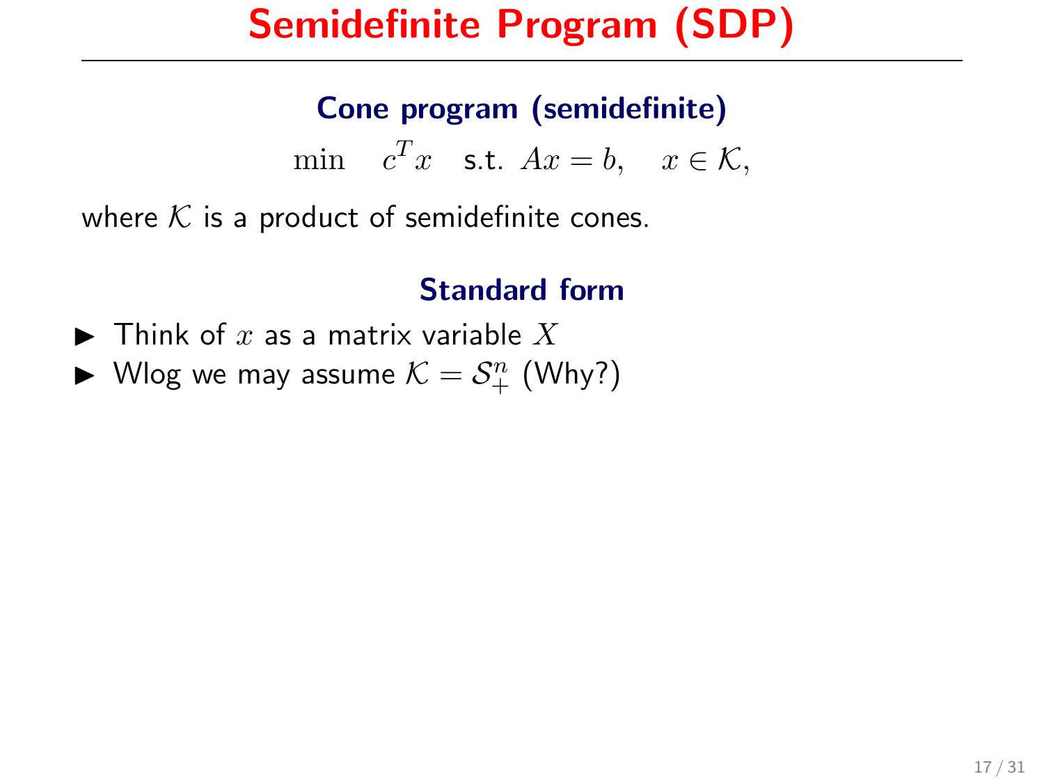# Semidefinite Program (SDP)

### Cone program (semidefinite)

$$\min \quad c^T x \quad \text{s.t. } Ax = b, \quad x \in \mathcal{K},$$

where $\mathcal{K}$ is a product of semidefinite cones.

### Standard form

- Think of $x$ as a matrix variable $X$
- Wlog we may assume $\mathcal{K} = \mathcal{S}_+^n$ (Why?)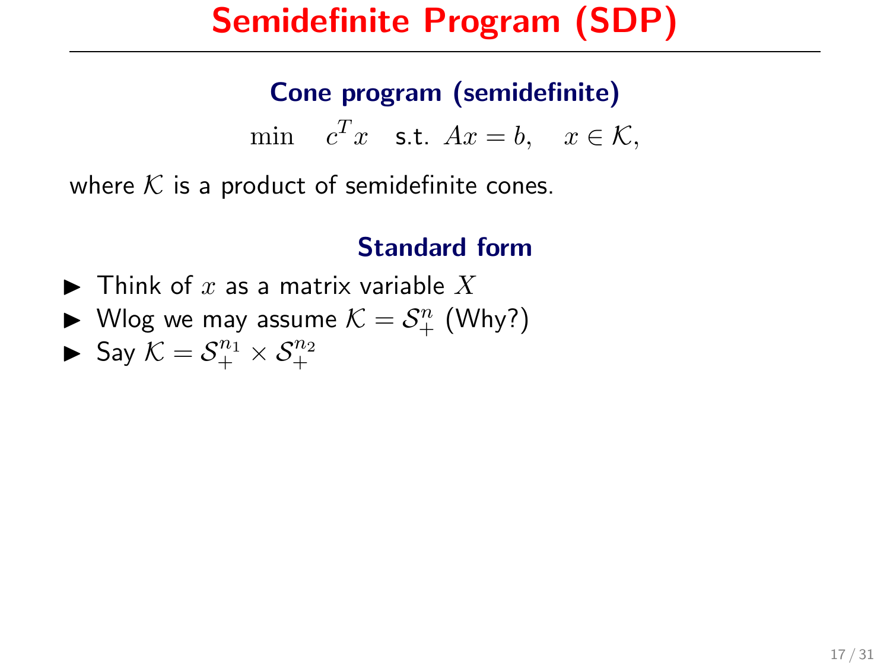# Semidefinite Program (SDP)

### Cone program (semidefinite)

$$\min \quad c^T x \quad \text{s.t. } Ax = b, \quad x \in \mathcal{K},$$

where $\mathcal{K}$ is a product of semidefinite cones.

### Standard form

- Think of $x$ as a matrix variable $X$
- Wlog we may assume $\mathcal{K} = \mathcal{S}_+^n$ (Why?)
- Say $\mathcal{K} = \mathcal{S}_+^{n_1} \times \mathcal{S}_+^{n_2}$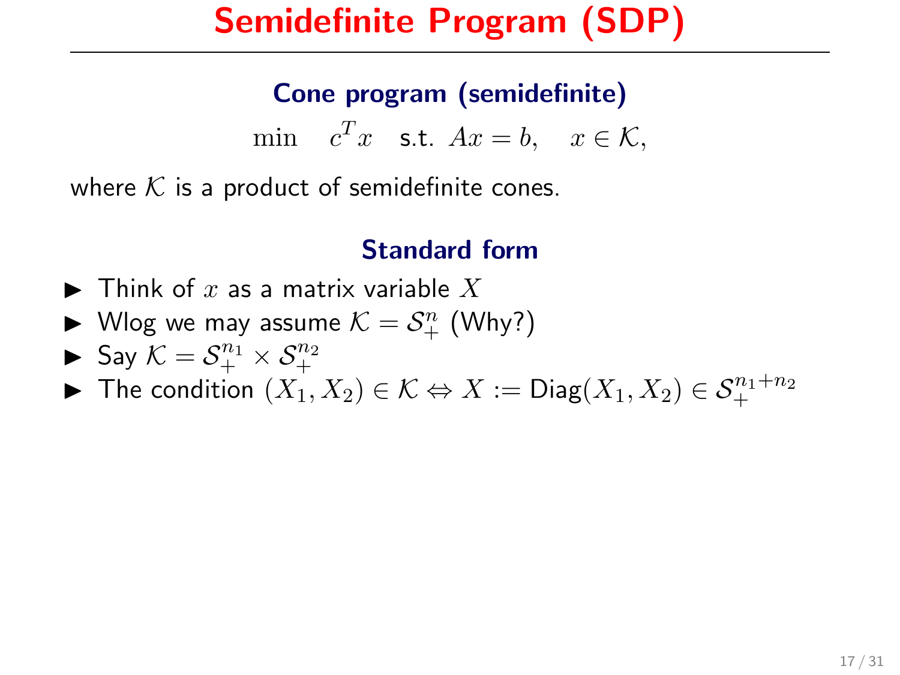# Semidefinite Program (SDP)

### Cone program (semidefinite)

$$\min \quad c^T x \quad \text{s.t. } Ax = b, \quad x \in \mathcal{K},$$

where $\mathcal{K}$ is a product of semidefinite cones.

### Standard form

- Think of $x$ as a matrix variable $X$
- Wlog we may assume $\mathcal{K} = \mathcal{S}_+^n$ (Why?)
- Say $\mathcal{K} = \mathcal{S}_+^{n_1} \times \mathcal{S}_+^{n_2}$
- The condition $(X_1, X_2) \in \mathcal{K} \Leftrightarrow X := \text{Diag}(X_1, X_2) \in \mathcal{S}_+^{n_1+n_2}$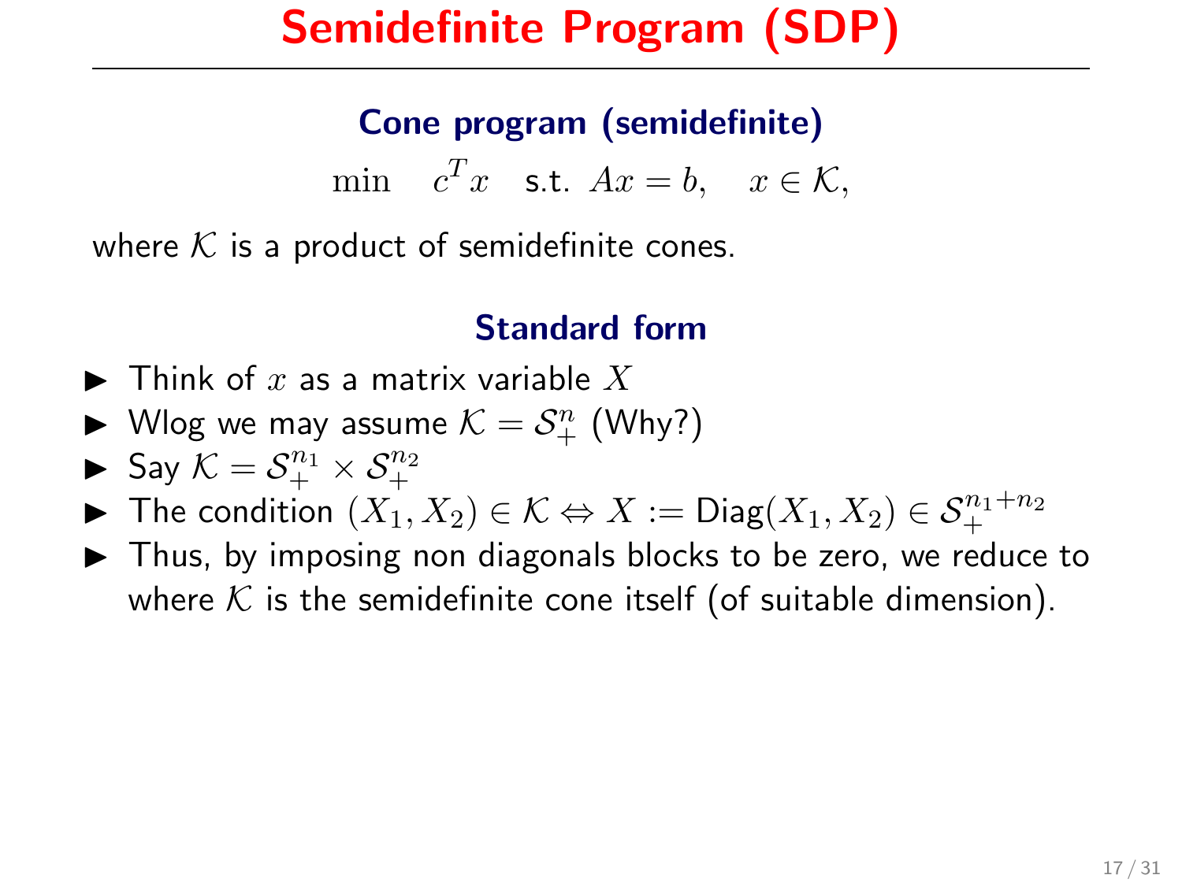# Semidefinite Program (SDP)

### Cone program (semidefinite)

$$\min \quad c^T x \quad \text{s.t. } Ax = b, \quad x \in \mathcal{K},$$

where $\mathcal{K}$ is a product of semidefinite cones.

### Standard form

- Think of $x$ as a matrix variable $X$
- Wlog we may assume $\mathcal{K} = \mathcal{S}_+^n$ (Why?)
- Say $\mathcal{K} = \mathcal{S}_+^{n_1} \times \mathcal{S}_+^{n_2}$
- The condition $(X_1, X_2) \in \mathcal{K} \Leftrightarrow X := \text{Diag}(X_1, X_2) \in \mathcal{S}_+^{n_1+n_2}$
- Thus, by imposing non diagonals blocks to be zero, we reduce to where $\mathcal{K}$ is the semidefinite cone itself (of suitable dimension).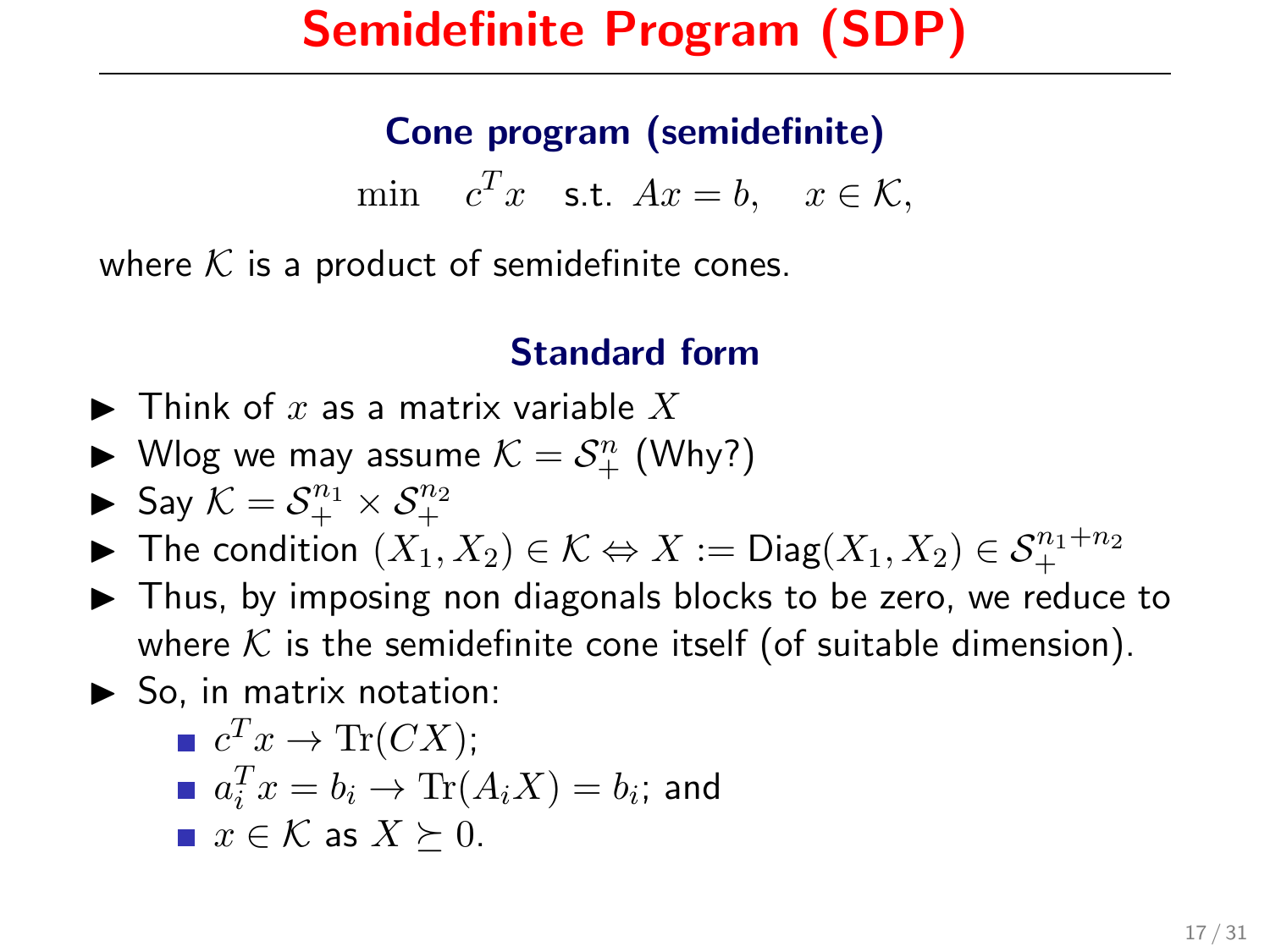# Semidefinite Program (SDP)

### Cone program (semidefinite)

$$\min \quad c^T x \quad \text{s.t. } Ax = b, \quad x \in \mathcal{K},$$

where $\mathcal{K}$ is a product of semidefinite cones.

### Standard form

- Think of $x$ as a matrix variable $X$
- Wlog we may assume $\mathcal{K} = \mathcal{S}_+^n$ (Why?)
- Say $\mathcal{K} = \mathcal{S}_+^{n_1} \times \mathcal{S}_+^{n_2}$
- The condition $(X_1, X_2) \in \mathcal{K} \Leftrightarrow X := \text{Diag}(X_1, X_2) \in \mathcal{S}_+^{n_1+n_2}$
- Thus, by imposing non diagonals blocks to be zero, we reduce to where $\mathcal{K}$ is the semidefinite cone itself (of suitable dimension).
- So, in matrix notation:
  - $c^T x \to \text{Tr}(CX)$;
  - $a_i^T x = b_i \to \text{Tr}(A_i X) = b_i$; and
  - $x \in \mathcal{K}$ as $X \succeq 0$.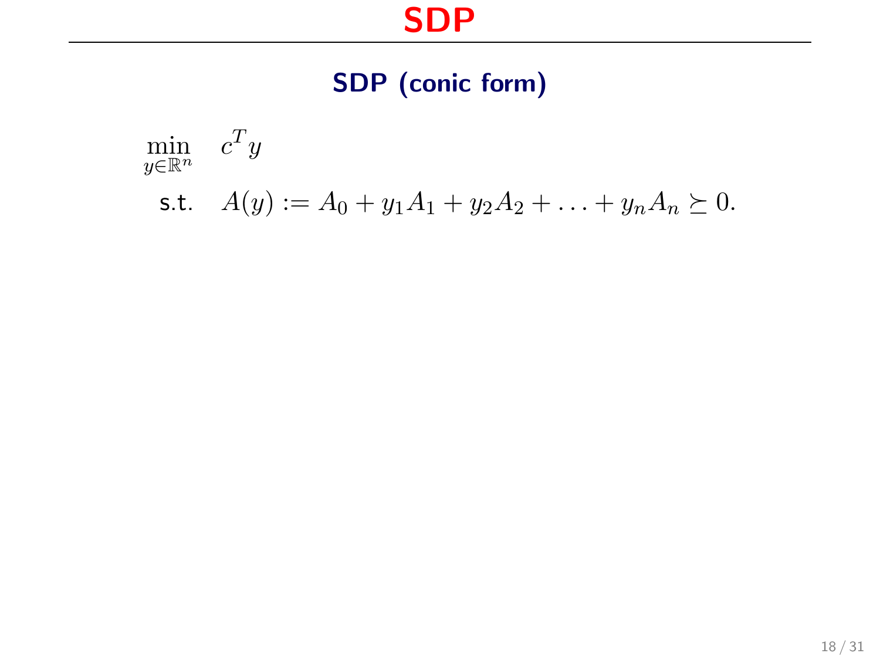# SDP

## SDP (conic form)

$$
\begin{aligned}
\min_{y \in \mathbb{R}^n} \quad & c^T y \\
\text{s.t.} \quad & A(y) := A_0 + y_1 A_1 + y_2 A_2 + \ldots + y_n A_n \succeq 0.
\end{aligned}
$$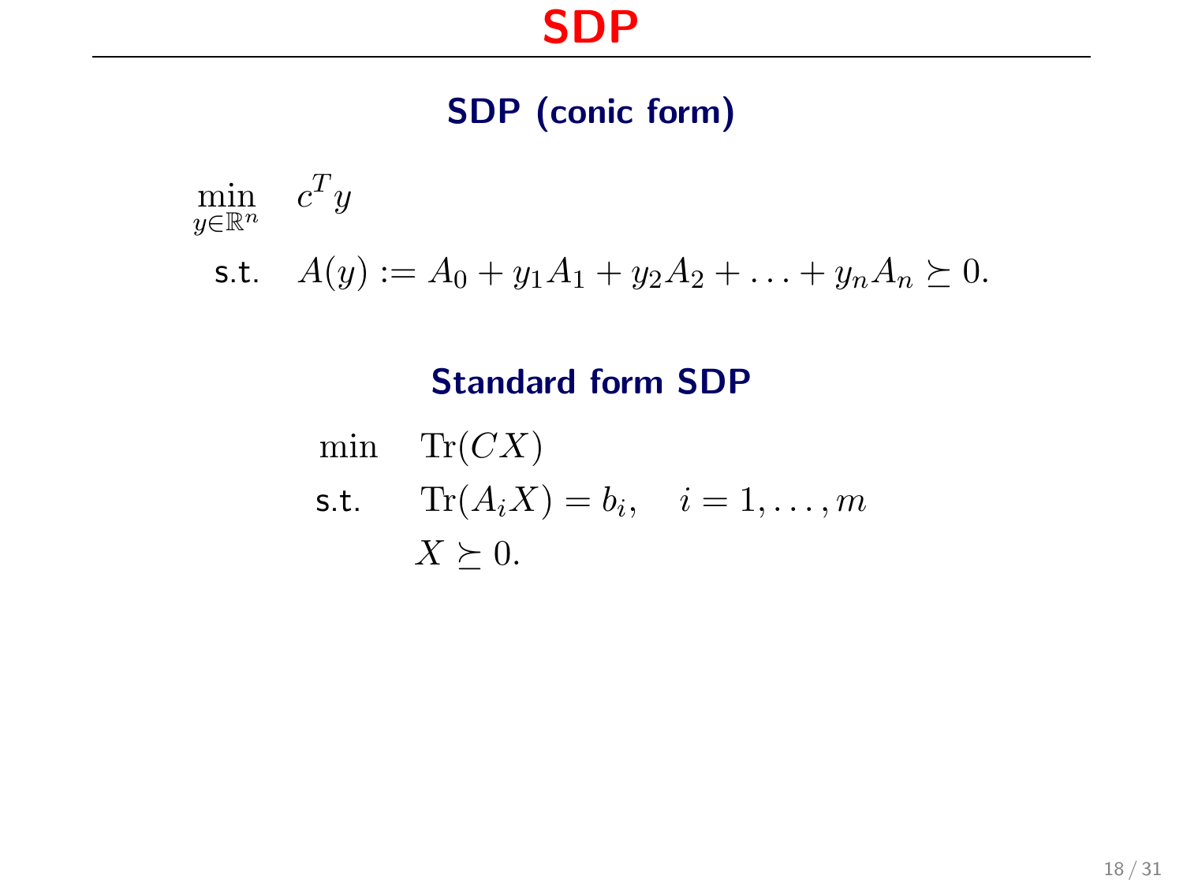# SDP

### SDP (conic form)

$$
\begin{aligned}
\min_{y \in \mathbb{R}^n} \quad & c^T y \\
\text{s.t.} \quad & A(y) := A_0 + y_1 A_1 + y_2 A_2 + \ldots + y_n A_n \succeq 0.
\end{aligned}
$$

### Standard form SDP

$$
\begin{aligned}
\min \quad & \mathrm{Tr}(CX) \\
\text{s.t.} \quad & \mathrm{Tr}(A_i X) = b_i, \quad i = 1, \ldots, m \\
& X \succeq 0.
\end{aligned}
$$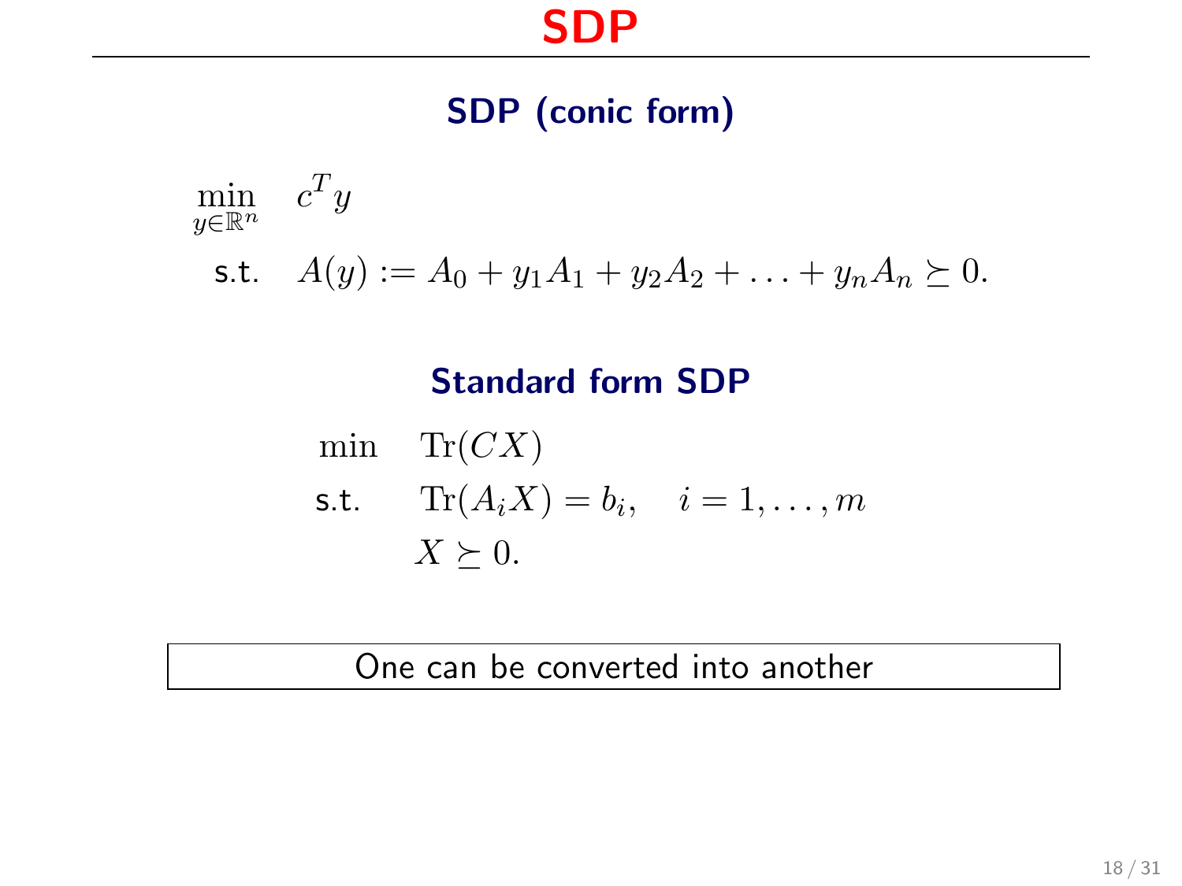# SDP

## SDP (conic form)

$$
\begin{aligned}
\min_{y \in \mathbb{R}^n} \quad & c^T y \\
\text{s.t.} \quad & A(y) := A_0 + y_1 A_1 + y_2 A_2 + \ldots + y_n A_n \succeq 0.
\end{aligned}
$$

## Standard form SDP

$$
\begin{aligned}
\min \quad & \mathrm{Tr}(CX) \\
\text{s.t.} \quad & \mathrm{Tr}(A_i X) = b_i, \quad i = 1, \ldots, m \\
& X \succeq 0.
\end{aligned}
$$

One can be converted into another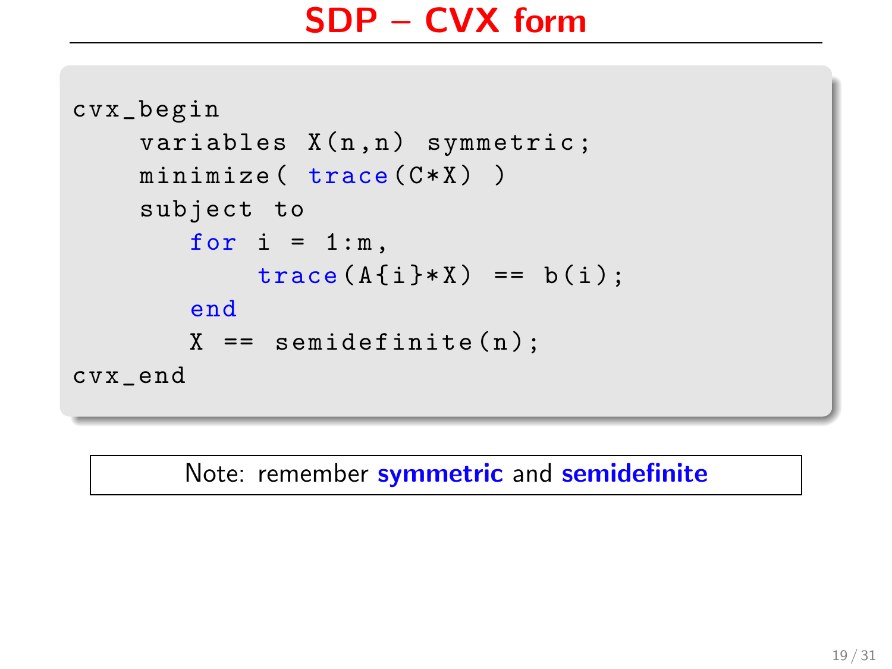# SDP – CVX form

```
cvx_begin
    variables X(n,n) symmetric;
    minimize( trace(C*X) )
    subject to
       for i = 1:m,
           trace(A{i}*X) == b(i);
       end
       X == semidefinite(n);
cvx_end
```

Note: remember **symmetric** and **semidefinite**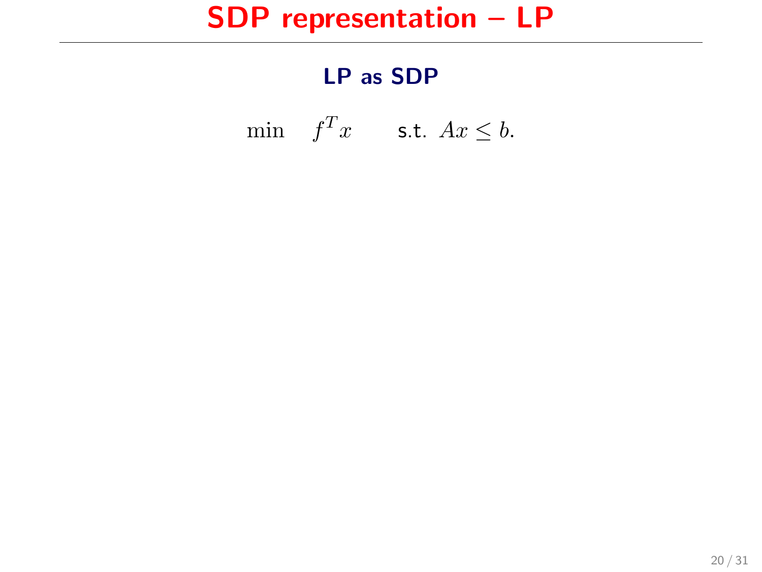# SDP representation – LP

## LP as SDP

$$\min \quad f^T x \qquad \text{s.t. } Ax \leq b.$$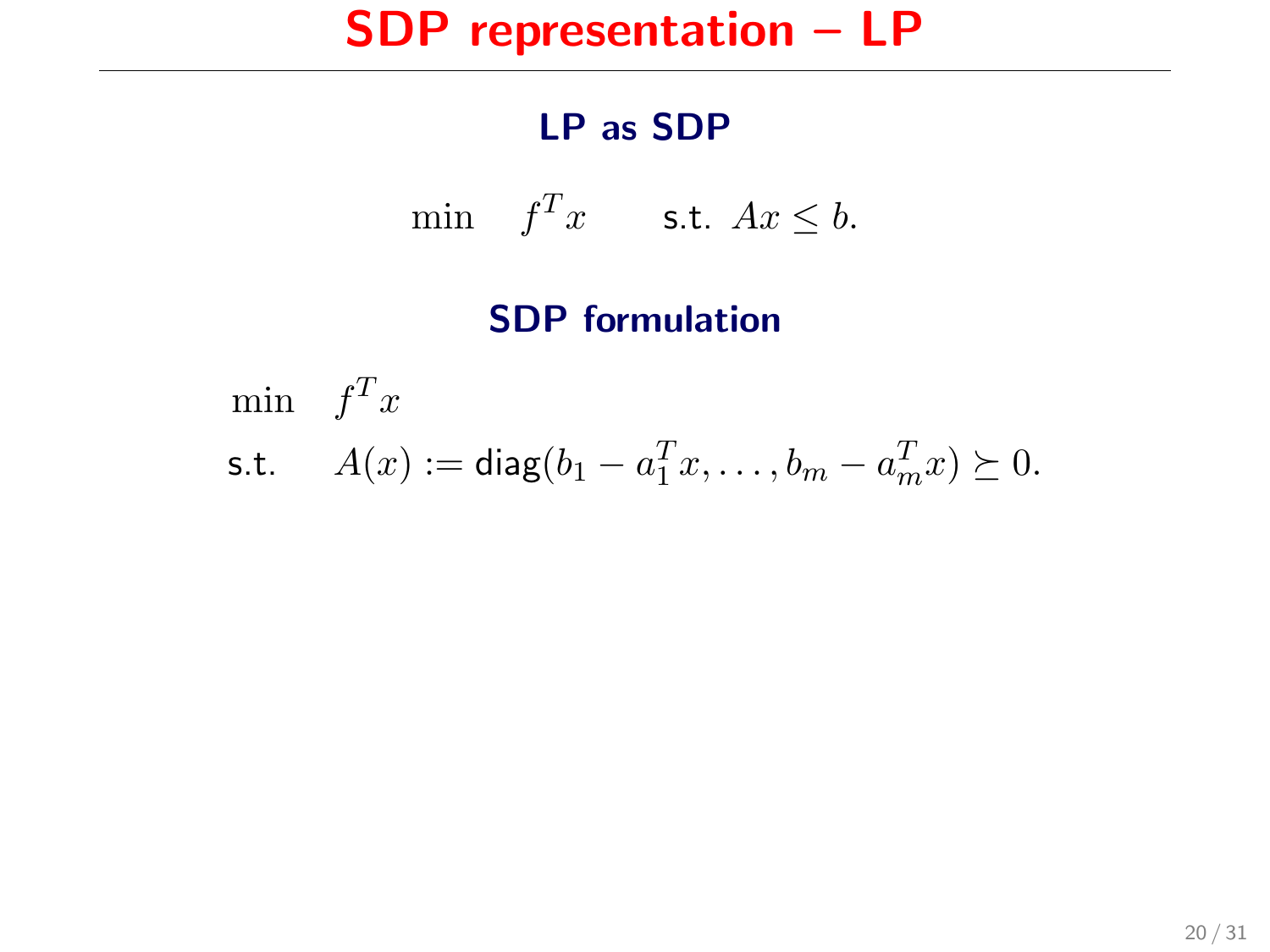# SDP representation – LP

## LP as SDP

$$\min \quad f^T x \qquad \text{s.t. } Ax \leq b.$$

## SDP formulation

$$\begin{aligned}
\min \quad & f^T x \\
\text{s.t.} \quad & A(x) := \mathsf{diag}(b_1 - a_1^T x, \ldots, b_m - a_m^T x) \succeq 0.
\end{aligned}$$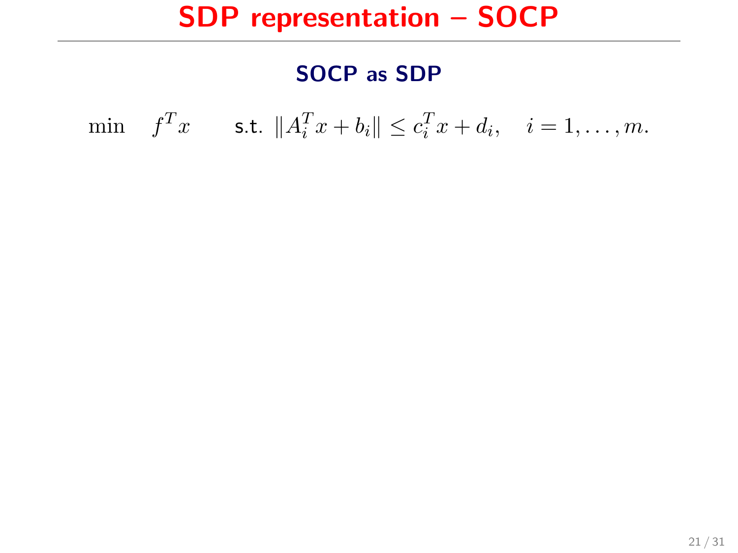# SDP representation – SOCP

## SOCP as SDP

$$\min \quad f^T x \qquad \text{s.t. } \|A_i^T x + b_i\| \leq c_i^T x + d_i, \quad i = 1, \ldots, m.$$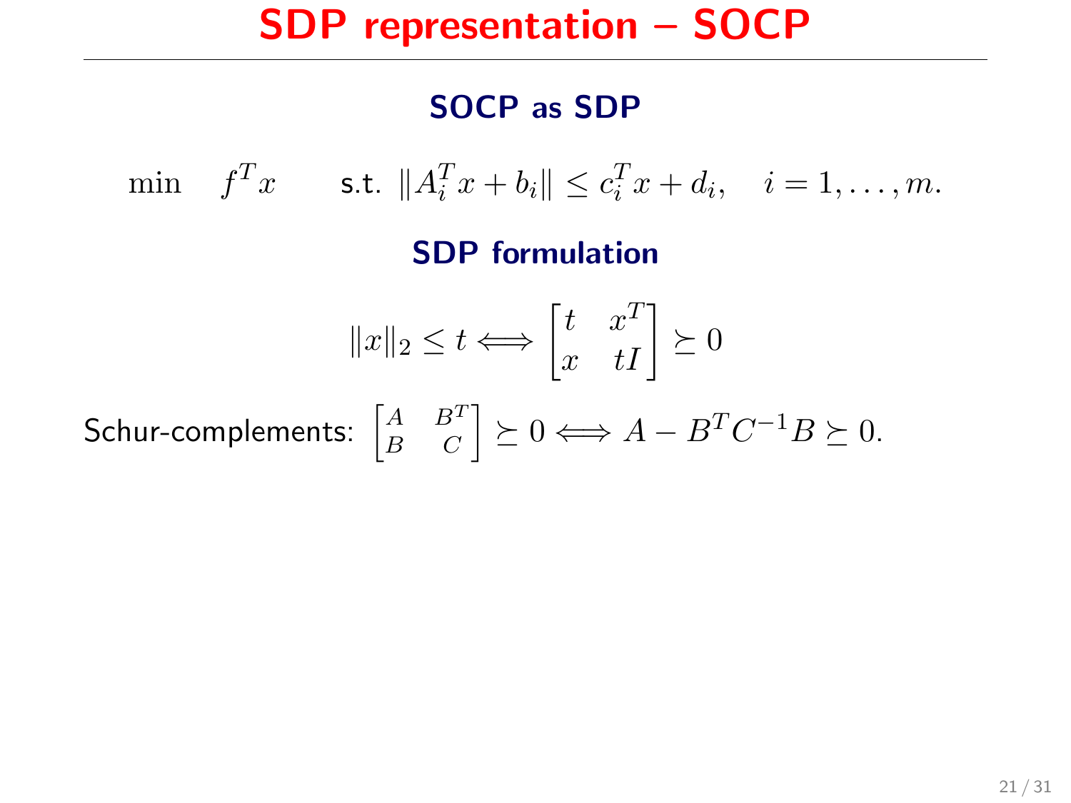# SDP representation – SOCP

## SOCP as SDP

$$\min \quad f^T x \qquad \text{s.t. } \|A_i^T x + b_i\| \le c_i^T x + d_i, \quad i = 1, \dots, m.$$

## SDP formulation

$$\|x\|_2 \le t \Longleftrightarrow \begin{bmatrix} t & x^T \\ x & tI \end{bmatrix} \succeq 0$$

Schur-complements: $\begin{bmatrix} A & B^T \\ B & C \end{bmatrix} \succeq 0 \Longleftrightarrow A - B^T C^{-1} B \succeq 0.$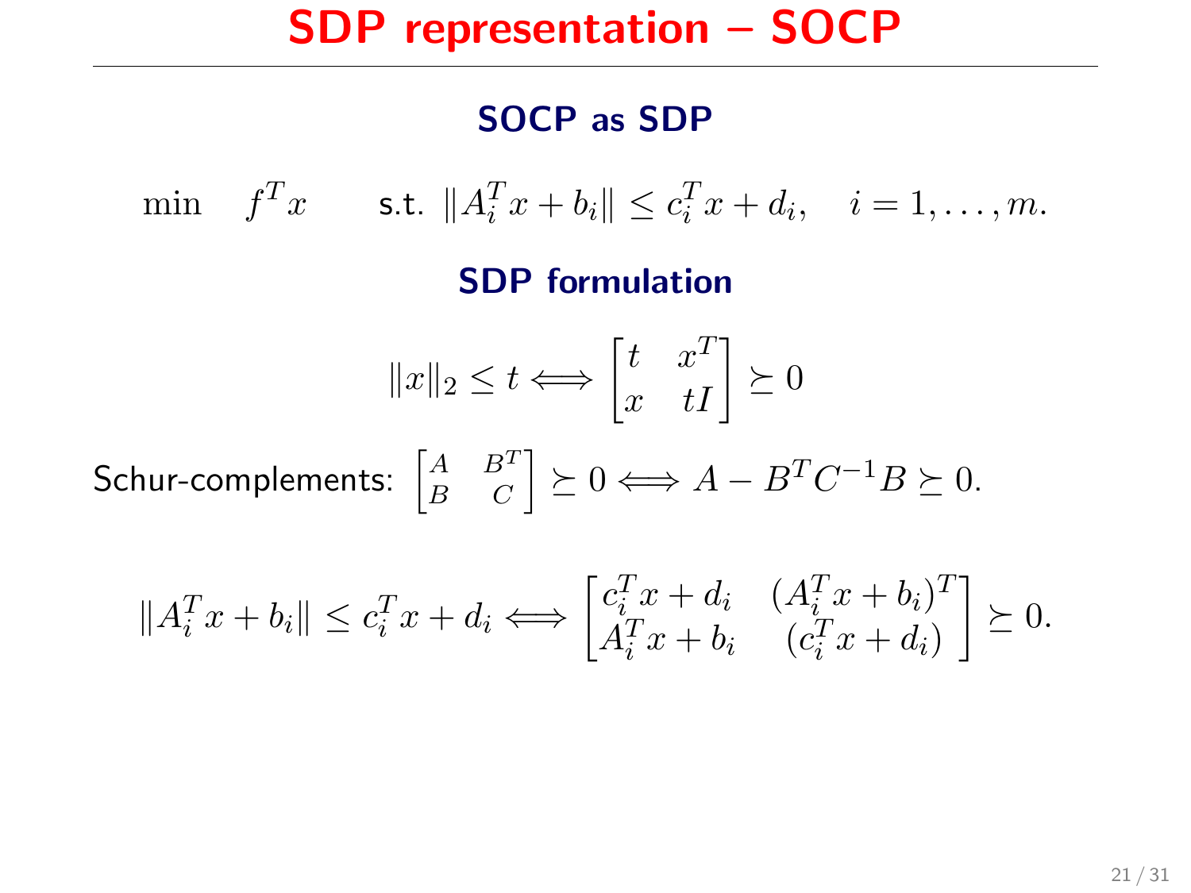# SDP representation – SOCP

## SOCP as SDP

$$\min \quad f^T x \qquad \text{s.t. } \|A_i^T x + b_i\| \le c_i^T x + d_i, \quad i = 1, \ldots, m.$$

## SDP formulation

$$\|x\|_2 \le t \Longleftrightarrow \begin{bmatrix} t & x^T \\ x & tI \end{bmatrix} \succeq 0$$

Schur-complements: $\begin{bmatrix} A & B^T \\ B & C \end{bmatrix} \succeq 0 \Longleftrightarrow A - B^T C^{-1} B \succeq 0.$

$$\|A_i^T x + b_i\| \le c_i^T x + d_i \Longleftrightarrow \begin{bmatrix} c_i^T x + d_i & (A_i^T x + b_i)^T \\ A_i^T x + b_i & (c_i^T x + d_i) \end{bmatrix} \succeq 0.$$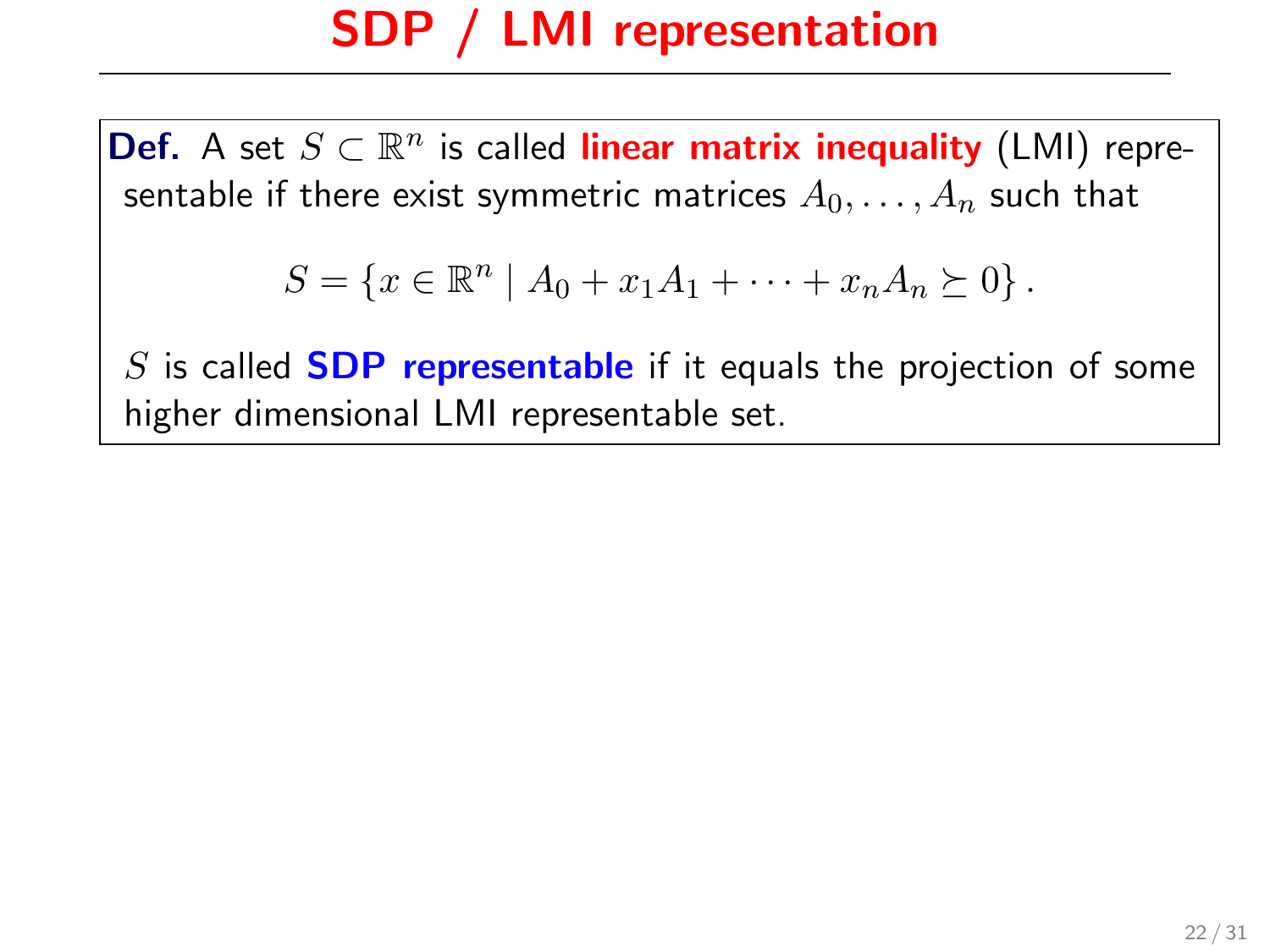# SDP / LMI representation

**Def.** A set $S \subset \mathbb{R}^n$ is called **linear matrix inequality** (LMI) representable if there exist symmetric matrices $A_0, \ldots, A_n$ such that

$$S = \{x \in \mathbb{R}^n \mid A_0 + x_1 A_1 + \cdots + x_n A_n \succeq 0\}.$$

$S$ is called **SDP representable** if it equals the projection of some higher dimensional LMI representable set.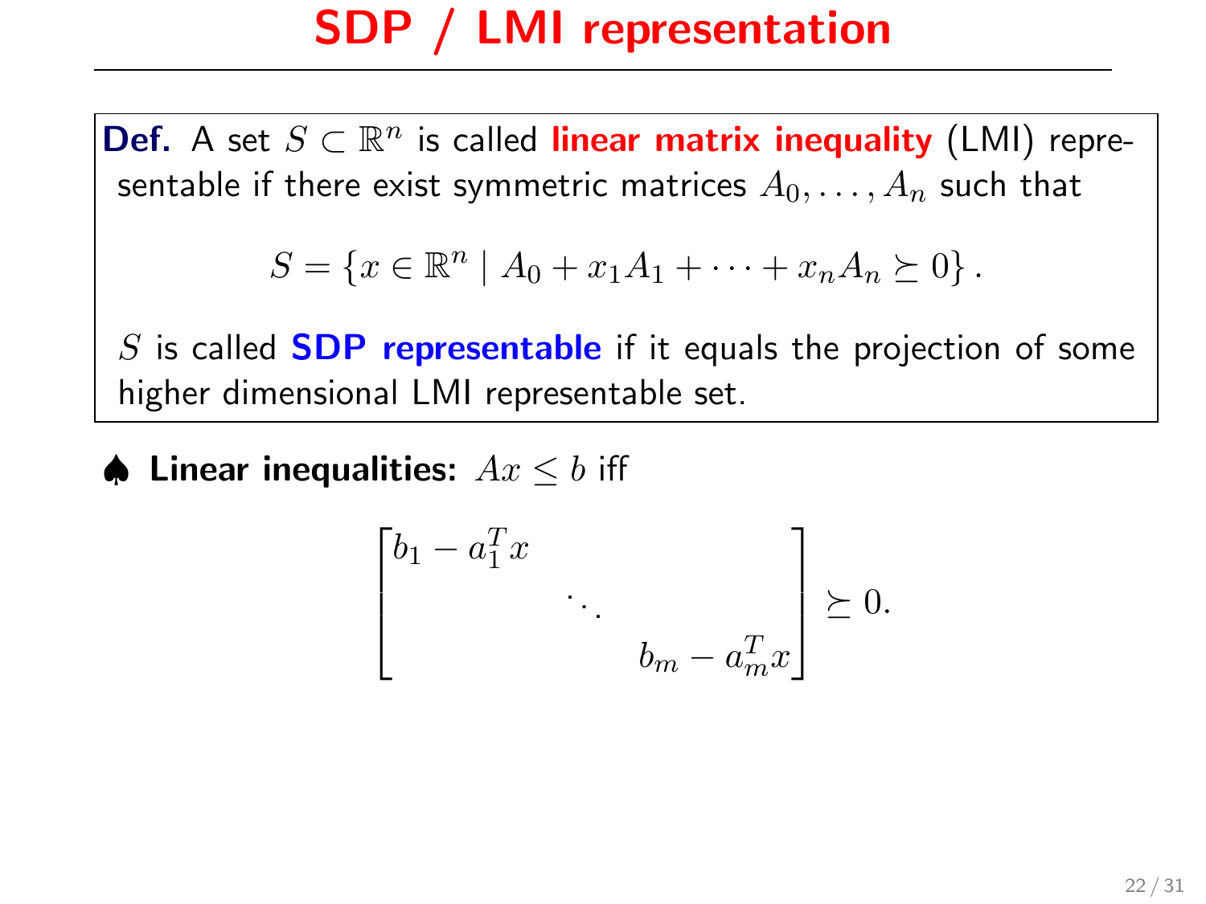# SDP / LMI representation

**Def.** A set $S \subset \mathbb{R}^n$ is called **linear matrix inequality** (LMI) representable if there exist symmetric matrices $A_0, \ldots, A_n$ such that

$$S = \{x \in \mathbb{R}^n \mid A_0 + x_1 A_1 + \cdots + x_n A_n \succeq 0\}.$$

$S$ is called **SDP representable** if it equals the projection of some higher dimensional LMI representable set.

♠ **Linear inequalities:** $Ax \leq b$ iff

$$\begin{bmatrix} b_1 - a_1^T x & & \\ & \ddots & \\ & & b_m - a_m^T x \end{bmatrix} \succeq 0.$$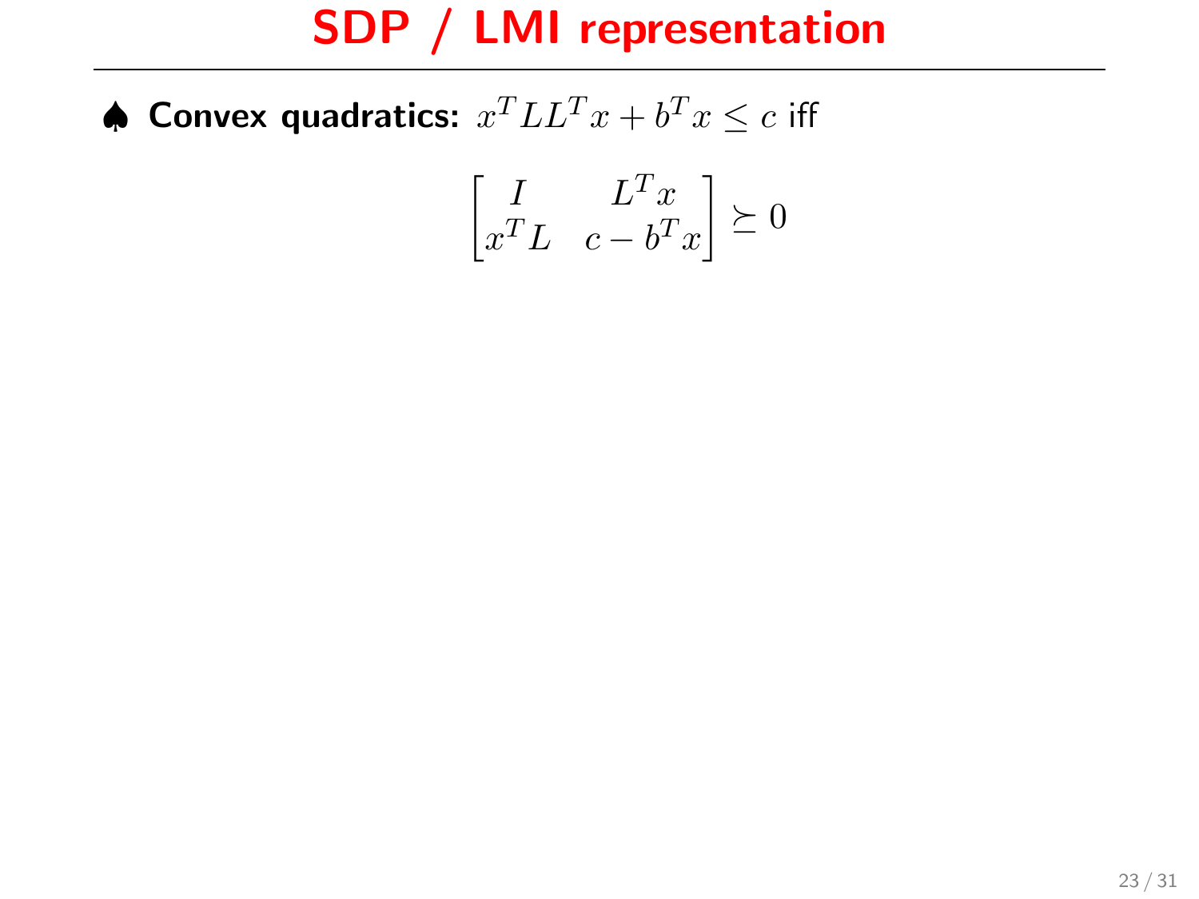# SDP / LMI representation

♠ **Convex quadratics:** $x^T L L^T x + b^T x \leq c$ iff

$$\begin{bmatrix} I & L^T x \\ x^T L & c - b^T x \end{bmatrix} \succeq 0$$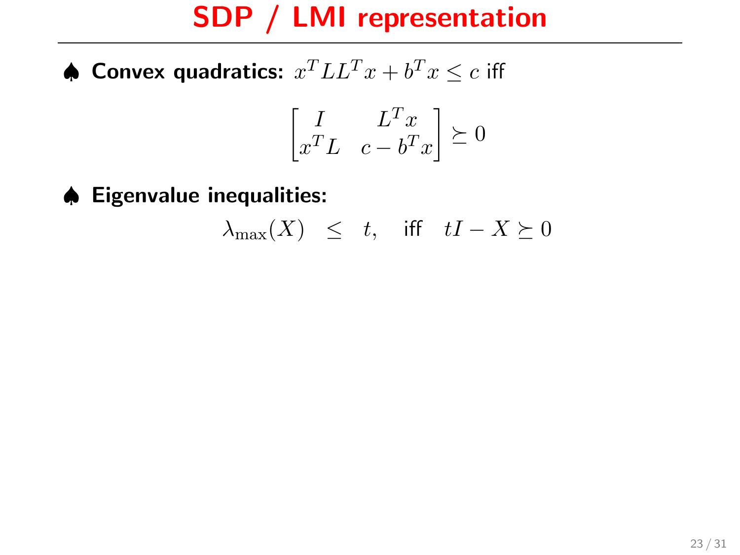# SDP / LMI representation

♠ **Convex quadratics:** $x^T LL^T x + b^T x \leq c$ iff

$$\begin{bmatrix} I & L^T x \\ x^T L & c - b^T x \end{bmatrix} \succeq 0$$

♠ **Eigenvalue inequalities:**

$$\lambda_{\max}(X) \quad \leq \quad t, \quad \text{iff} \quad tI - X \succeq 0$$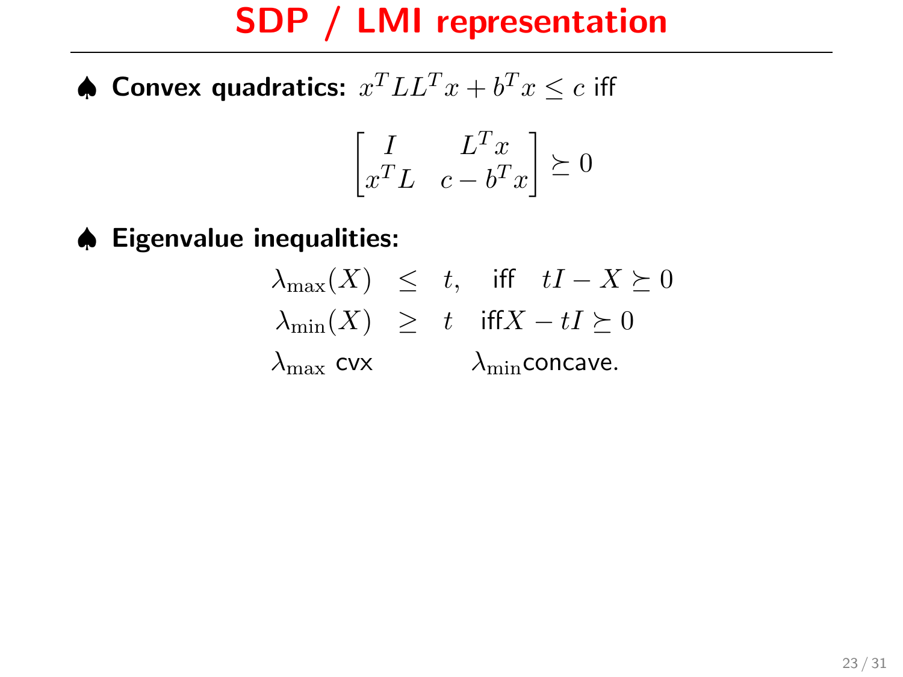# SDP / LMI representation

♠ **Convex quadratics:** $x^TLL^Tx + b^Tx \leq c$ iff

$$\begin{bmatrix} I & L^Tx \\ x^TL & c - b^Tx \end{bmatrix} \succeq 0$$

♠ **Eigenvalue inequalities:**

$$\begin{array}{lcl} \lambda_{\max}(X) & \leq & t, \quad \text{iff} \quad tI - X \succeq 0 \\ \lambda_{\min}(X) & \geq & t \quad \text{iff} X - tI \succeq 0 \\ \lambda_{\max} \text{ cvx} & & \qquad \lambda_{\min} \text{concave.} \end{array}$$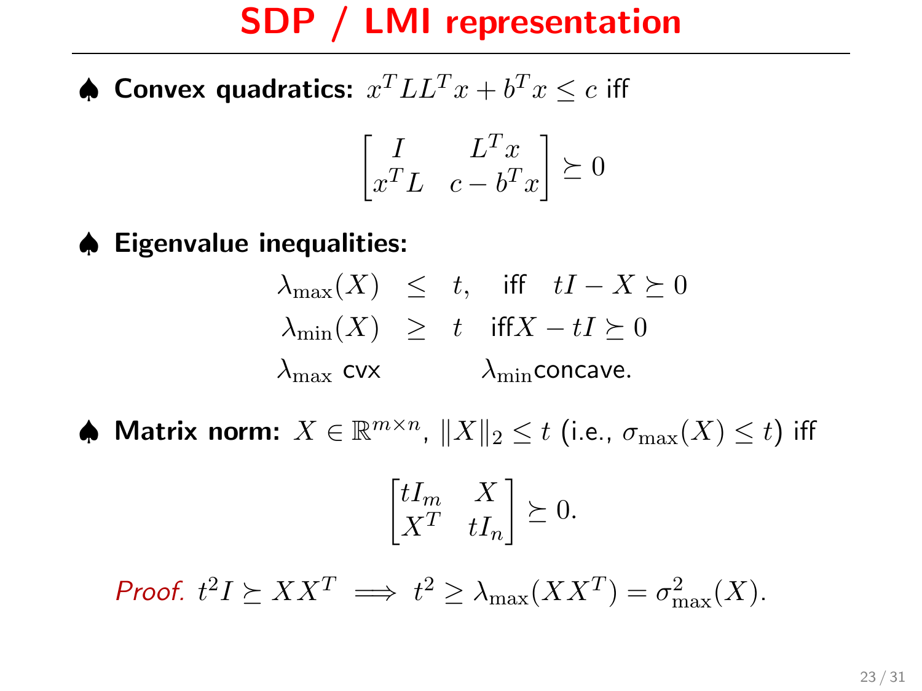# SDP / LMI representation

♠ **Convex quadratics:** $x^T L L^T x + b^T x \le c$ iff

$$\begin{bmatrix} I & L^T x \\ x^T L & c - b^T x \end{bmatrix} \succeq 0$$

♠ **Eigenvalue inequalities:**

$$\begin{aligned} \lambda_{\max}(X) &\le t, \quad \text{iff} \quad tI - X \succeq 0 \\ \lambda_{\min}(X) &\ge t \quad \text{iff} X - tI \succeq 0 \\ \lambda_{\max} \text{ cvx} & \qquad\qquad \lambda_{\min} \text{concave.} \end{aligned}$$

♠ **Matrix norm:** $X \in \mathbb{R}^{m \times n}$, $\|X\|_2 \le t$ (i.e., $\sigma_{\max}(X) \le t$) iff

$$\begin{bmatrix} tI_m & X \\ X^T & tI_n \end{bmatrix} \succeq 0.$$

*Proof.* $t^2 I \succeq XX^T \implies t^2 \ge \lambda_{\max}(XX^T) = \sigma_{\max}^2(X)$.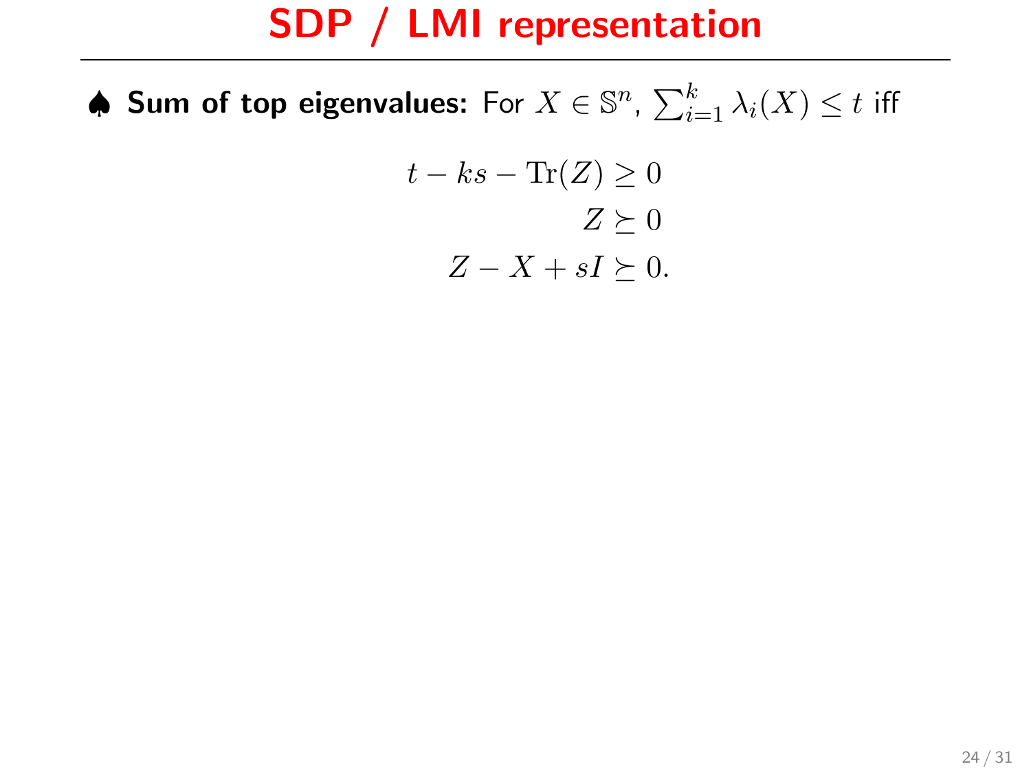# SDP / LMI representation

♠ **Sum of top eigenvalues:** For $X \in \mathbb{S}^n$, $\sum_{i=1}^{k} \lambda_i(X) \leq t$ iff

$$
\begin{aligned}
t - ks - \mathrm{Tr}(Z) &\geq 0 \\
Z &\succeq 0 \\
Z - X + sI &\succeq 0.
\end{aligned}
$$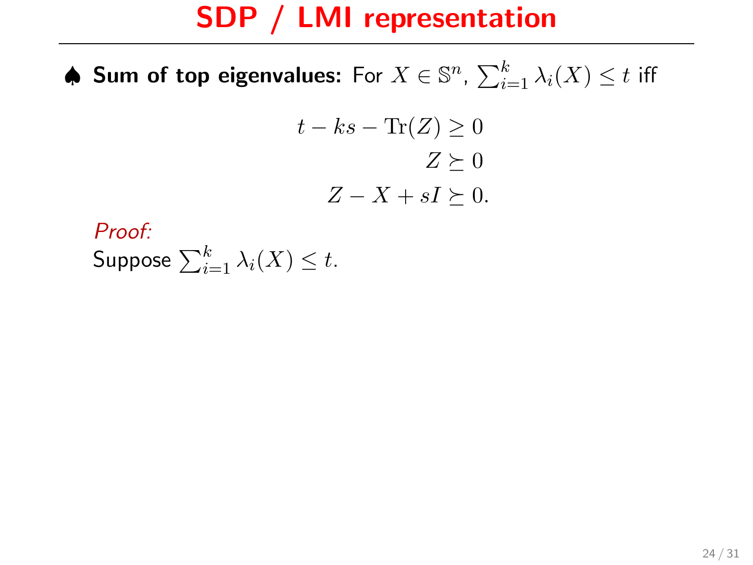# SDP / LMI representation

♠ **Sum of top eigenvalues:** For $X \in \mathbb{S}^n$, $\sum_{i=1}^k \lambda_i(X) \le t$ iff

$$
\begin{aligned}
t - ks - \mathrm{Tr}(Z) &\ge 0 \\
Z &\succeq 0 \\
Z - X + sI &\succeq 0.
\end{aligned}
$$

*Proof:*

Suppose $\sum_{i=1}^k \lambda_i(X) \le t$.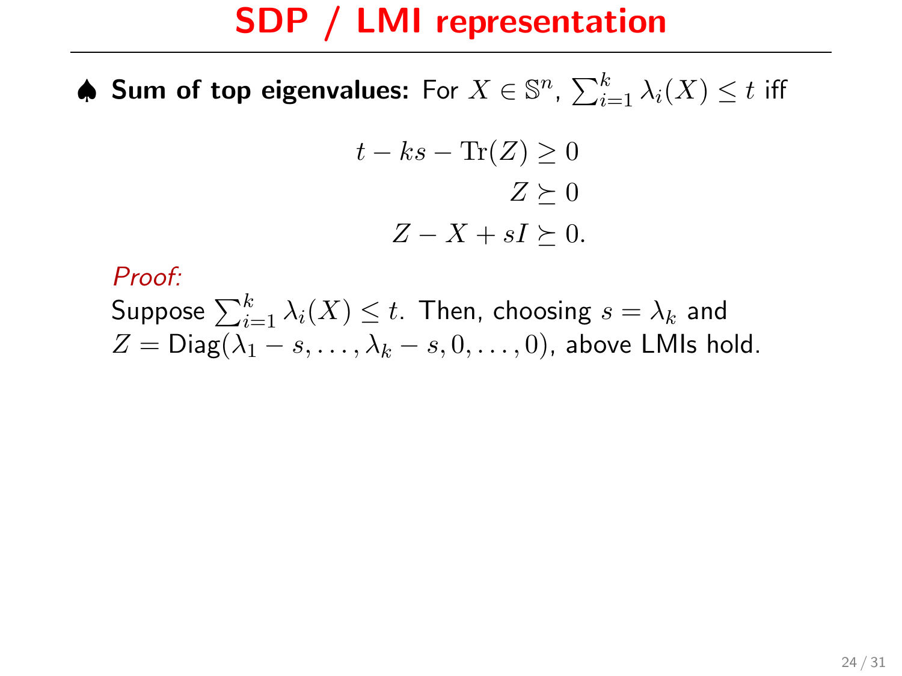# SDP / LMI representation

♠ **Sum of top eigenvalues:** For $X \in \mathbb{S}^n$, $\sum_{i=1}^{k} \lambda_i(X) \le t$ iff

$$
\begin{aligned}
t - ks - \mathrm{Tr}(Z) &\ge 0 \\
Z &\succeq 0 \\
Z - X + sI &\succeq 0.
\end{aligned}
$$

*Proof:*

Suppose $\sum_{i=1}^{k} \lambda_i(X) \le t$. Then, choosing $s = \lambda_k$ and $Z = \mathrm{Diag}(\lambda_1 - s, \ldots, \lambda_k - s, 0, \ldots, 0)$, above LMIs hold.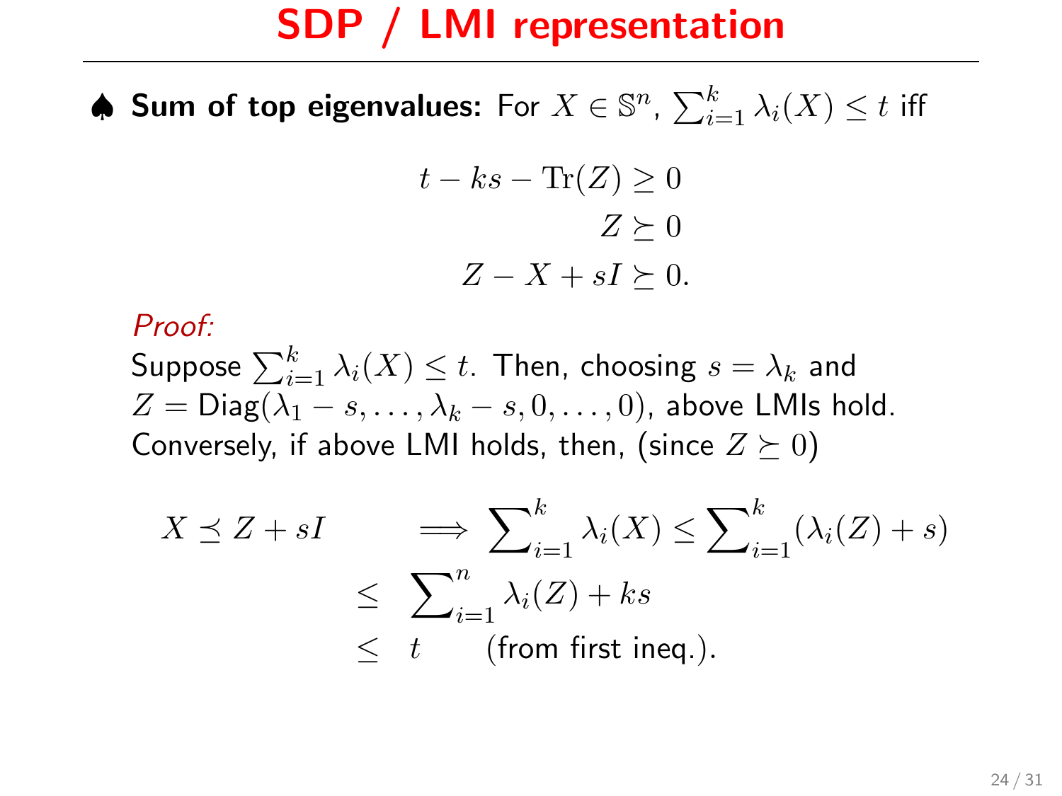# SDP / LMI representation

♠ **Sum of top eigenvalues:** For $X \in \mathbb{S}^n$, $\sum_{i=1}^k \lambda_i(X) \le t$ iff

$$
\begin{aligned}
t - ks - \mathrm{Tr}(Z) &\ge 0 \\
Z &\succeq 0 \\
Z - X + sI &\succeq 0.
\end{aligned}
$$

*Proof:*

Suppose $\sum_{i=1}^k \lambda_i(X) \le t$. Then, choosing $s = \lambda_k$ and $Z = \mathrm{Diag}(\lambda_1 - s, \ldots, \lambda_k - s, 0, \ldots, 0)$, above LMIs hold.
Conversely, if above LMI holds, then, (since $Z \succeq 0$)

$$
\begin{aligned}
X \preceq Z + sI \qquad &\implies \sum_{i=1}^k \lambda_i(X) \le \sum_{i=1}^k (\lambda_i(Z) + s) \\
&\le \sum_{i=1}^n \lambda_i(Z) + ks \\
&\le t \qquad \text{(from first ineq.).}
\end{aligned}
$$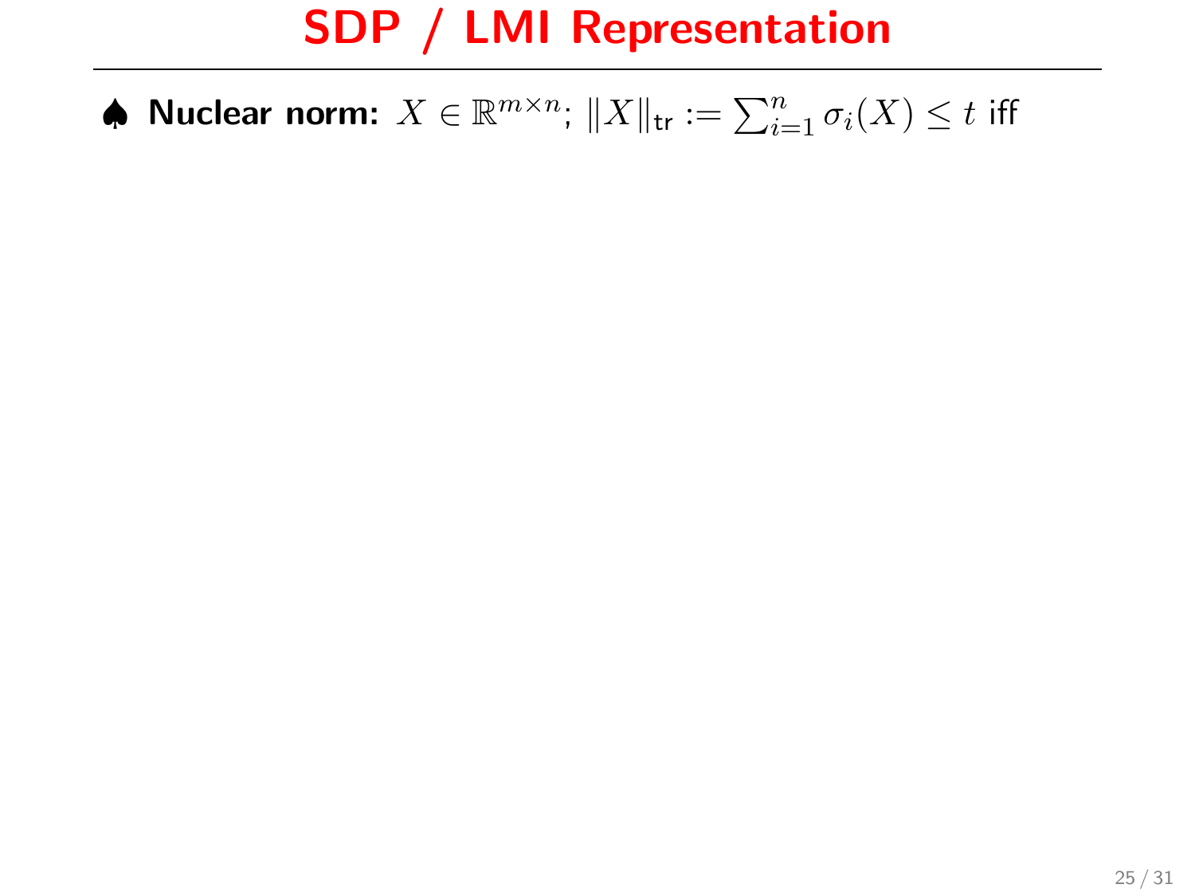# SDP / LMI Representation

♠ **Nuclear norm:** $X \in \mathbb{R}^{m\times n}$; $\|X\|_{\mathsf{tr}} := \sum_{i=1}^{n} \sigma_i(X) \leq t$ iff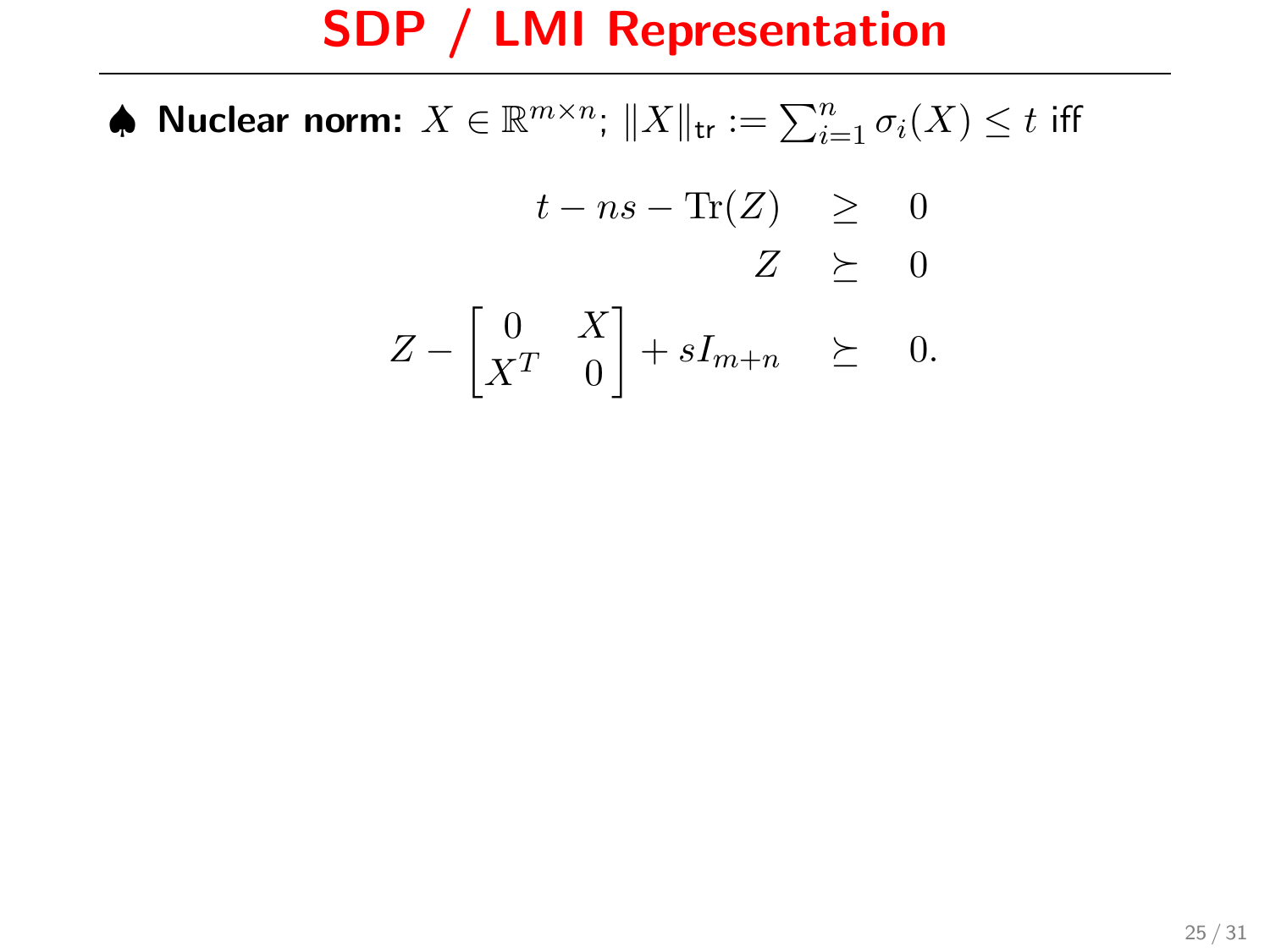# SDP / LMI Representation

♠ **Nuclear norm:** $X \in \mathbb{R}^{m\times n}$; $\|X\|_{\mathsf{tr}} := \sum_{i=1}^{n} \sigma_i(X) \leq t$ iff

$$
\begin{aligned}
t - ns - \mathrm{Tr}(Z) &\geq 0 \\
Z &\succeq 0 \\
Z - \begin{bmatrix} 0 & X \\ X^T & 0 \end{bmatrix} + sI_{m+n} &\succeq 0.
\end{aligned}
$$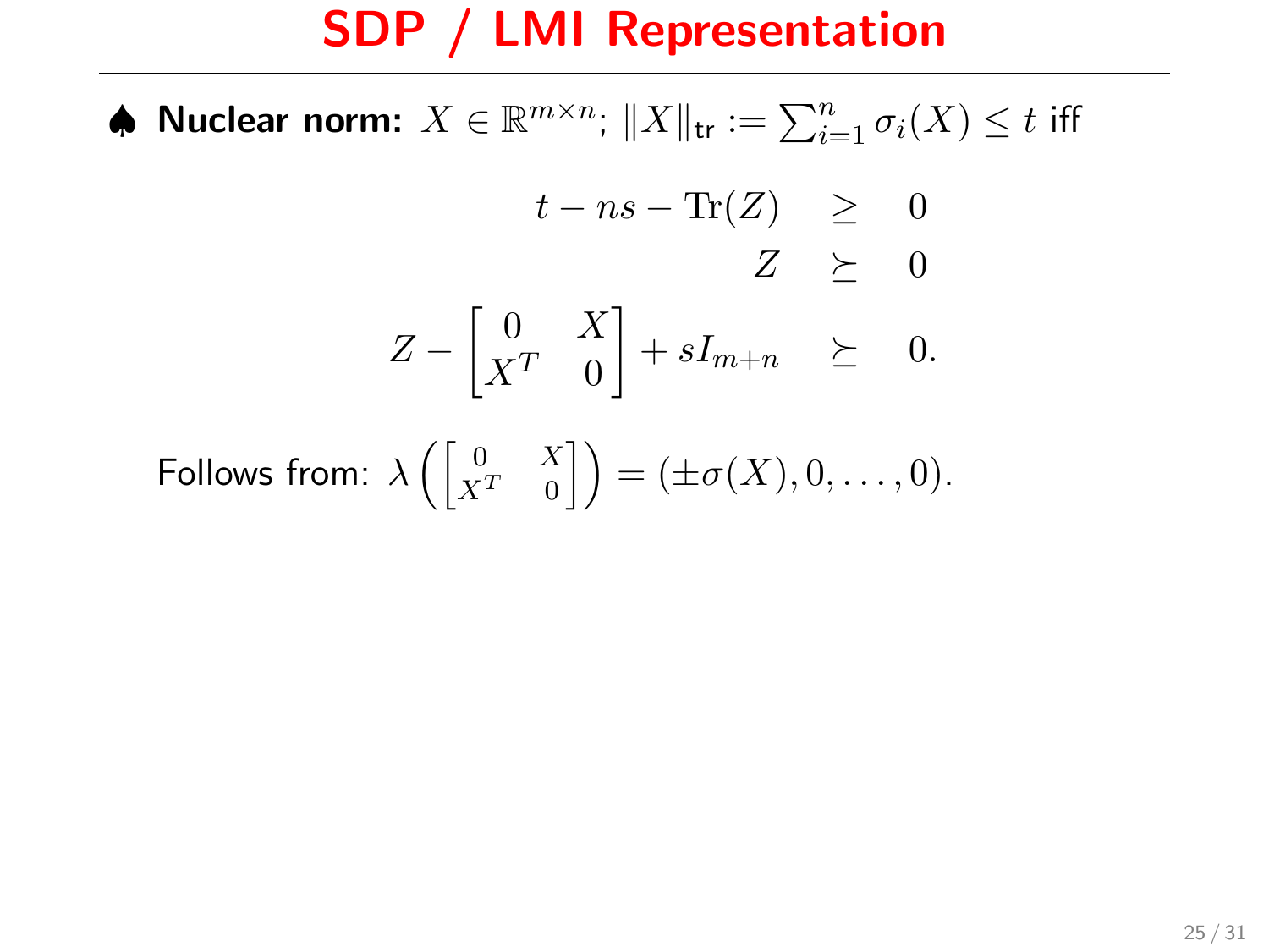# SDP / LMI Representation

♠ **Nuclear norm:** $X \in \mathbb{R}^{m \times n}$; $\|X\|_{\mathsf{tr}} := \sum_{i=1}^{n} \sigma_i(X) \leq t$ iff

$$
\begin{aligned}
t - ns - \mathrm{Tr}(Z) &\geq 0 \\
Z &\succeq 0 \\
Z - \begin{bmatrix} 0 & X \\ X^T & 0 \end{bmatrix} + sI_{m+n} &\succeq 0.
\end{aligned}
$$

Follows from: $\lambda\left(\begin{bmatrix} 0 & X \\ X^T & 0 \end{bmatrix}\right) = (\pm\sigma(X), 0, \ldots, 0)$.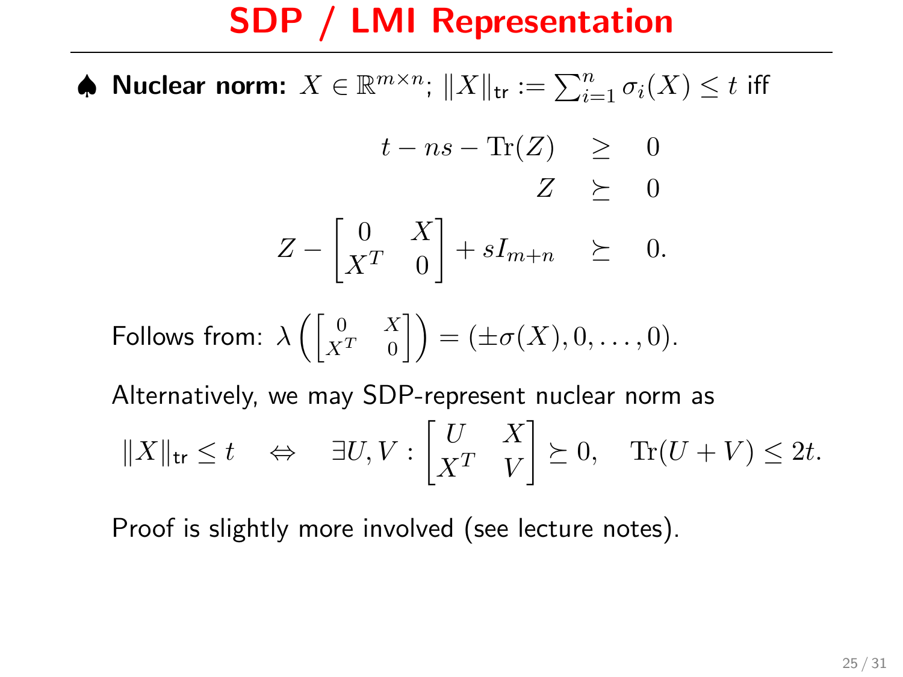# SDP / LMI Representation

♠ **Nuclear norm:** $X \in \mathbb{R}^{m\times n}$; $\|X\|_{\mathsf{tr}} := \sum_{i=1}^{n} \sigma_i(X) \le t$ iff

$$
\begin{aligned}
t - ns - \mathrm{Tr}(Z) &\ge 0 \\
Z &\succeq 0 \\
Z - \begin{bmatrix} 0 & X \\ X^T & 0 \end{bmatrix} + sI_{m+n} &\succeq 0.
\end{aligned}
$$

Follows from: $\lambda\left(\begin{bmatrix} 0 & X \\ X^T & 0 \end{bmatrix}\right) = (\pm\sigma(X), 0, \ldots, 0)$.

Alternatively, we may SDP-represent nuclear norm as

$$
\|X\|_{\mathsf{tr}} \le t \quad \Leftrightarrow \quad \exists U, V : \begin{bmatrix} U & X \\ X^T & V \end{bmatrix} \succeq 0, \quad \mathrm{Tr}(U+V) \le 2t.
$$

Proof is slightly more involved (see lecture notes).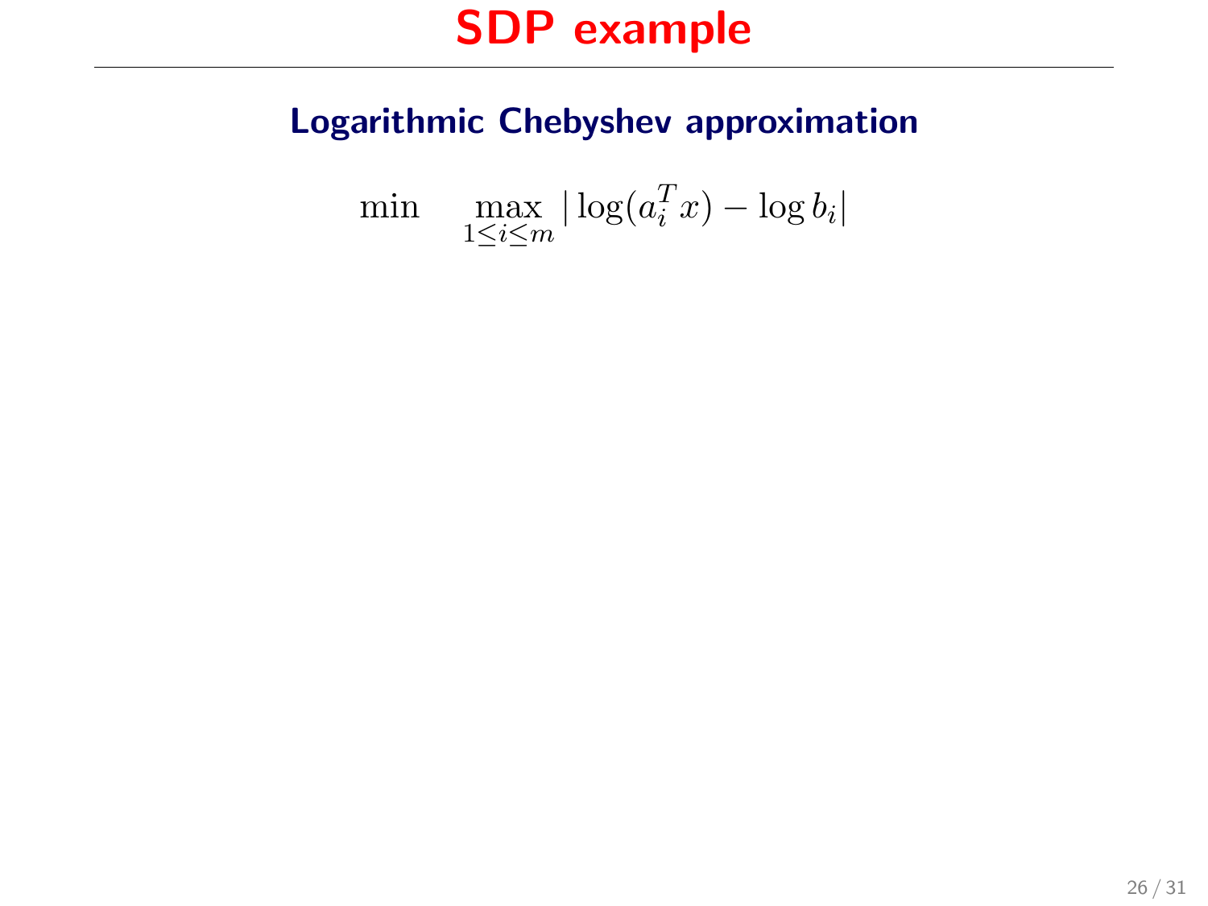# SDP example

## Logarithmic Chebyshev approximation

$$\min \quad \max_{1 \leq i \leq m} |\log(a_i^T x) - \log b_i|$$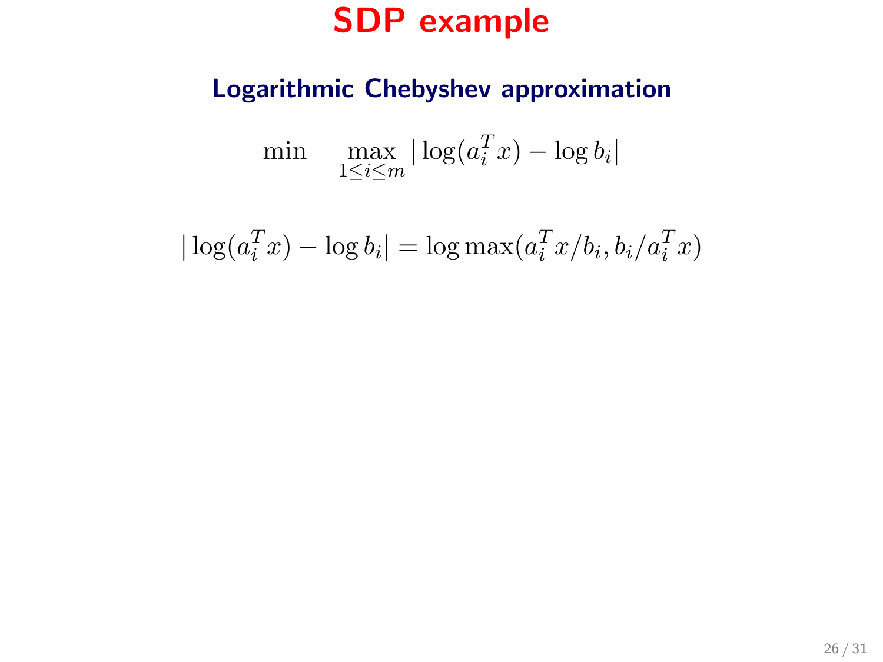# SDP example

## Logarithmic Chebyshev approximation

$$\min \quad \max_{1 \le i \le m} |\log(a_i^T x) - \log b_i|$$

$$|\log(a_i^T x) - \log b_i| = \log \max(a_i^T x / b_i, b_i / a_i^T x)$$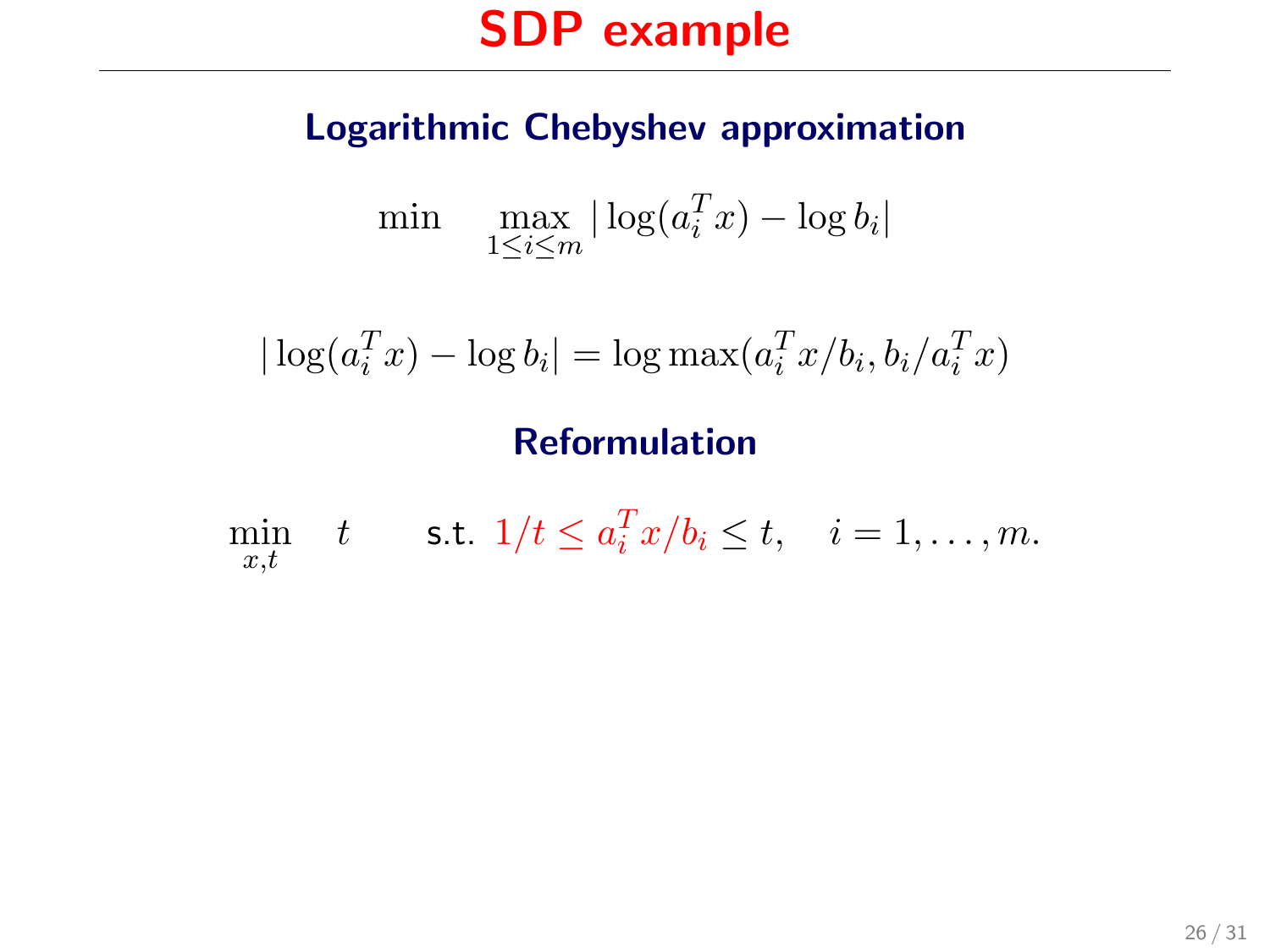# SDP example

### Logarithmic Chebyshev approximation

$$\min \quad \max_{1 \le i \le m} |\log(a_i^T x) - \log b_i|$$

$$|\log(a_i^T x) - \log b_i| = \log \max(a_i^T x / b_i, b_i / a_i^T x)$$

### Reformulation

$$\min_{x,t} \quad t \qquad \text{s.t. } 1/t \le a_i^T x / b_i \le t, \quad i = 1, \ldots, m.$$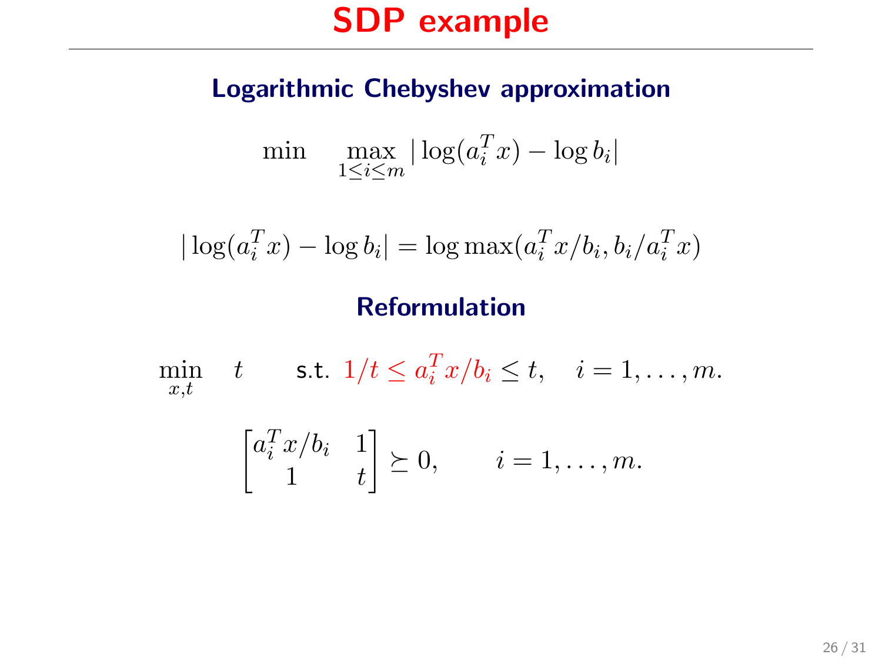# SDP example

### Logarithmic Chebyshev approximation

$$\min \quad \max_{1\leq i\leq m} |\log(a_i^T x) - \log b_i|$$

$$|\log(a_i^T x) - \log b_i| = \log \max(a_i^T x/b_i, b_i/a_i^T x)$$

### Reformulation

$$\min_{x,t} \quad t \qquad \text{s.t. } 1/t \leq a_i^T x/b_i \leq t, \quad i = 1,\ldots,m.$$

$$\begin{bmatrix} a_i^T x/b_i & 1 \\ 1 & t \end{bmatrix} \succeq 0, \qquad i = 1,\ldots,m.$$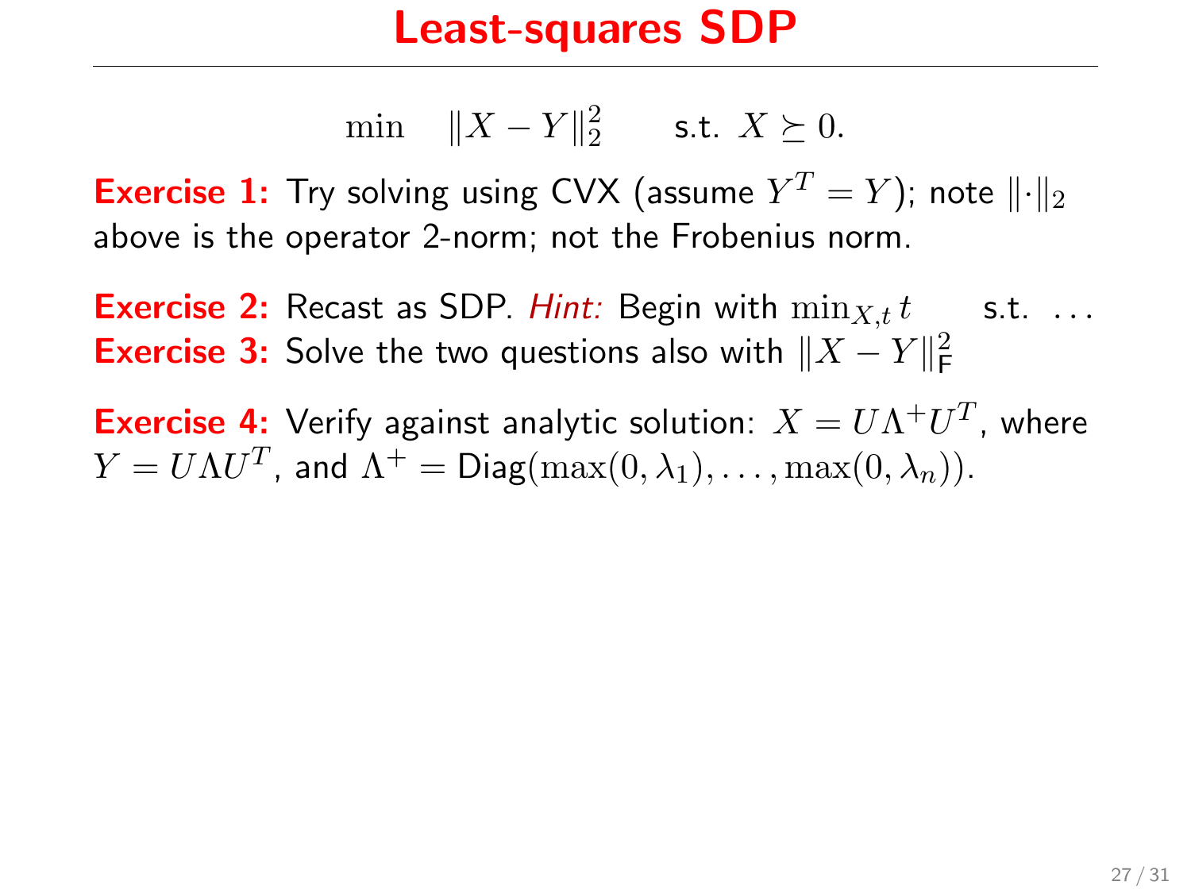# Least-squares SDP

$$\min \quad \|X - Y\|_2^2 \qquad \text{s.t. } X \succeq 0.$$

**Exercise 1:** Try solving using CVX (assume $Y^T = Y$); note $\|\cdot\|_2$ above is the operator 2-norm; not the Frobenius norm.

**Exercise 2:** Recast as SDP. *Hint:* Begin with $\min_{X,t} t \quad$ s.t. $\ldots$
**Exercise 3:** Solve the two questions also with $\|X - Y\|_\mathsf{F}^2$

**Exercise 4:** Verify against analytic solution: $X = U\Lambda^+ U^T$, where $Y = U\Lambda U^T$, and $\Lambda^+ = \mathrm{Diag}(\max(0, \lambda_1), \ldots, \max(0, \lambda_n))$.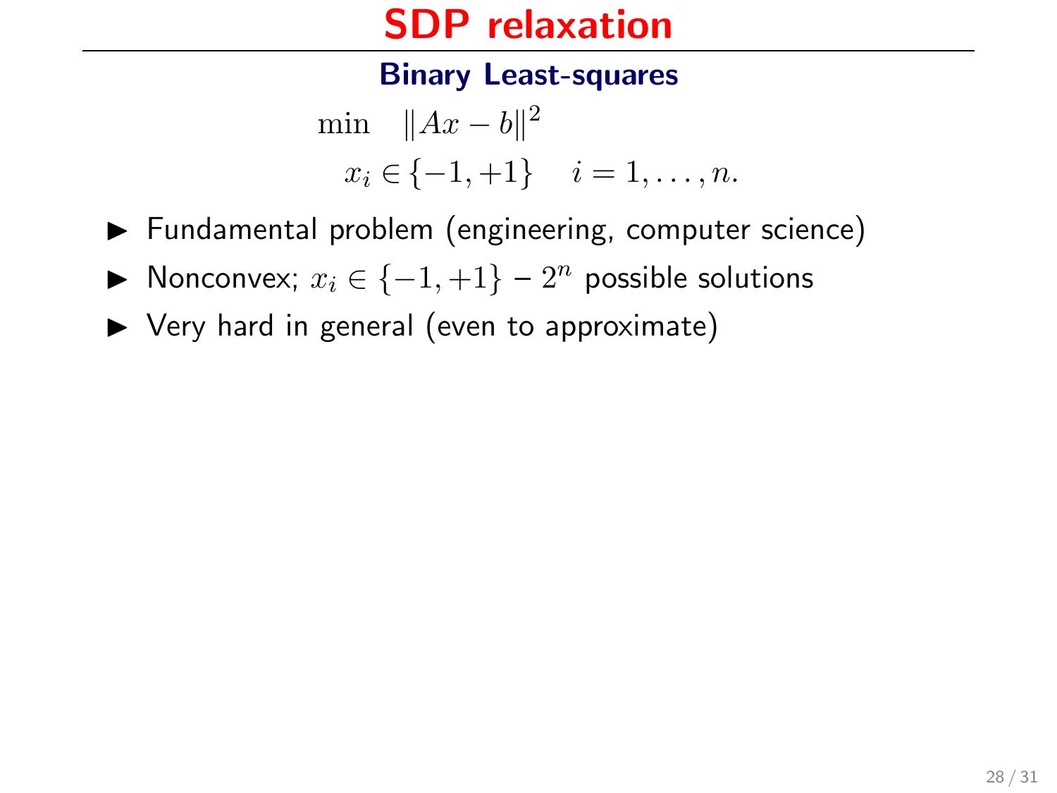# SDP relaxation

## Binary Least-squares

$$
\begin{aligned}
\min \quad & \|Ax - b\|^2 \\
& x_i \in \{-1, +1\} \quad i = 1, \ldots, n.
\end{aligned}
$$

- Fundamental problem (engineering, computer science)
- Nonconvex; $x_i \in \{-1, +1\}$ – $2^n$ possible solutions
- Very hard in general (even to approximate)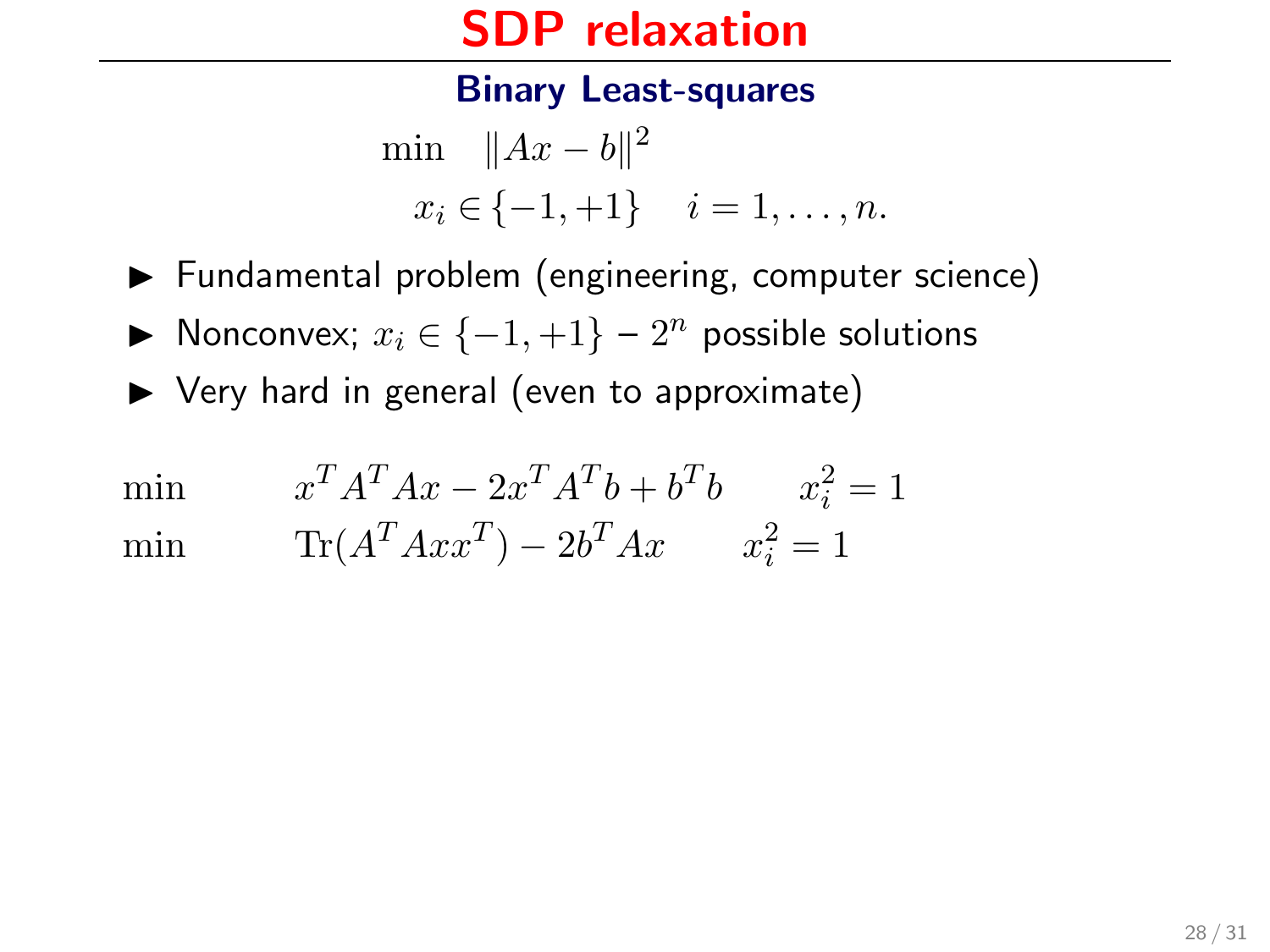# SDP relaxation

## Binary Least-squares

$$
\begin{aligned}
\min \quad & \|Ax - b\|^2 \\
& x_i \in \{-1, +1\} \quad i = 1, \ldots, n.
\end{aligned}
$$

- Fundamental problem (engineering, computer science)
- Nonconvex; $x_i \in \{-1, +1\}$ – $2^n$ possible solutions
- Very hard in general (even to approximate)

$$
\begin{aligned}
\min \qquad & x^T A^T A x - 2x^T A^T b + b^T b \qquad x_i^2 = 1 \\
\min \qquad & \mathrm{Tr}(A^T A x x^T) - 2b^T A x \qquad x_i^2 = 1
\end{aligned}
$$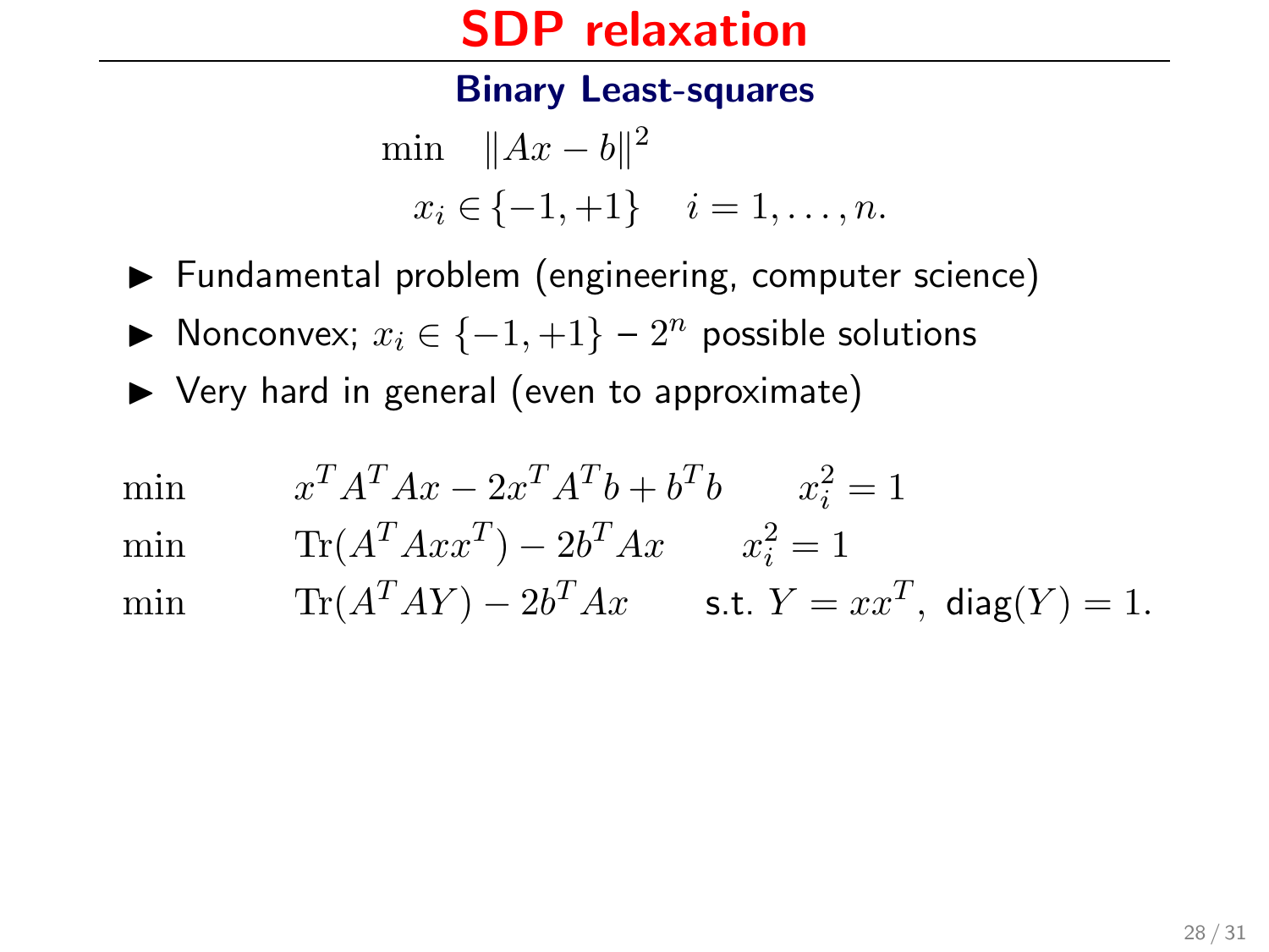# SDP relaxation

## Binary Least-squares

$$
\begin{aligned}
\min \quad & \|Ax - b\|^2 \\
& x_i \in \{-1, +1\} \quad i = 1, \ldots, n.
\end{aligned}
$$

- Fundamental problem (engineering, computer science)
- Nonconvex; $x_i \in \{-1, +1\}$ – $2^n$ possible solutions
- Very hard in general (even to approximate)

$$
\begin{aligned}
\min \quad & x^T A^T A x - 2x^T A^T b + b^T b \qquad x_i^2 = 1 \\
\min \quad & \mathrm{Tr}(A^T A x x^T) - 2b^T A x \qquad x_i^2 = 1 \\
\min \quad & \mathrm{Tr}(A^T A Y) - 2b^T A x \qquad \text{s.t. } Y = xx^T, \ \mathrm{diag}(Y) = 1.
\end{aligned}
$$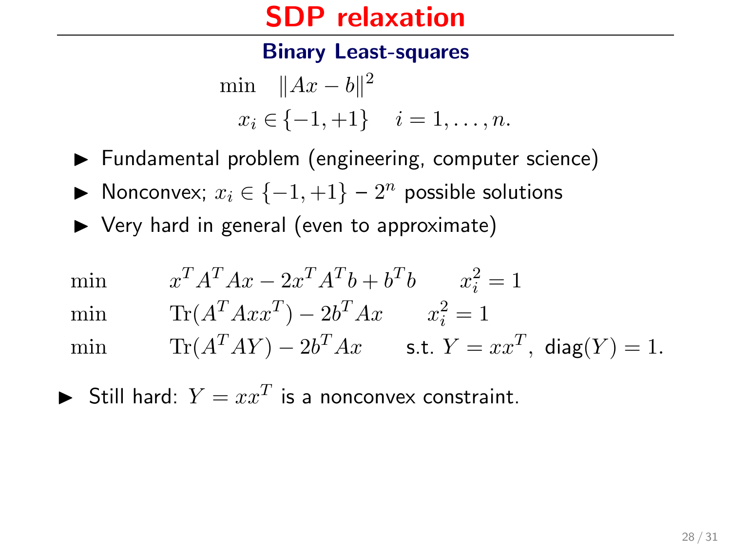# SDP relaxation

## Binary Least-squares

$$
\begin{aligned}
\min \quad & \|Ax - b\|^2 \\
& x_i \in \{-1, +1\} \quad i = 1, \ldots, n.
\end{aligned}
$$

- Fundamental problem (engineering, computer science)
- Nonconvex; $x_i \in \{-1, +1\}$ – $2^n$ possible solutions
- Very hard in general (even to approximate)

$$
\begin{aligned}
\min \quad & x^T A^T A x - 2x^T A^T b + b^T b \qquad x_i^2 = 1 \\
\min \quad & \mathrm{Tr}(A^T A x x^T) - 2b^T A x \qquad x_i^2 = 1 \\
\min \quad & \mathrm{Tr}(A^T A Y) - 2b^T A x \qquad \text{s.t. } Y = xx^T,\ \mathrm{diag}(Y) = 1.
\end{aligned}
$$

- Still hard: $Y = xx^T$ is a nonconvex constraint.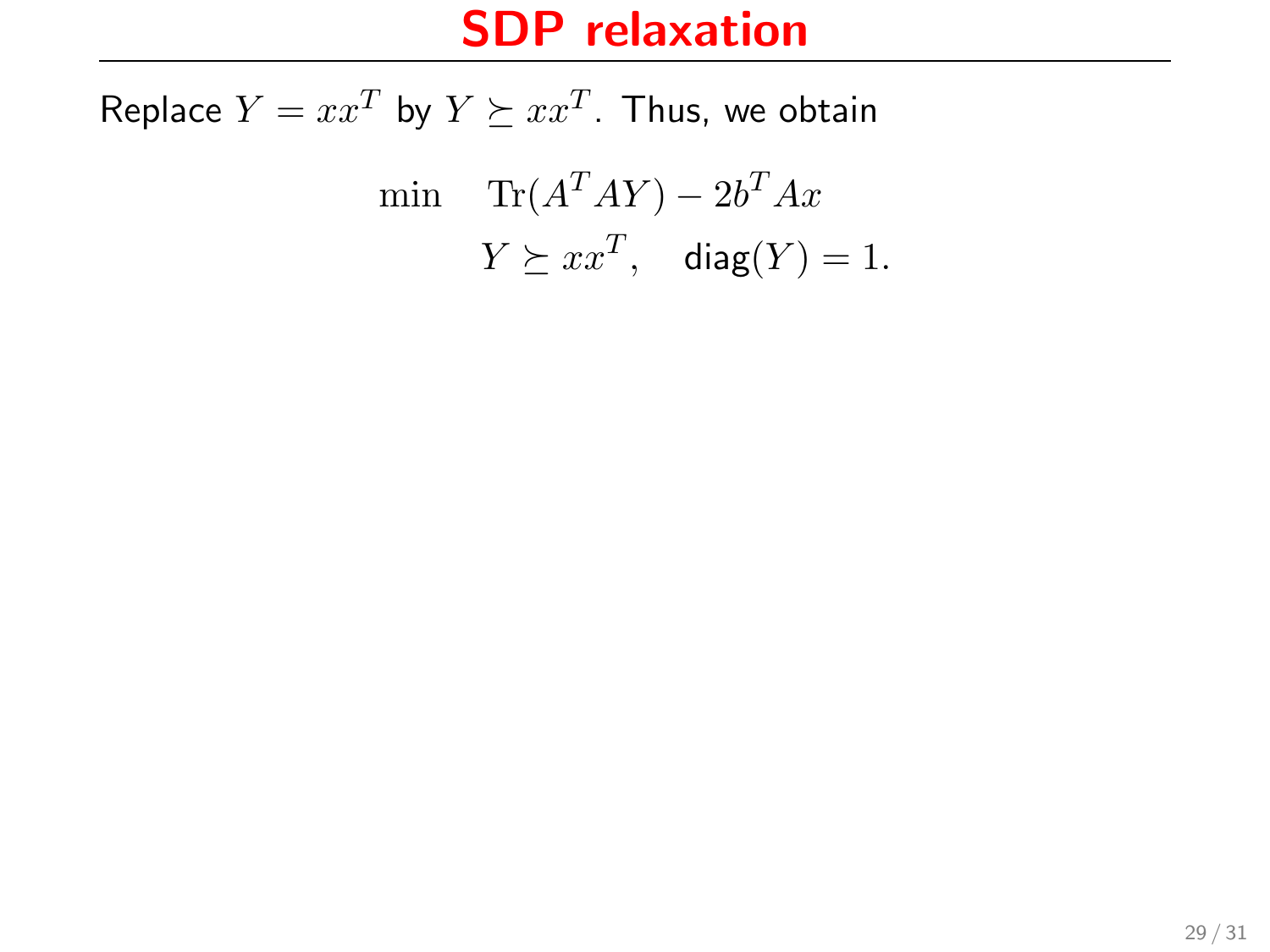# SDP relaxation

Replace $Y = xx^T$ by $Y \succeq xx^T$. Thus, we obtain

$$
\begin{aligned}
\min \quad & \mathrm{Tr}(A^T A Y) - 2b^T A x \\
& Y \succeq xx^T, \quad \mathsf{diag}(Y) = 1.
\end{aligned}
$$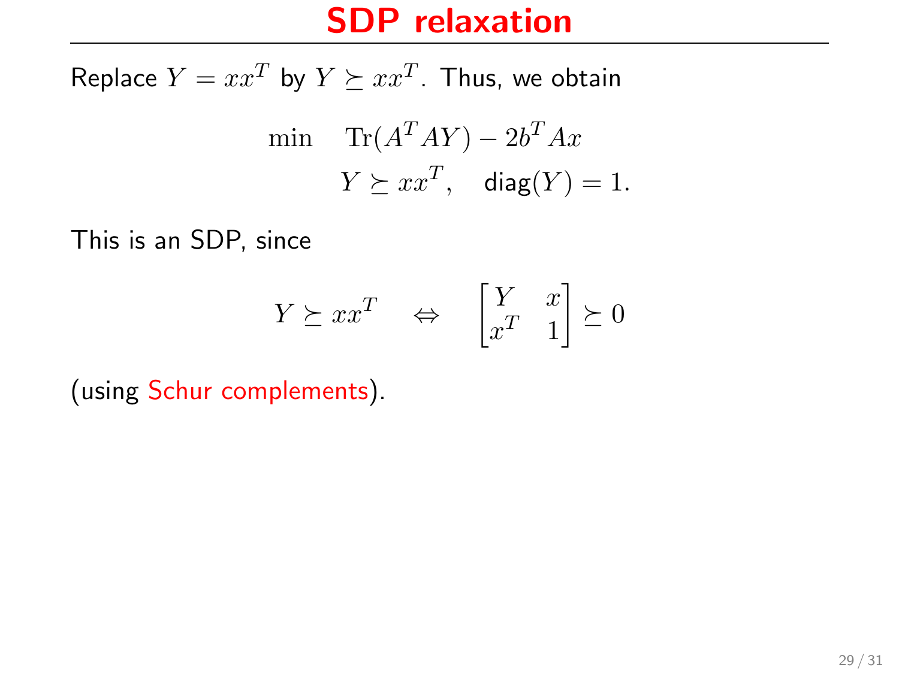# SDP relaxation

Replace $Y = xx^T$ by $Y \succeq xx^T$. Thus, we obtain

$$
\begin{aligned}
\min \quad & \mathrm{Tr}(A^T A Y) - 2b^T A x \\
& Y \succeq xx^T, \quad \mathsf{diag}(Y) = 1.
\end{aligned}
$$

This is an SDP, since

$$
Y \succeq xx^T \quad \Leftrightarrow \quad \begin{bmatrix} Y & x \\ x^T & 1 \end{bmatrix} \succeq 0
$$

(using Schur complements).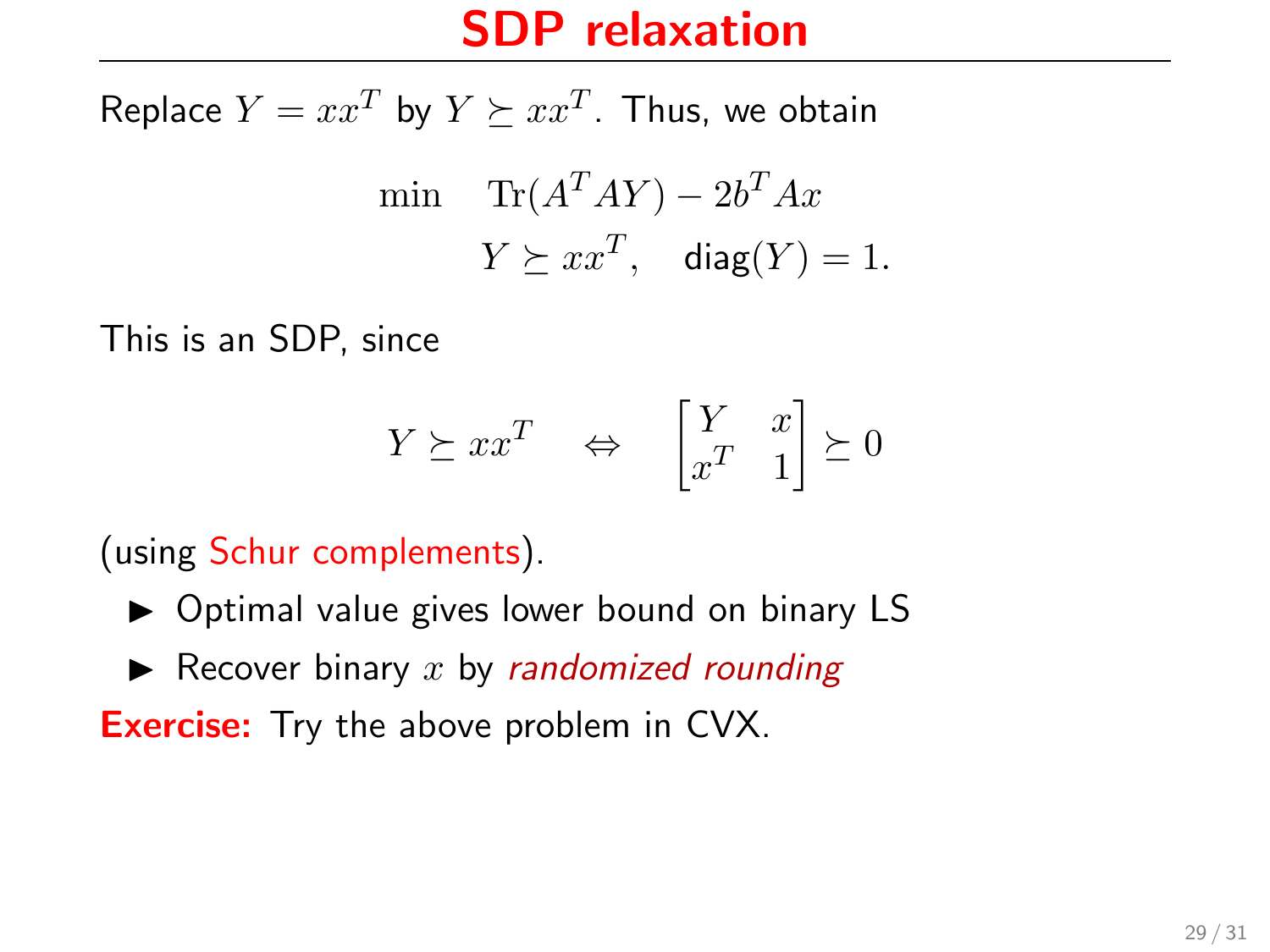# SDP relaxation

Replace $Y = xx^T$ by $Y \succeq xx^T$. Thus, we obtain

$$\begin{aligned} \min \quad & \operatorname{Tr}(A^T A Y) - 2b^T A x \\ & Y \succeq xx^T, \quad \mathsf{diag}(Y) = 1. \end{aligned}$$

This is an SDP, since

$$Y \succeq xx^T \quad \Leftrightarrow \quad \begin{bmatrix} Y & x \\ x^T & 1 \end{bmatrix} \succeq 0$$

(using Schur complements).

- Optimal value gives lower bound on binary LS
- Recover binary $x$ by *randomized rounding*

**Exercise:** Try the above problem in CVX.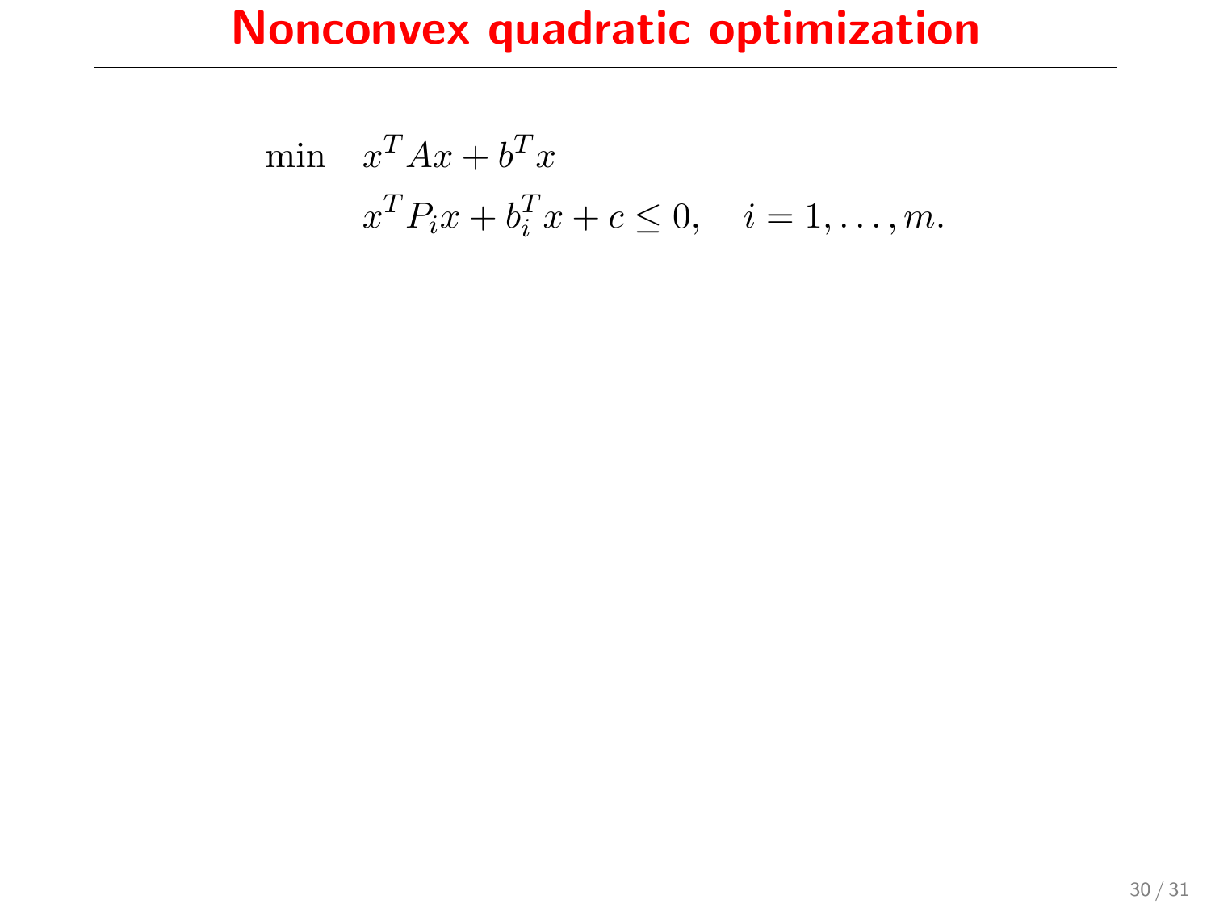# Nonconvex quadratic optimization

$$
\begin{aligned}
\min \quad & x^T A x + b^T x \\
& x^T P_i x + b_i^T x + c \leq 0, \quad i = 1, \ldots, m.
\end{aligned}
$$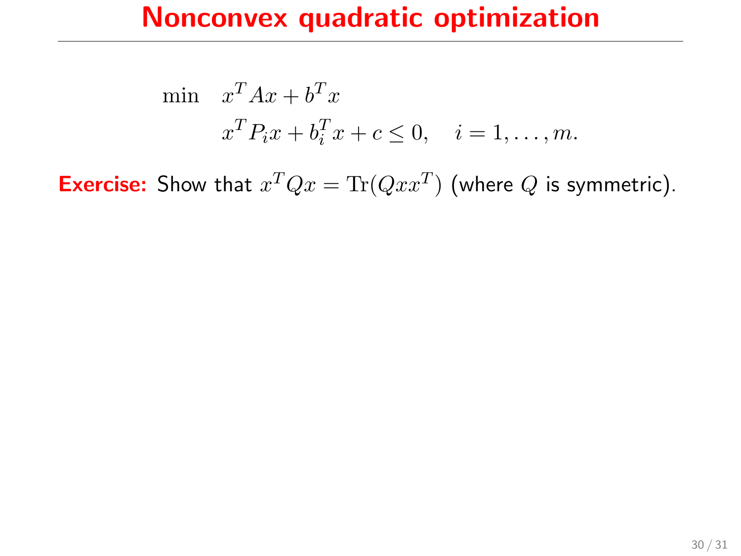# Nonconvex quadratic optimization

$$
\begin{aligned}
\min \quad & x^T A x + b^T x \\
& x^T P_i x + b_i^T x + c \leq 0, \quad i = 1, \ldots, m.
\end{aligned}
$$

**Exercise:** Show that $x^T Q x = \mathrm{Tr}(Q x x^T)$ (where $Q$ is symmetric).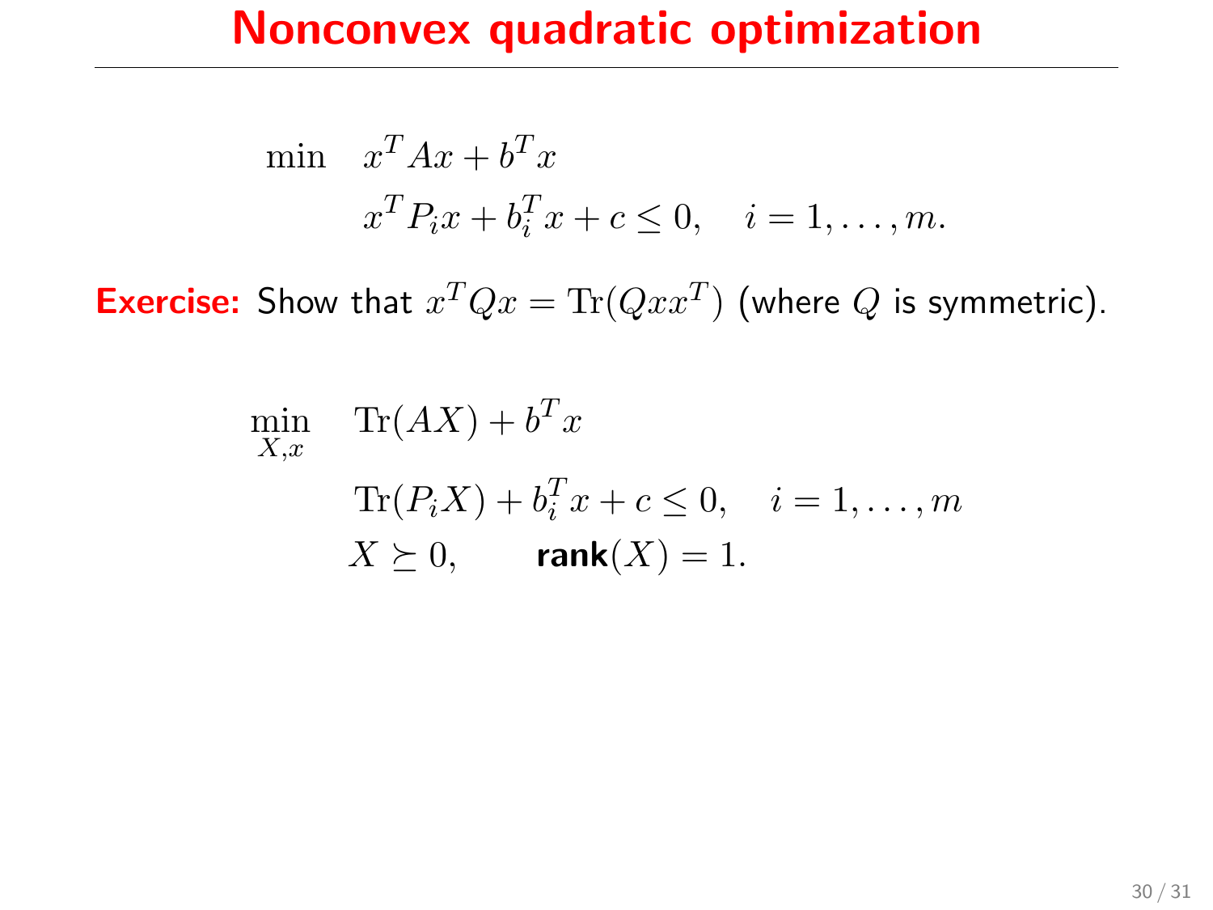# Nonconvex quadratic optimization

$$
\begin{aligned}
\min \quad & x^T A x + b^T x \\
& x^T P_i x + b_i^T x + c \leq 0, \quad i = 1, \ldots, m.
\end{aligned}
$$

**Exercise:** Show that $x^T Q x = \mathrm{Tr}(Q x x^T)$ (where $Q$ is symmetric).

$$
\begin{aligned}
\min_{X,x} \quad & \mathrm{Tr}(AX) + b^T x \\
& \mathrm{Tr}(P_i X) + b_i^T x + c \leq 0, \quad i = 1, \ldots, m \\
& X \succeq 0, \qquad \textbf{rank}(X) = 1.
\end{aligned}
$$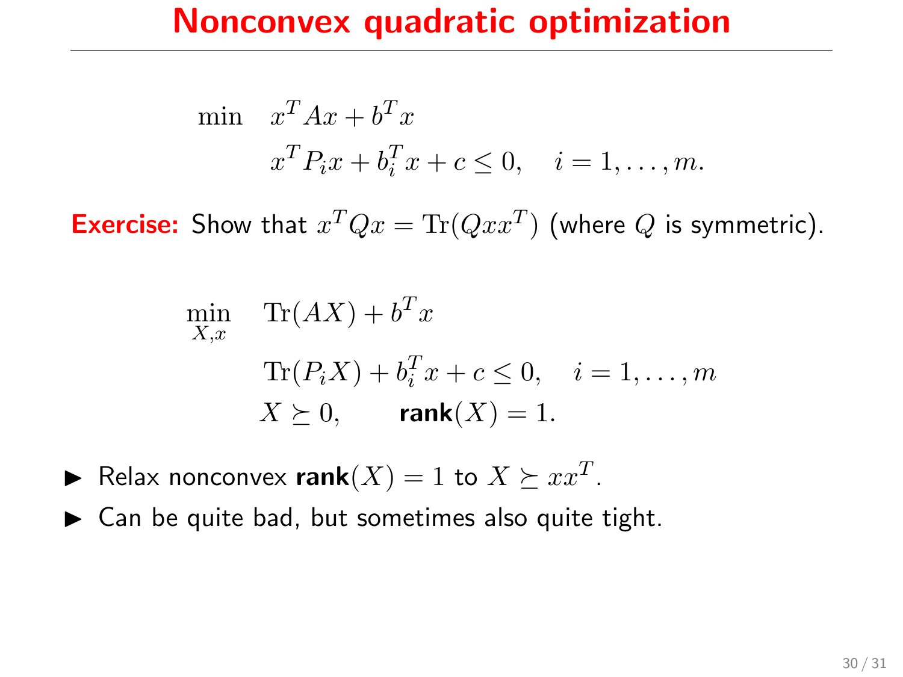# Nonconvex quadratic optimization

$$
\begin{aligned}
\min \quad & x^T A x + b^T x \\
& x^T P_i x + b_i^T x + c \leq 0, \quad i = 1, \ldots, m.
\end{aligned}
$$

**Exercise:** Show that $x^T Q x = \mathrm{Tr}(Q x x^T)$ (where $Q$ is symmetric).

$$
\begin{aligned}
\min_{X,x} \quad & \mathrm{Tr}(AX) + b^T x \\
& \mathrm{Tr}(P_i X) + b_i^T x + c \leq 0, \quad i = 1, \ldots, m \\
& X \succeq 0, \qquad \textbf{rank}(X) = 1.
\end{aligned}
$$

- Relax nonconvex $\textbf{rank}(X) = 1$ to $X \succeq x x^T$.
- Can be quite bad, but sometimes also quite tight.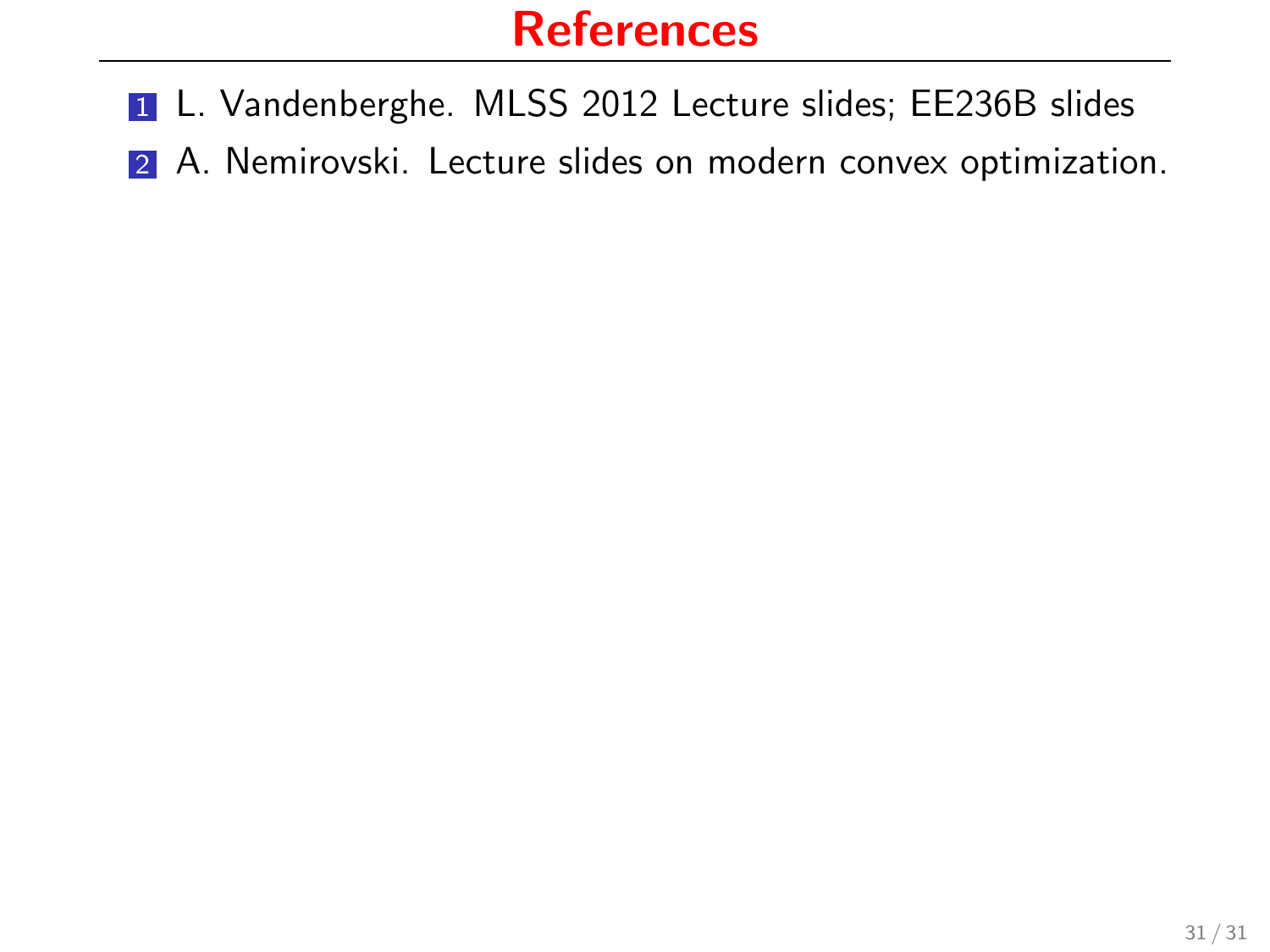# References

1. L. Vandenberghe. MLSS 2012 Lecture slides; EE236B slides
2. A. Nemirovski. Lecture slides on modern convex optimization.